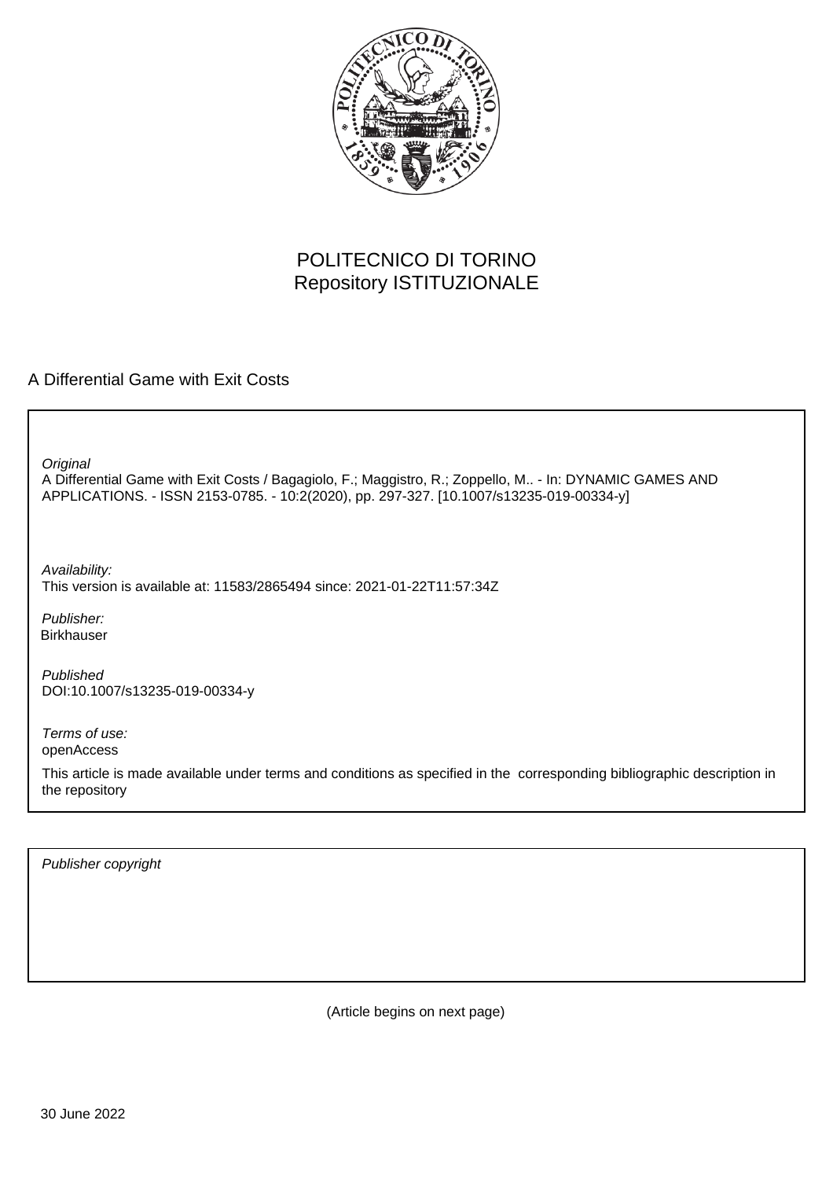POLITECNICO DI TORINO
Repository ISTITUZIONALE

A Differential Game with Exit Costs

*Original*
A Differential Game with Exit Costs / Bagagiolo, F.; Maggistro, R.; Zoppello, M.. - In: DYNAMIC GAMES AND APPLICATIONS. - ISSN 2153-0785. - 10:2(2020), pp. 297-327. [10.1007/s13235-019-00334-y]

*Availability:*
This version is available at: 11583/2865494 since: 2021-01-22T11:57:34Z

*Publisher:*
Birkhauser

*Published*
DOI:10.1007/s13235-019-00334-y

*Terms of use:*
openAccess

This article is made available under terms and conditions as specified in the corresponding bibliographic description in the repository

*Publisher copyright*

(Article begins on next page)

30 June 2022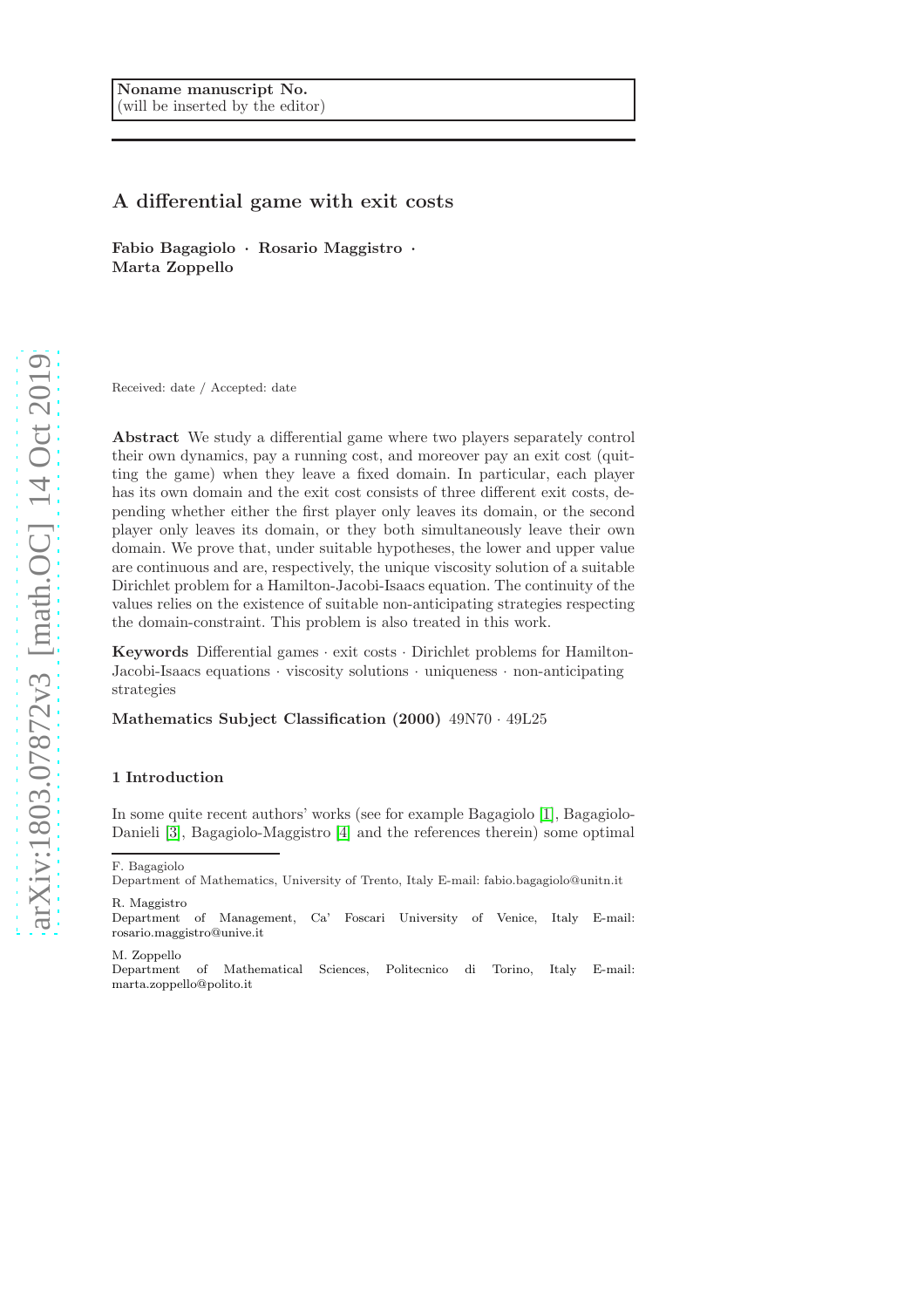Noname manuscript No.
(will be inserted by the editor)

# A differential game with exit costs

**Fabio Bagagiolo · Rosario Maggistro · Marta Zoppello**

Received: date / Accepted: date

**Abstract** We study a differential game where two players separately control their own dynamics, pay a running cost, and moreover pay an exit cost (quitting the game) when they leave a fixed domain. In particular, each player has its own domain and the exit cost consists of three different exit costs, depending whether either the first player only leaves its domain, or the second player only leaves its domain, or they both simultaneously leave their own domain. We prove that, under suitable hypotheses, the lower and upper value are continuous and are, respectively, the unique viscosity solution of a suitable Dirichlet problem for a Hamilton-Jacobi-Isaacs equation. The continuity of the values relies on the existence of suitable non-anticipating strategies respecting the domain-constraint. This problem is also treated in this work.

**Keywords** Differential games · exit costs · Dirichlet problems for Hamilton-Jacobi-Isaacs equations · viscosity solutions · uniqueness · non-anticipating strategies

**Mathematics Subject Classification (2000)** 49N70 · 49L25

## 1 Introduction

In some quite recent authors' works (see for example Bagagiolo [1], Bagagiolo-Danieli [3], Bagagiolo-Maggistro [4] and the references therein) some optimal

---

F. Bagagiolo
Department of Mathematics, University of Trento, Italy E-mail: fabio.bagagiolo@unitn.it

R. Maggistro
Department of Management, Ca' Foscari University of Venice, Italy E-mail: rosario.maggistro@unive.it

M. Zoppello
Department of Mathematical Sciences, Politecnico di Torino, Italy E-mail: marta.zoppello@polito.it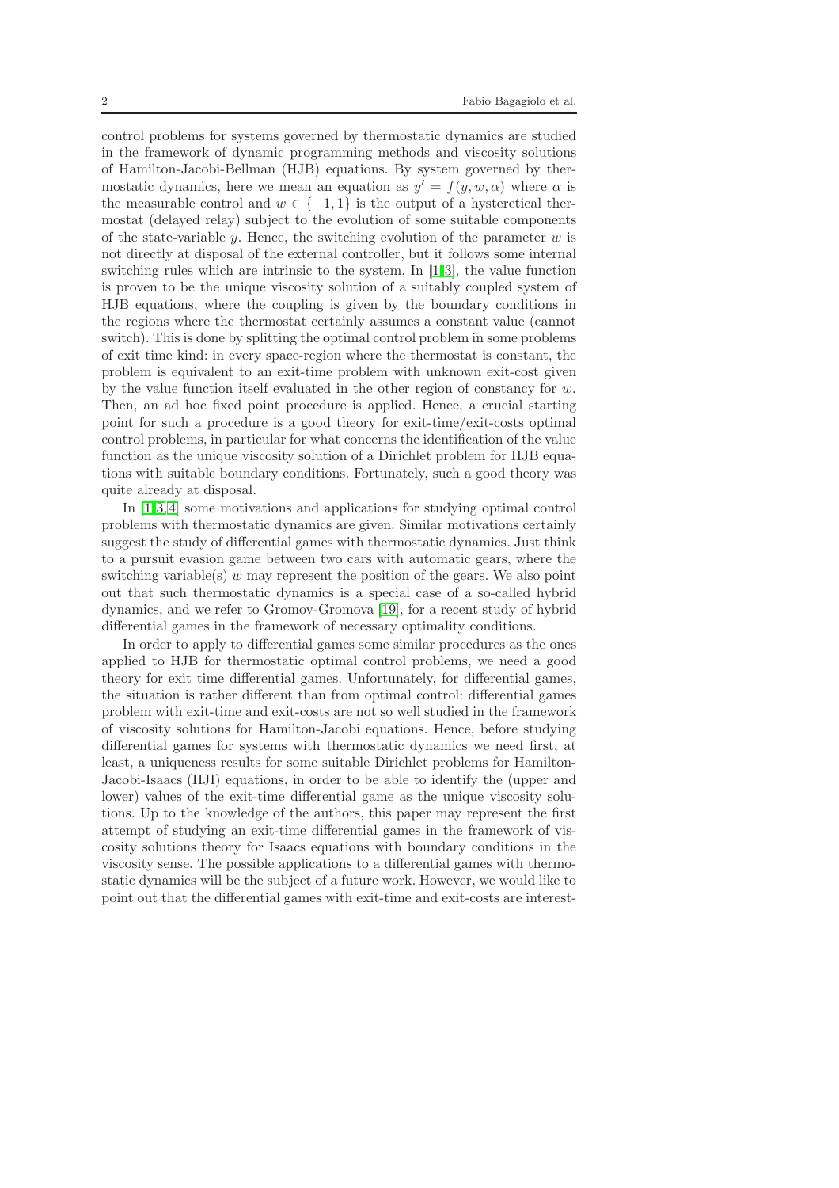control problems for systems governed by thermostatic dynamics are studied in the framework of dynamic programming methods and viscosity solutions of Hamilton-Jacobi-Bellman (HJB) equations. By system governed by thermostatic dynamics, here we mean an equation as $y' = f(y, w, \alpha)$ where $\alpha$ is the measurable control and $w \in \{-1, 1\}$ is the output of a hysteretical thermostat (delayed relay) subject to the evolution of some suitable components of the state-variable $y$. Hence, the switching evolution of the parameter $w$ is not directly at disposal of the external controller, but it follows some internal switching rules which are intrinsic to the system. In [1,3], the value function is proven to be the unique viscosity solution of a suitably coupled system of HJB equations, where the coupling is given by the boundary conditions in the regions where the thermostat certainly assumes a constant value (cannot switch). This is done by splitting the optimal control problem in some problems of exit time kind: in every space-region where the thermostat is constant, the problem is equivalent to an exit-time problem with unknown exit-cost given by the value function itself evaluated in the other region of constancy for $w$. Then, an ad hoc fixed point procedure is applied. Hence, a crucial starting point for such a procedure is a good theory for exit-time/exit-costs optimal control problems, in particular for what concerns the identification of the value function as the unique viscosity solution of a Dirichlet problem for HJB equations with suitable boundary conditions. Fortunately, such a good theory was quite already at disposal.

In [1,3,4] some motivations and applications for studying optimal control problems with thermostatic dynamics are given. Similar motivations certainly suggest the study of differential games with thermostatic dynamics. Just think to a pursuit evasion game between two cars with automatic gears, where the switching variable(s) $w$ may represent the position of the gears. We also point out that such thermostatic dynamics is a special case of a so-called hybrid dynamics, and we refer to Gromov-Gromova [19], for a recent study of hybrid differential games in the framework of necessary optimality conditions.

In order to apply to differential games some similar procedures as the ones applied to HJB for thermostatic optimal control problems, we need a good theory for exit time differential games. Unfortunately, for differential games, the situation is rather different than from optimal control: differential games problem with exit-time and exit-costs are not so well studied in the framework of viscosity solutions for Hamilton-Jacobi equations. Hence, before studying differential games for systems with thermostatic dynamics we need first, at least, a uniqueness results for some suitable Dirichlet problems for Hamilton-Jacobi-Isaacs (HJI) equations, in order to be able to identify the (upper and lower) values of the exit-time differential game as the unique viscosity solutions. Up to the knowledge of the authors, this paper may represent the first attempt of studying an exit-time differential games in the framework of viscosity solutions theory for Isaacs equations with boundary conditions in the viscosity sense. The possible applications to a differential games with thermostatic dynamics will be the subject of a future work. However, we would like to point out that the differential games with exit-time and exit-costs are interest-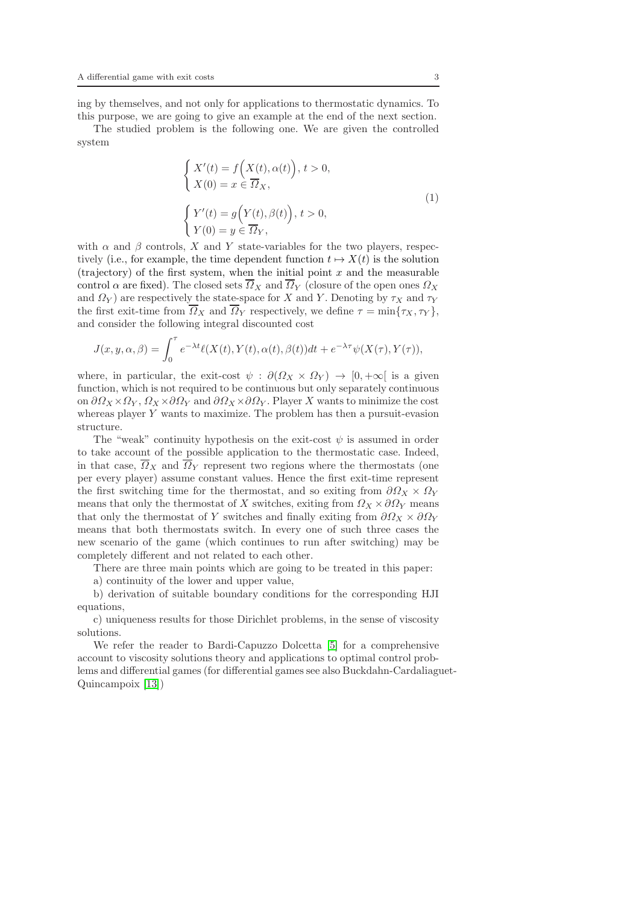ing by themselves, and not only for applications to thermostatic dynamics. To this purpose, we are going to give an example at the end of the next section.

The studied problem is the following one. We are given the controlled system

$$
\begin{cases} X'(t) = f\Big(X(t), \alpha(t)\Big),\ t > 0, \\ X(0) = x \in \overline{\Omega}_X, \end{cases}
\qquad
\begin{cases} Y'(t) = g\Big(Y(t), \beta(t)\Big),\ t > 0, \\ Y(0) = y \in \overline{\Omega}_Y, \end{cases}
\tag{1}
$$

with $\alpha$ and $\beta$ controls, $X$ and $Y$ state-variables for the two players, respectively (i.e., for example, the time dependent function $t \mapsto X(t)$ is the solution (trajectory) of the first system, when the initial point $x$ and the measurable control $\alpha$ are fixed). The closed sets $\overline{\Omega}_X$ and $\overline{\Omega}_Y$ (closure of the open ones $\Omega_X$ and $\Omega_Y$) are respectively the state-space for $X$ and $Y$. Denoting by $\tau_X$ and $\tau_Y$ the first exit-time from $\overline{\Omega}_X$ and $\overline{\Omega}_Y$ respectively, we define $\tau = \min\{\tau_X, \tau_Y\}$, and consider the following integral discounted cost

$$
J(x, y, \alpha, \beta) = \int_0^\tau e^{-\lambda t}\ell(X(t), Y(t), \alpha(t), \beta(t))dt + e^{-\lambda\tau}\psi(X(\tau), Y(\tau)),
$$

where, in particular, the exit-cost $\psi : \partial(\Omega_X \times \Omega_Y) \to [0, +\infty[$ is a given function, which is not required to be continuous but only separately continuous on $\partial\Omega_X \times \Omega_Y$, $\Omega_X \times \partial\Omega_Y$ and $\partial\Omega_X \times \partial\Omega_Y$. Player $X$ wants to minimize the cost whereas player $Y$ wants to maximize. The problem has then a pursuit-evasion structure.

The "weak" continuity hypothesis on the exit-cost $\psi$ is assumed in order to take account of the possible application to the thermostatic case. Indeed, in that case, $\overline{\Omega}_X$ and $\overline{\Omega}_Y$ represent two regions where the thermostats (one per every player) assume constant values. Hence the first exit-time represent the first switching time for the thermostat, and so exiting from $\partial\Omega_X \times \Omega_Y$ means that only the thermostat of $X$ switches, exiting from $\Omega_X \times \partial\Omega_Y$ means that only the thermostat of $Y$ switches and finally exiting from $\partial\Omega_X \times \partial\Omega_Y$ means that both thermostats switch. In every one of such three cases the new scenario of the game (which continues to run after switching) may be completely different and not related to each other.

There are three main points which are going to be treated in this paper:

a) continuity of the lower and upper value,

b) derivation of suitable boundary conditions for the corresponding HJI equations,

c) uniqueness results for those Dirichlet problems, in the sense of viscosity solutions.

We refer the reader to Bardi-Capuzzo Dolcetta [5] for a comprehensive account to viscosity solutions theory and applications to optimal control problems and differential games (for differential games see also Buckdahn-Cardaliaguet-Quincampoix [13])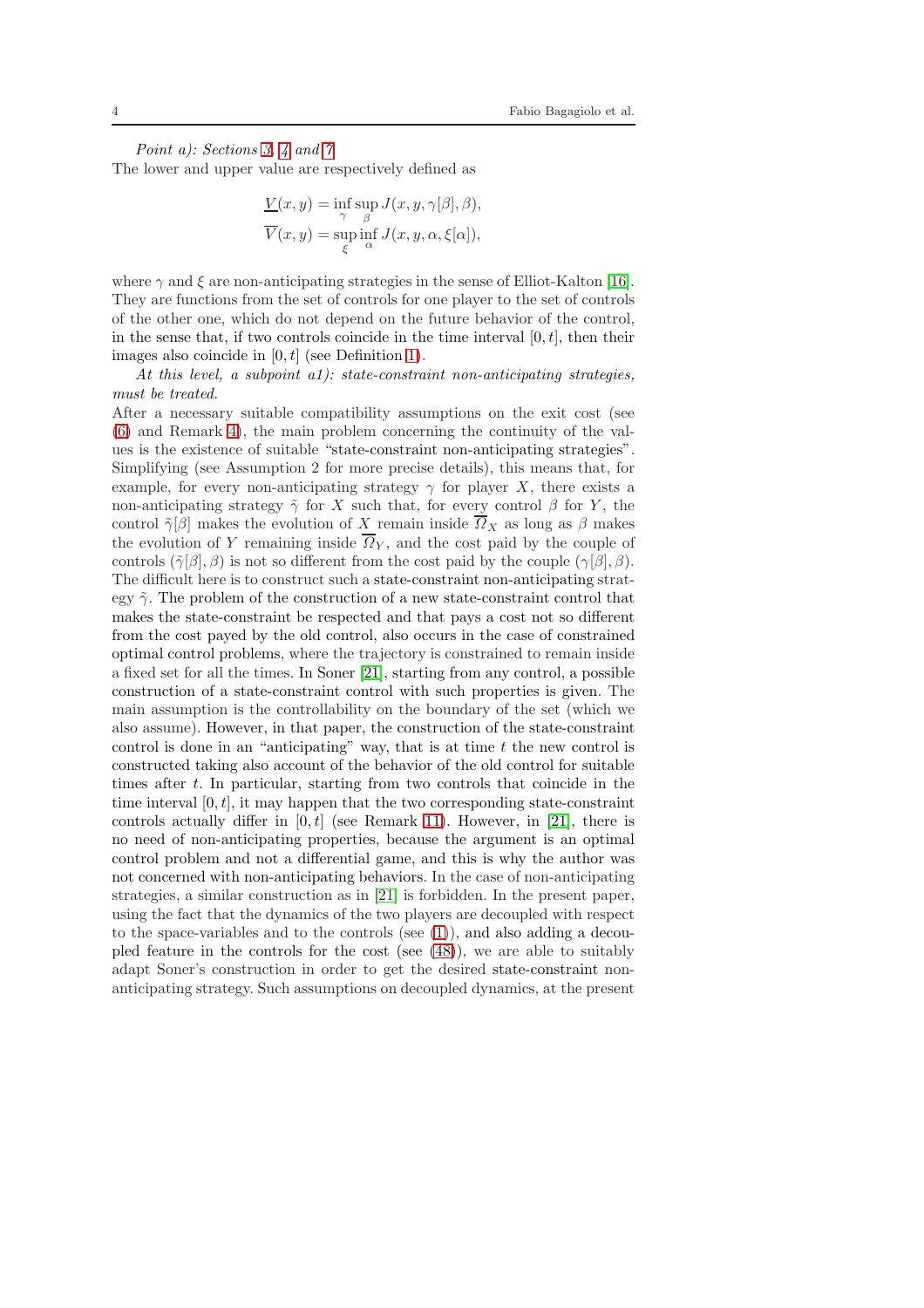*Point a): Sections 3, 4 and 7.*
The lower and upper value are respectively defined as

$$\underline{V}(x,y) = \inf_{\gamma} \sup_{\beta} J(x,y,\gamma[\beta],\beta),$$
$$\overline{V}(x,y) = \sup_{\xi} \inf_{\alpha} J(x,y,\alpha,\xi[\alpha]),$$

where $\gamma$ and $\xi$ are non-anticipating strategies in the sense of Elliot-Kalton [16]. They are functions from the set of controls for one player to the set of controls of the other one, which do not depend on the future behavior of the control, in the sense that, if two controls coincide in the time interval $[0,t]$, then their images also coincide in $[0,t]$ (see Definition 1).

*At this level, a subpoint a1): state-constraint non-anticipating strategies, must be treated.*
After a necessary suitable compatibility assumptions on the exit cost (see (6) and Remark 4), the main problem concerning the continuity of the values is the existence of suitable "state-constraint non-anticipating strategies". Simplifying (see Assumption 2 for more precise details), this means that, for example, for every non-anticipating strategy $\gamma$ for player $X$, there exists a non-anticipating strategy $\tilde{\gamma}$ for $X$ such that, for every control $\beta$ for $Y$, the control $\tilde{\gamma}[\beta]$ makes the evolution of $X$ remain inside $\overline{\Omega}_X$ as long as $\beta$ makes the evolution of $Y$ remaining inside $\overline{\Omega}_Y$, and the cost paid by the couple of controls $(\tilde{\gamma}[\beta],\beta)$ is not so different from the cost paid by the couple $(\gamma[\beta],\beta)$. The difficult here is to construct such a state-constraint non-anticipating strategy $\tilde{\gamma}$. The problem of the construction of a new state-constraint control that makes the state-constraint be respected and that pays a cost not so different from the cost payed by the old control, also occurs in the case of constrained optimal control problems, where the trajectory is constrained to remain inside a fixed set for all the times. In Soner [21], starting from any control, a possible construction of a state-constraint control with such properties is given. The main assumption is the controllability on the boundary of the set (which we also assume). However, in that paper, the construction of the state-constraint control is done in an "anticipating" way, that is at time $t$ the new control is constructed taking also account of the behavior of the old control for suitable times after $t$. In particular, starting from two controls that coincide in the time interval $[0,t]$, it may happen that the two corresponding state-constraint controls actually differ in $[0,t]$ (see Remark 11). However, in [21], there is no need of non-anticipating properties, because the argument is an optimal control problem and not a differential game, and this is why the author was not concerned with non-anticipating behaviors. In the case of non-anticipating strategies, a similar construction as in [21] is forbidden. In the present paper, using the fact that the dynamics of the two players are decoupled with respect to the space-variables and to the controls (see (1)), and also adding a decoupled feature in the controls for the cost (see (48)), we are able to suitably adapt Soner's construction in order to get the desired state-constraint non-anticipating strategy. Such assumptions on decoupled dynamics, at the present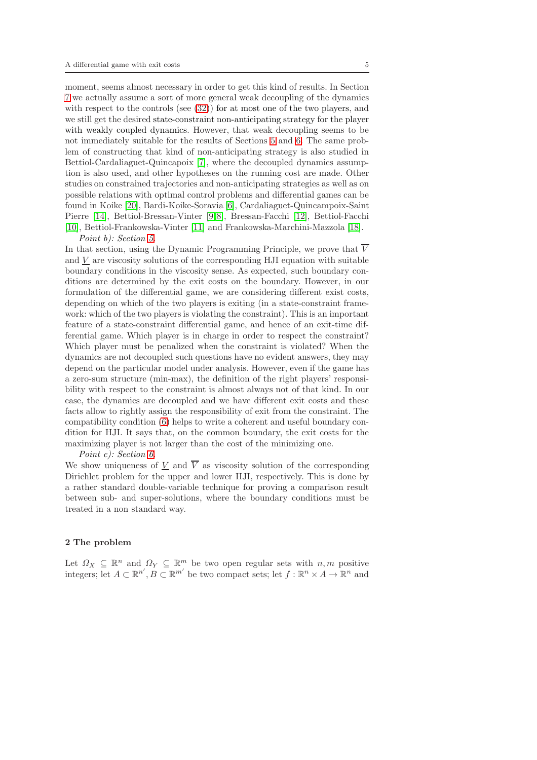moment, seems almost necessary in order to get this kind of results. In Section 7 we actually assume a sort of more general weak decoupling of the dynamics with respect to the controls (see (32)) for at most one of the two players, and we still get the desired state-constraint non-anticipating strategy for the player with weakly coupled dynamics. However, that weak decoupling seems to be not immediately suitable for the results of Sections 5 and 6. The same problem of constructing that kind of non-anticipating strategy is also studied in Bettiol-Cardaliaguet-Quincapoix [7], where the decoupled dynamics assumption is also used, and other hypotheses on the running cost are made. Other studies on constrained trajectories and non-anticipating strategies as well as on possible relations with optimal control problems and differential games can be found in Koike [20], Bardi-Koike-Soravia [6], Cardaliaguet-Quincampoix-Saint Pierre [14], Bettiol-Bressan-Vinter [9,8], Bressan-Facchi [12], Bettiol-Facchi [10], Bettiol-Frankowska-Vinter [11] and Frankowska-Marchini-Mazzola [18].

*Point b): Section 5.*
In that section, using the Dynamic Programming Principle, we prove that $\overline{V}$ and $\underline{V}$ are viscosity solutions of the corresponding HJI equation with suitable boundary conditions in the viscosity sense. As expected, such boundary conditions are determined by the exit costs on the boundary. However, in our formulation of the differential game, we are considering different exist costs, depending on which of the two players is exiting (in a state-constraint framework: which of the two players is violating the constraint). This is an important feature of a state-constraint differential game, and hence of an exit-time differential game. Which player is in charge in order to respect the constraint? Which player must be penalized when the constraint is violated? When the dynamics are not decoupled such questions have no evident answers, they may depend on the particular model under analysis. However, even if the game has a zero-sum structure (min-max), the definition of the right players' responsibility with respect to the constraint is almost always not of that kind. In our case, the dynamics are decoupled and we have different exit costs and these facts allow to rightly assign the responsibility of exit from the constraint. The compatibility condition (6) helps to write a coherent and useful boundary condition for HJI. It says that, on the common boundary, the exit costs for the maximizing player is not larger than the cost of the minimizing one.

*Point c): Section 6.*
We show uniqueness of $\underline{V}$ and $\overline{V}$ as viscosity solution of the corresponding Dirichlet problem for the upper and lower HJI, respectively. This is done by a rather standard double-variable technique for proving a comparison result between sub- and super-solutions, where the boundary conditions must be treated in a non standard way.

## 2 The problem

Let $\Omega_X \subseteq \mathbb{R}^n$ and $\Omega_Y \subseteq \mathbb{R}^m$ be two open regular sets with $n, m$ positive integers; let $A \subset \mathbb{R}^{n'}, B \subset \mathbb{R}^{m'}$ be two compact sets; let $f : \mathbb{R}^n \times A \to \mathbb{R}^n$ and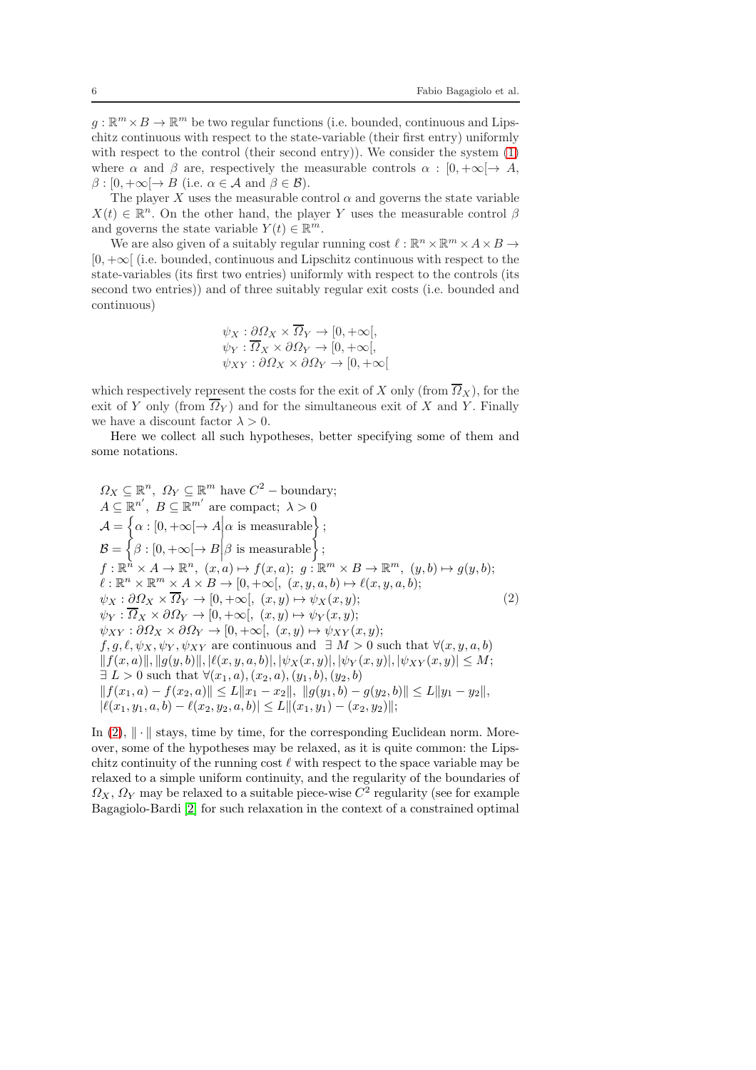$g : \mathbb{R}^m \times B \to \mathbb{R}^m$ be two regular functions (i.e. bounded, continuous and Lipschitz continuous with respect to the state-variable (their first entry) uniformly with respect to the control (their second entry)). We consider the system (1) where $\alpha$ and $\beta$ are, respectively the measurable controls $\alpha : [0, +\infty[ \to A$, $\beta : [0, +\infty[ \to B$ (i.e. $\alpha \in \mathcal{A}$ and $\beta \in \mathcal{B}$).

The player $X$ uses the measurable control $\alpha$ and governs the state variable $X(t) \in \mathbb{R}^n$. On the other hand, the player $Y$ uses the measurable control $\beta$ and governs the state variable $Y(t) \in \mathbb{R}^m$.

We are also given of a suitably regular running cost $\ell : \mathbb{R}^n \times \mathbb{R}^m \times A \times B \to [0, +\infty[$ (i.e. bounded, continuous and Lipschitz continuous with respect to the state-variables (its first two entries) uniformly with respect to the controls (its second two entries)) and of three suitably regular exit costs (i.e. bounded and continuous)

$$
\begin{array}{l}
\psi_X : \partial\Omega_X \times \overline{\Omega}_Y \to [0, +\infty[, \\
\psi_Y : \overline{\Omega}_X \times \partial\Omega_Y \to [0, +\infty[, \\
\psi_{XY} : \partial\Omega_X \times \partial\Omega_Y \to [0, +\infty[
\end{array}
$$

which respectively represent the costs for the exit of $X$ only (from $\overline{\Omega}_X$), for the exit of $Y$ only (from $\overline{\Omega}_Y$) and for the simultaneous exit of $X$ and $Y$. Finally we have a discount factor $\lambda > 0$.

Here we collect all such hypotheses, better specifying some of them and some notations.

$$
\begin{array}{l}
\Omega_X \subseteq \mathbb{R}^n,\ \Omega_Y \subseteq \mathbb{R}^m \text{ have } C^2-\text{boundary}; \\
A \subseteq \mathbb{R}^{n'},\ B \subseteq \mathbb{R}^{m'} \text{ are compact};\ \lambda > 0 \\
\mathcal{A} = \left\{ \alpha : [0, +\infty[ \to A \middle| \alpha \text{ is measurable} \right\}; \\
\mathcal{B} = \left\{ \beta : [0, +\infty[ \to B \middle| \beta \text{ is measurable} \right\}; \\
f : \mathbb{R}^n \times A \to \mathbb{R}^n,\ (x, a) \mapsto f(x, a);\ g : \mathbb{R}^m \times B \to \mathbb{R}^m,\ (y, b) \mapsto g(y, b); \\
\ell : \mathbb{R}^n \times \mathbb{R}^m \times A \times B \to [0, +\infty[,\ (x, y, a, b) \mapsto \ell(x, y, a, b); \\
\psi_X : \partial\Omega_X \times \overline{\Omega}_Y \to [0, +\infty[,\ (x, y) \mapsto \psi_X(x, y); \\
\psi_Y : \overline{\Omega}_X \times \partial\Omega_Y \to [0, +\infty[,\ (x, y) \mapsto \psi_Y(x, y); \\
\psi_{XY} : \partial\Omega_X \times \partial\Omega_Y \to [0, +\infty[,\ (x, y) \mapsto \psi_{XY}(x, y); \\
f, g, \ell, \psi_X, \psi_Y, \psi_{XY} \text{ are continuous and } \ \exists\ M > 0 \text{ such that } \forall (x, y, a, b) \\
\|f(x, a)\|, \|g(y, b)\|, |\ell(x, y, a, b)|, |\psi_X(x, y)|, |\psi_Y(x, y)|, |\psi_{XY}(x, y)| \le M; \\
\exists\ L > 0 \text{ such that } \forall (x_1, a), (x_2, a), (y_1, b), (y_2, b) \\
\|f(x_1, a) - f(x_2, a)\| \le L\|x_1 - x_2\|,\ \|g(y_1, b) - g(y_2, b)\| \le L\|y_1 - y_2\|, \\
|\ell(x_1, y_1, a, b) - \ell(x_2, y_2, a, b)| \le L\|(x_1, y_1) - (x_2, y_2)\|;
\end{array}
\tag{2}
$$

In (2), $\|\cdot\|$ stays, time by time, for the corresponding Euclidean norm. Moreover, some of the hypotheses may be relaxed, as it is quite common: the Lipschitz continuity of the running cost $\ell$ with respect to the space variable may be relaxed to a simple uniform continuity, and the regularity of the boundaries of $\Omega_X$, $\Omega_Y$ may be relaxed to a suitable piece-wise $C^2$ regularity (see for example Bagagiolo-Bardi [2] for such relaxation in the context of a constrained optimal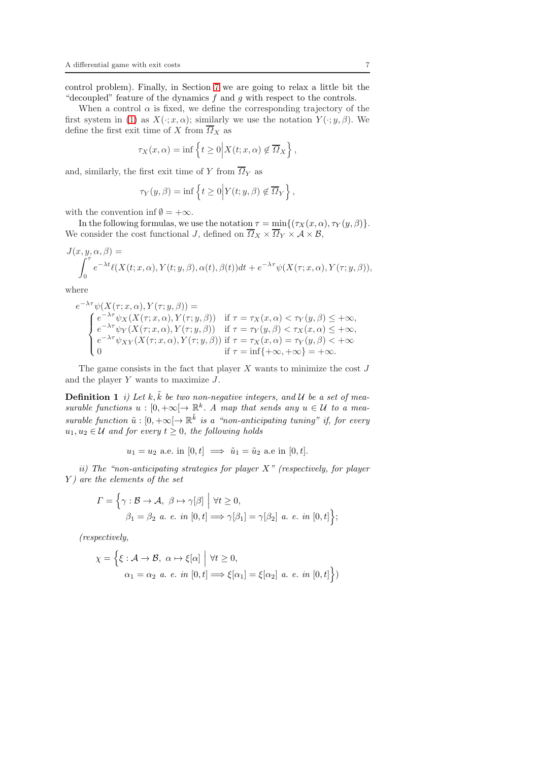control problem). Finally, in Section 7 we are going to relax a little bit the "decoupled" feature of the dynamics $f$ and $g$ with respect to the controls.

When a control $\alpha$ is fixed, we define the corresponding trajectory of the first system in (1) as $X(\cdot; x, \alpha)$; similarly we use the notation $Y(\cdot; y, \beta)$. We define the first exit time of $X$ from $\overline{\Omega}_X$ as

$$\tau_X(x, \alpha) = \inf\left\{t \geq 0 \middle| X(t; x, \alpha) \notin \overline{\Omega}_X\right\},$$

and, similarly, the first exit time of $Y$ from $\overline{\Omega}_Y$ as

$$\tau_Y(y, \beta) = \inf\left\{t \geq 0 \middle| Y(t; y, \beta) \notin \overline{\Omega}_Y\right\},$$

with the convention $\inf \emptyset = +\infty$.

In the following formulas, we use the notation $\tau = \min\{(\tau_X(x, \alpha), \tau_Y(y, \beta)\}$. We consider the cost functional $J$, defined on $\overline{\Omega}_X \times \overline{\Omega}_Y \times \mathcal{A} \times \mathcal{B}$,

$$J(x, y, \alpha, \beta) = \int_0^\tau e^{-\lambda t}\ell(X(t; x, \alpha), Y(t; y, \beta), \alpha(t), \beta(t))dt + e^{-\lambda\tau}\psi(X(\tau; x, \alpha), Y(\tau; y, \beta)),$$

where

$$e^{-\lambda\tau}\psi(X(\tau; x, \alpha), Y(\tau; y, \beta)) = \begin{cases} e^{-\lambda\tau}\psi_X(X(\tau; x, \alpha), Y(\tau; y, \beta)) & \text{if } \tau = \tau_X(x, \alpha) < \tau_Y(y, \beta) \leq +\infty, \\ e^{-\lambda\tau}\psi_Y(X(\tau; x, \alpha), Y(\tau; y, \beta)) & \text{if } \tau = \tau_Y(y, \beta) < \tau_X(x, \alpha) \leq +\infty, \\ e^{-\lambda\tau}\psi_{XY}(X(\tau; x, \alpha), Y(\tau; y, \beta)) & \text{if } \tau = \tau_X(x, \alpha) = \tau_Y(y, \beta) < +\infty \\ 0 & \text{if } \tau = \inf\{+\infty, +\infty\} = +\infty. \end{cases}$$

The game consists in the fact that player $X$ wants to minimize the cost $J$ and the player $Y$ wants to maximize $J$.

**Definition 1** *i) Let $k, \tilde{k}$ be two non-negative integers, and $\mathcal{U}$ be a set of measurable functions $u : [0, +\infty[\to \mathbb{R}^k$. A map that sends any $u \in \mathcal{U}$ to a measurable function $\tilde{u} : [0, +\infty[\to \mathbb{R}^{\tilde{k}}$ is a "non-anticipating tuning" if, for every $u_1, u_2 \in \mathcal{U}$ and for every $t \geq 0$, the following holds*

$$u_1 = u_2 \text{ a.e. in } [0, t] \implies \tilde{u}_1 = \tilde{u}_2 \text{ a.e in } [0, t].$$

*ii) The "non-anticipating strategies for player X" (respectively, for player Y) are the elements of the set*

$$\Gamma = \Big\{\gamma : \mathcal{B} \to \mathcal{A},\ \beta \mapsto \gamma[\beta] \ \Big|\ \forall t \geq 0,\ \beta_1 = \beta_2 \text{ a. e. in } [0, t] \Longrightarrow \gamma[\beta_1] = \gamma[\beta_2] \text{ a. e. in } [0, t]\Big\};$$

*(respectively,*

$$\chi = \Big\{\xi : \mathcal{A} \to \mathcal{B},\ \alpha \mapsto \xi[\alpha] \ \Big|\ \forall t \geq 0,\ \alpha_1 = \alpha_2 \text{ a. e. in } [0, t] \Longrightarrow \xi[\alpha_1] = \xi[\alpha_2] \text{ a. e. in } [0, t]\Big\})$$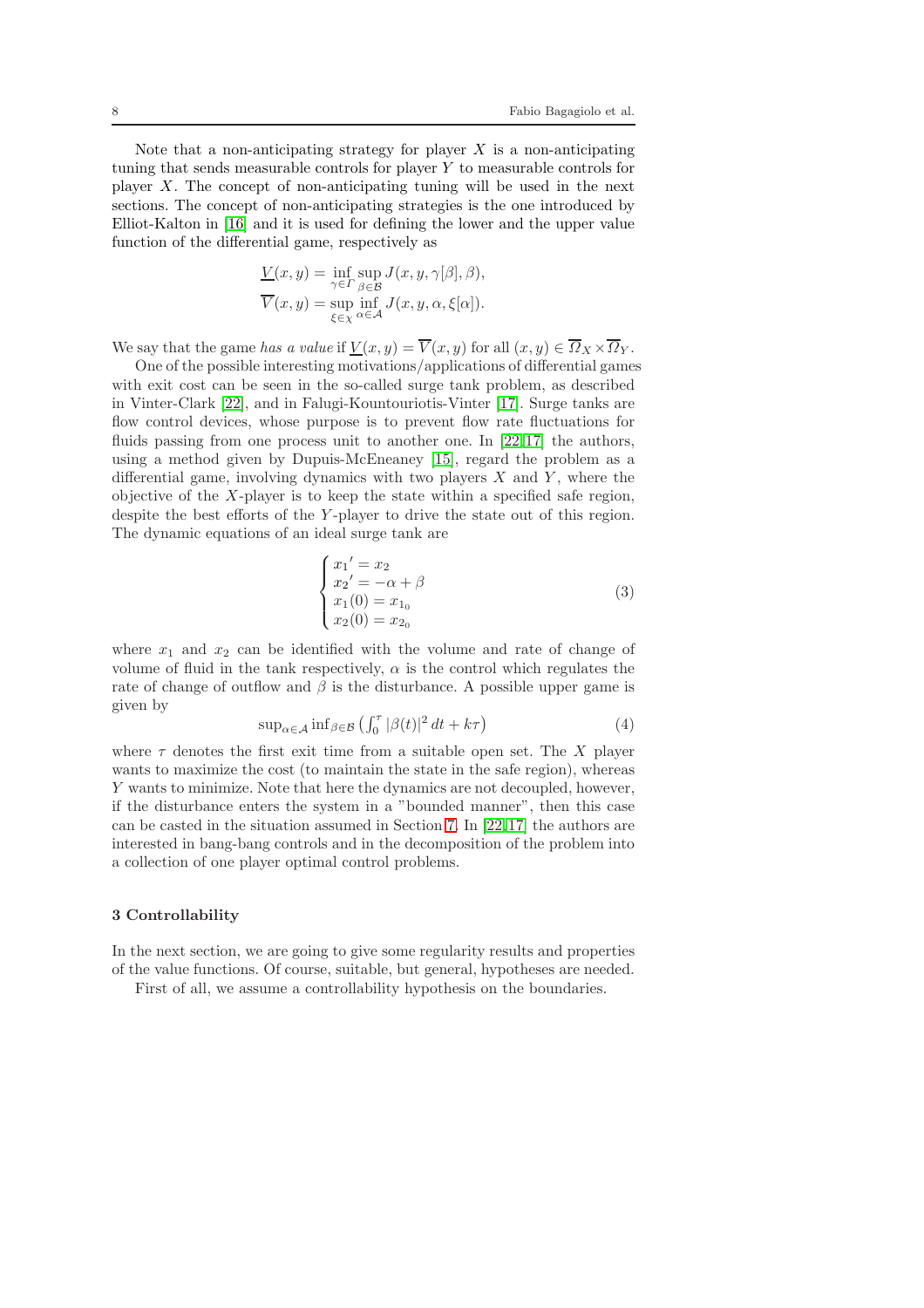Note that a non-anticipating strategy for player $X$ is a non-anticipating tuning that sends measurable controls for player $Y$ to measurable controls for player $X$. The concept of non-anticipating tuning will be used in the next sections. The concept of non-anticipating strategies is the one introduced by Elliot-Kalton in [16] and it is used for defining the lower and the upper value function of the differential game, respectively as

$$
\begin{aligned}
\underline{V}(x,y) &= \inf_{\gamma \in \Gamma} \sup_{\beta \in \mathcal{B}} J(x,y,\gamma[\beta],\beta), \\
\overline{V}(x,y) &= \sup_{\xi \in \chi} \inf_{\alpha \in \mathcal{A}} J(x,y,\alpha,\xi[\alpha]).
\end{aligned}
$$

We say that the game *has a value* if $\underline{V}(x,y) = \overline{V}(x,y)$ for all $(x,y) \in \overline{\Omega}_X \times \overline{\Omega}_Y$.

One of the possible interesting motivations/applications of differential games with exit cost can be seen in the so-called surge tank problem, as described in Vinter-Clark [22], and in Falugi-Kountouriotis-Vinter [17]. Surge tanks are flow control devices, whose purpose is to prevent flow rate fluctuations for fluids passing from one process unit to another one. In [22,17] the authors, using a method given by Dupuis-McEneaney [15], regard the problem as a differential game, involving dynamics with two players $X$ and $Y$, where the objective of the $X$-player is to keep the state within a specified safe region, despite the best efforts of the $Y$-player to drive the state out of this region. The dynamic equations of an ideal surge tank are

$$
\begin{cases}
{x_1}' = x_2 \\
{x_2}' = -\alpha + \beta \\
x_1(0) = x_{1_0} \\
x_2(0) = x_{2_0}
\end{cases}
\tag{3}
$$

where $x_1$ and $x_2$ can be identified with the volume and rate of change of volume of fluid in the tank respectively, $\alpha$ is the control which regulates the rate of change of outflow and $\beta$ is the disturbance. A possible upper game is given by

$$
\sup_{\alpha \in \mathcal{A}} \inf_{\beta \in \mathcal{B}} \left( \int_0^\tau |\beta(t)|^2 \, dt + k\tau \right) \tag{4}
$$

where $\tau$ denotes the first exit time from a suitable open set. The $X$ player wants to maximize the cost (to maintain the state in the safe region), whereas $Y$ wants to minimize. Note that here the dynamics are not decoupled, however, if the disturbance enters the system in a "bounded manner", then this case can be casted in the situation assumed in Section 7. In [22,17] the authors are interested in bang-bang controls and in the decomposition of the problem into a collection of one player optimal control problems.

### 3 Controllability

In the next section, we are going to give some regularity results and properties of the value functions. Of course, suitable, but general, hypotheses are needed.

First of all, we assume a controllability hypothesis on the boundaries.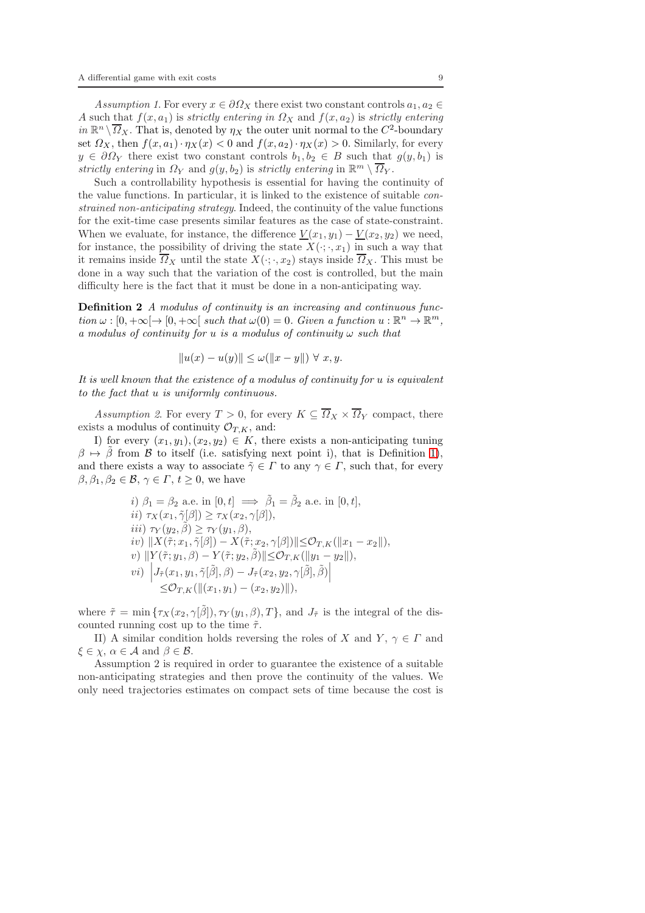*Assumption 1.* For every $x \in \partial\Omega_X$ there exist two constant controls $a_1, a_2 \in A$ such that $f(x, a_1)$ is *strictly entering in* $\Omega_X$ and $f(x, a_2)$ is *strictly entering in* $\mathbb{R}^n \setminus \overline{\Omega}_X$. That is, denoted by $\eta_X$ the outer unit normal to the $C^2$-boundary set $\Omega_X$, then $f(x, a_1) \cdot \eta_X(x) < 0$ and $f(x, a_2) \cdot \eta_X(x) > 0$. Similarly, for every $y \in \partial\Omega_Y$ there exist two constant controls $b_1, b_2 \in B$ such that $g(y, b_1)$ is *strictly entering* in $\Omega_Y$ and $g(y, b_2)$ is *strictly entering* in $\mathbb{R}^m \setminus \overline{\Omega}_Y$.

Such a controllability hypothesis is essential for having the continuity of the value functions. In particular, it is linked to the existence of suitable *constrained non-anticipating strategy*. Indeed, the continuity of the value functions for the exit-time case presents similar features as the case of state-constraint. When we evaluate, for instance, the difference $\underline{V}(x_1, y_1) - \underline{V}(x_2, y_2)$ we need, for instance, the possibility of driving the state $X(\cdot; \cdot, x_1)$ in such a way that it remains inside $\overline{\Omega}_X$ until the state $X(\cdot; \cdot, x_2)$ stays inside $\overline{\Omega}_X$. This must be done in a way such that the variation of the cost is controlled, but the main difficulty here is the fact that it must be done in a non-anticipating way.

**Definition 2** *A modulus of continuity is an increasing and continuous function $\omega : [0, +\infty[ \to [0, +\infty[$ such that $\omega(0) = 0$. Given a function $u : \mathbb{R}^n \to \mathbb{R}^m$, a modulus of continuity for $u$ is a modulus of continuity $\omega$ such that*

$$\|u(x) - u(y)\| \leq \omega(\|x - y\|) \ \forall \ x, y.$$

*It is well known that the existence of a modulus of continuity for $u$ is equivalent to the fact that $u$ is uniformly continuous.*

*Assumption 2.* For every $T > 0$, for every $K \subseteq \overline{\Omega}_X \times \overline{\Omega}_Y$ compact, there exists a modulus of continuity $\mathcal{O}_{T,K}$, and:

I) for every $(x_1, y_1), (x_2, y_2) \in K$, there exists a non-anticipating tuning $\beta \mapsto \tilde{\beta}$ from $\mathcal{B}$ to itself (i.e. satisfying next point i), that is Definition 1), and there exists a way to associate $\tilde{\gamma} \in \Gamma$ to any $\gamma \in \Gamma$, such that, for every $\beta, \beta_1, \beta_2 \in \mathcal{B}$, $\gamma \in \Gamma$, $t \geq 0$, we have

$$
\begin{aligned}
&i) \ \beta_1 = \beta_2 \text{ a.e. in } [0, t] \implies \tilde{\beta}_1 = \tilde{\beta}_2 \text{ a.e. in } [0, t],\\
&ii) \ \tau_X(x_1, \tilde{\gamma}[\beta]) \geq \tau_X(x_2, \gamma[\beta]),\\
&iii) \ \tau_Y(y_2, \tilde{\beta}) \geq \tau_Y(y_1, \beta),\\
&iv) \ \|X(\tilde{\tau}; x_1, \tilde{\gamma}[\beta]) - X(\tilde{\tau}; x_2, \gamma[\beta])\| \leq \mathcal{O}_{T,K}(\|x_1 - x_2\|),\\
&v) \ \|Y(\tilde{\tau}; y_1, \beta) - Y(\tilde{\tau}; y_2, \tilde{\beta})\| \leq \mathcal{O}_{T,K}(\|y_1 - y_2\|),\\
&vi) \ \left| J_{\tilde{\tau}}(x_1, y_1, \tilde{\gamma}[\tilde{\beta}], \beta) - J_{\tilde{\tau}}(x_2, y_2, \gamma[\tilde{\beta}], \tilde{\beta}) \right|\\
&\qquad \leq \mathcal{O}_{T,K}(\|(x_1, y_1) - (x_2, y_2)\|),
\end{aligned}
$$

where $\tilde{\tau} = \min\{\tau_X(x_2, \gamma[\tilde{\beta}]), \tau_Y(y_1, \beta), T\}$, and $J_{\tilde{\tau}}$ is the integral of the discounted running cost up to the time $\tilde{\tau}$.

II) A similar condition holds reversing the roles of $X$ and $Y$, $\gamma \in \Gamma$ and $\xi \in \chi$, $\alpha \in \mathcal{A}$ and $\beta \in \mathcal{B}$.

Assumption 2 is required in order to guarantee the existence of a suitable non-anticipating strategies and then prove the continuity of the values. We only need trajectories estimates on compact sets of time because the cost is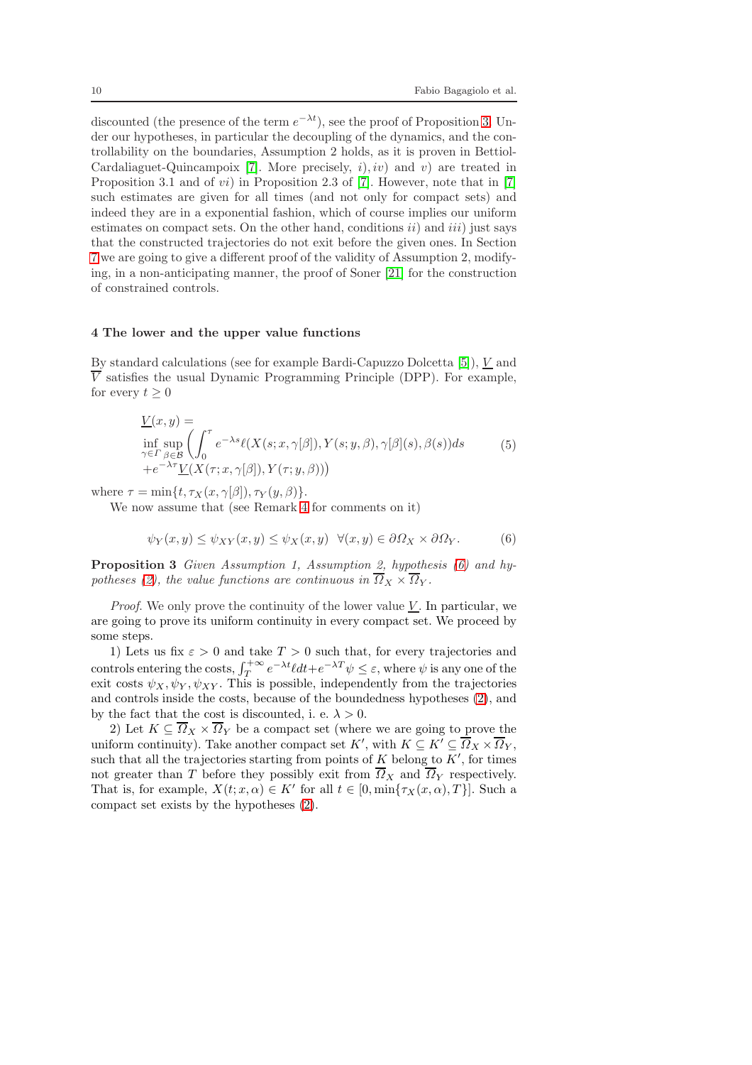discounted (the presence of the term $e^{-\lambda t}$), see the proof of Proposition 3. Under our hypotheses, in particular the decoupling of the dynamics, and the controllability on the boundaries, Assumption 2 holds, as it is proven in Bettiol-Cardaliaguet-Quincampoix [7]. More precisely, $i), iv)$ and $v)$ are treated in Proposition 3.1 and of $vi)$ in Proposition 2.3 of [7]. However, note that in [7] such estimates are given for all times (and not only for compact sets) and indeed they are in a exponential fashion, which of course implies our uniform estimates on compact sets. On the other hand, conditions $ii)$ and $iii)$ just says that the constructed trajectories do not exit before the given ones. In Section 7 we are going to give a different proof of the validity of Assumption 2, modifying, in a non-anticipating manner, the proof of Soner [21] for the construction of constrained controls.

## 4 The lower and the upper value functions

By standard calculations (see for example Bardi-Capuzzo Dolcetta [5]), $\underline{V}$ and $\overline{V}$ satisfies the usual Dynamic Programming Principle (DPP). For example, for every $t \geq 0$

$$
\begin{aligned}
&\underline{V}(x, y) = \\
&\inf_{\gamma \in \Gamma} \sup_{\beta \in \mathcal{B}} \left( \int_0^\tau e^{-\lambda s} \ell(X(s; x, \gamma[\beta]), Y(s; y, \beta), \gamma[\beta](s), \beta(s)) ds \right. \\
&\left. + e^{-\lambda \tau} \underline{V}(X(\tau; x, \gamma[\beta]), Y(\tau; y, \beta)) \right)
\end{aligned}
\tag{5}
$$

where $\tau = \min\{t, \tau_X(x, \gamma[\beta]), \tau_Y(y, \beta)\}$.

We now assume that (see Remark 4 for comments on it)

$$
\psi_Y(x, y) \leq \psi_{XY}(x, y) \leq \psi_X(x, y) \quad \forall (x, y) \in \partial\Omega_X \times \partial\Omega_Y. \tag{6}
$$

**Proposition 3** *Given Assumption 1, Assumption 2, hypothesis (6) and hypotheses (2), the value functions are continuous in $\overline{\Omega}_X \times \overline{\Omega}_Y$.*

*Proof.* We only prove the continuity of the lower value $\underline{V}$. In particular, we are going to prove its uniform continuity in every compact set. We proceed by some steps.

1) Lets us fix $\varepsilon > 0$ and take $T > 0$ such that, for every trajectories and controls entering the costs, $\int_T^{+\infty} e^{-\lambda t} \ell dt + e^{-\lambda T} \psi \leq \varepsilon$, where $\psi$ is any one of the exit costs $\psi_X, \psi_Y, \psi_{XY}$. This is possible, independently from the trajectories and controls inside the costs, because of the boundedness hypotheses (2), and by the fact that the cost is discounted, i. e. $\lambda > 0$.

2) Let $K \subseteq \overline{\Omega}_X \times \overline{\Omega}_Y$ be a compact set (where we are going to prove the uniform continuity). Take another compact set $K'$, with $K \subseteq K' \subseteq \overline{\Omega}_X \times \overline{\Omega}_Y$, such that all the trajectories starting from points of $K$ belong to $K'$, for times not greater than $T$ before they possibly exit from $\overline{\Omega}_X$ and $\overline{\Omega}_Y$ respectively. That is, for example, $X(t; x, \alpha) \in K'$ for all $t \in [0, \min\{\tau_X(x, \alpha), T\}]$. Such a compact set exists by the hypotheses (2).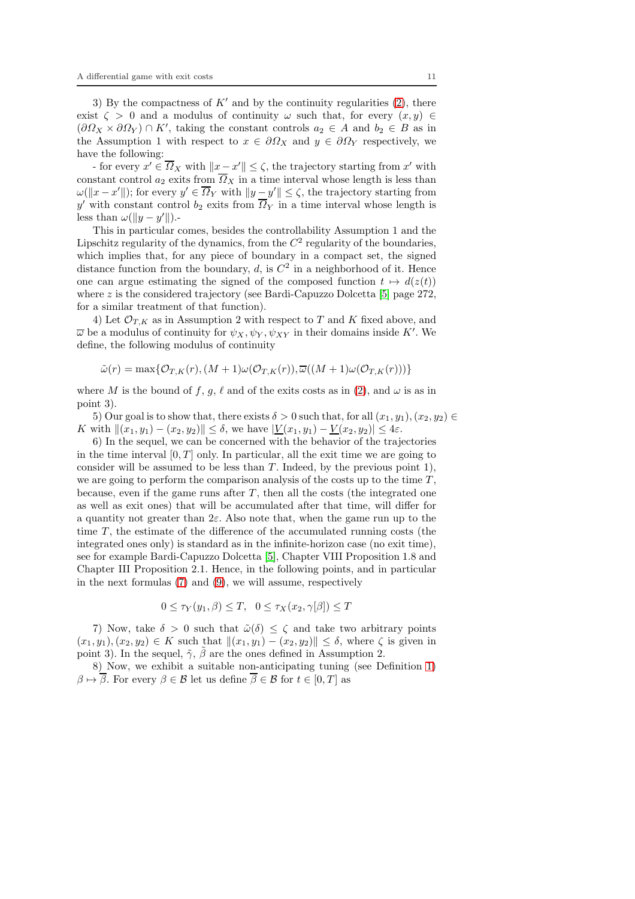3) By the compactness of $K'$ and by the continuity regularities (2), there exist $\zeta > 0$ and a modulus of continuity $\omega$ such that, for every $(x, y) \in (\partial\Omega_X \times \partial\Omega_Y) \cap K'$, taking the constant controls $a_2 \in A$ and $b_2 \in B$ as in the Assumption 1 with respect to $x \in \partial\Omega_X$ and $y \in \partial\Omega_Y$ respectively, we have the following:

- for every $x' \in \overline{\Omega}_X$ with $\|x - x'\| \leq \zeta$, the trajectory starting from $x'$ with constant control $a_2$ exits from $\overline{\Omega}_X$ in a time interval whose length is less than $\omega(\|x - x'\|)$; for every $y' \in \overline{\Omega}_Y$ with $\|y - y'\| \leq \zeta$, the trajectory starting from $y'$ with constant control $b_2$ exits from $\overline{\Omega}_Y$ in a time interval whose length is less than $\omega(\|y - y'\|)$.-

This in particular comes, besides the controllability Assumption 1 and the Lipschitz regularity of the dynamics, from the $C^2$ regularity of the boundaries, which implies that, for any piece of boundary in a compact set, the signed distance function from the boundary, $d$, is $C^2$ in a neighborhood of it. Hence one can argue estimating the signed of the composed function $t \mapsto d(z(t))$ where $z$ is the considered trajectory (see Bardi-Capuzzo Dolcetta [5] page 272, for a similar treatment of that function).

4) Let $\mathcal{O}_{T,K}$ as in Assumption 2 with respect to $T$ and $K$ fixed above, and $\overline{\omega}$ be a modulus of continuity for $\psi_X, \psi_Y, \psi_{XY}$ in their domains inside $K'$. We define, the following modulus of continuity

$$\tilde{\omega}(r) = \max\{\mathcal{O}_{T,K}(r), (M+1)\omega(\mathcal{O}_{T,K}(r)), \overline{\omega}((M+1)\omega(\mathcal{O}_{T,K}(r)))\}$$

where $M$ is the bound of $f$, $g$, $\ell$ and of the exits costs as in (2), and $\omega$ is as in point 3).

5) Our goal is to show that, there exists $\delta > 0$ such that, for all $(x_1, y_1), (x_2, y_2) \in K$ with $\|(x_1, y_1) - (x_2, y_2)\| \leq \delta$, we have $|\underline{V}(x_1, y_1) - \underline{V}(x_2, y_2)| \leq 4\varepsilon$.

6) In the sequel, we can be concerned with the behavior of the trajectories in the time interval $[0, T]$ only. In particular, all the exit time we are going to consider will be assumed to be less than $T$. Indeed, by the previous point 1), we are going to perform the comparison analysis of the costs up to the time $T$, because, even if the game runs after $T$, then all the costs (the integrated one as well as exit ones) that will be accumulated after that time, will differ for a quantity not greater than $2\varepsilon$. Also note that, when the game run up to the time $T$, the estimate of the difference of the accumulated running costs (the integrated ones only) is standard as in the infinite-horizon case (no exit time), see for example Bardi-Capuzzo Dolcetta [5], Chapter VIII Proposition 1.8 and Chapter III Proposition 2.1. Hence, in the following points, and in particular in the next formulas (7) and (9), we will assume, respectively

$$0 \leq \tau_Y(y_1, \beta) \leq T, \quad 0 \leq \tau_X(x_2, \gamma[\beta]) \leq T$$

7) Now, take $\delta > 0$ such that $\tilde{\omega}(\delta) \leq \zeta$ and take two arbitrary points $(x_1, y_1), (x_2, y_2) \in K$ such that $\|(x_1, y_1) - (x_2, y_2)\| \leq \delta$, where $\zeta$ is given in point 3). In the sequel, $\tilde{\gamma}$, $\tilde{\beta}$ are the ones defined in Assumption 2.

8) Now, we exhibit a suitable non-anticipating tuning (see Definition 1) $\beta \mapsto \overline{\beta}$. For every $\beta \in \mathcal{B}$ let us define $\overline{\beta} \in \mathcal{B}$ for $t \in [0, T]$ as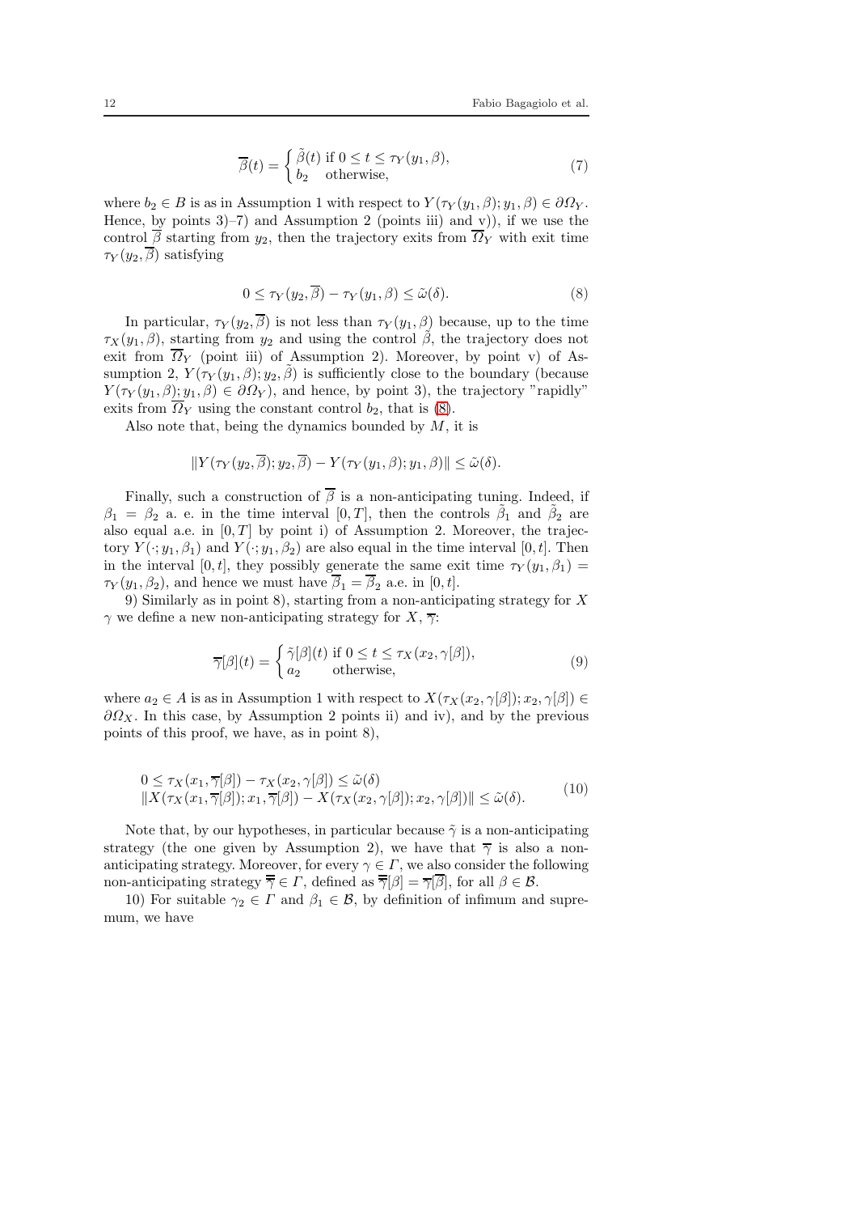$$\overline{\beta}(t) = \begin{cases} \tilde{\beta}(t) \text{ if } 0 \le t \le \tau_Y(y_1,\beta), \\ b_2 \quad \text{otherwise}, \end{cases} \tag{7}$$

where $b_2 \in B$ is as in Assumption 1 with respect to $Y(\tau_Y(y_1,\beta); y_1, \beta) \in \partial\Omega_Y$. Hence, by points 3)–7) and Assumption 2 (points iii) and v)), if we use the control $\overline{\beta}$ starting from $y_2$, then the trajectory exits from $\overline{\Omega}_Y$ with exit time $\tau_Y(y_2, \overline{\beta})$ satisfying

$$0 \le \tau_Y(y_2, \overline{\beta}) - \tau_Y(y_1, \beta) \le \tilde{\omega}(\delta). \tag{8}$$

In particular, $\tau_Y(y_2, \overline{\beta})$ is not less than $\tau_Y(y_1, \beta)$ because, up to the time $\tau_X(y_1, \beta)$, starting from $y_2$ and using the control $\tilde{\beta}$, the trajectory does not exit from $\overline{\Omega}_Y$ (point iii) of Assumption 2). Moreover, by point v) of Assumption 2, $Y(\tau_Y(y_1, \beta); y_2, \tilde{\beta})$ is sufficiently close to the boundary (because $Y(\tau_Y(y_1, \beta); y_1, \beta) \in \partial\Omega_Y$), and hence, by point 3), the trajectory "rapidly" exits from $\overline{\Omega}_Y$ using the constant control $b_2$, that is (8).

Also note that, being the dynamics bounded by $M$, it is

$$\|Y(\tau_Y(y_2, \overline{\beta}); y_2, \overline{\beta}) - Y(\tau_Y(y_1, \beta); y_1, \beta)\| \le \tilde{\omega}(\delta).$$

Finally, such a construction of $\overline{\beta}$ is a non-anticipating tuning. Indeed, if $\beta_1 = \beta_2$ a. e. in the time interval $[0, T]$, then the controls $\tilde{\beta}_1$ and $\tilde{\beta}_2$ are also equal a.e. in $[0, T]$ by point i) of Assumption 2. Moreover, the trajectory $Y(\cdot; y_1, \beta_1)$ and $Y(\cdot; y_1, \beta_2)$ are also equal in the time interval $[0, t]$. Then in the interval $[0, t]$, they possibly generate the same exit time $\tau_Y(y_1, \beta_1) = \tau_Y(y_1, \beta_2)$, and hence we must have $\overline{\beta}_1 = \overline{\beta}_2$ a.e. in $[0, t]$.

9) Similarly as in point 8), starting from a non-anticipating strategy for $X$ $\gamma$ we define a new non-anticipating strategy for $X$, $\overline{\gamma}$:

$$\overline{\gamma}[\beta](t) = \begin{cases} \tilde{\gamma}[\beta](t) \text{ if } 0 \le t \le \tau_X(x_2, \gamma[\beta]), \\ a_2 \quad \text{otherwise}, \end{cases} \tag{9}$$

where $a_2 \in A$ is as in Assumption 1 with respect to $X(\tau_X(x_2, \gamma[\beta]); x_2, \gamma[\beta]) \in \partial\Omega_X$. In this case, by Assumption 2 points ii) and iv), and by the previous points of this proof, we have, as in point 8),

$$\begin{aligned} &0 \le \tau_X(x_1, \overline{\gamma}[\beta]) - \tau_X(x_2, \gamma[\beta]) \le \tilde{\omega}(\delta) \\ &\|X(\tau_X(x_1, \overline{\gamma}[\beta]); x_1, \overline{\gamma}[\beta]) - X(\tau_X(x_2, \gamma[\beta]); x_2, \gamma[\beta])\| \le \tilde{\omega}(\delta). \end{aligned} \tag{10}$$

Note that, by our hypotheses, in particular because $\tilde{\gamma}$ is a non-anticipating strategy (the one given by Assumption 2), we have that $\overline{\gamma}$ is also a non-anticipating strategy. Moreover, for every $\gamma \in \Gamma$, we also consider the following non-anticipating strategy $\overline{\overline{\gamma}} \in \Gamma$, defined as $\overline{\overline{\gamma}}[\beta] = \overline{\gamma}[\overline{\beta}]$, for all $\beta \in \mathcal{B}$.

10) For suitable $\gamma_2 \in \Gamma$ and $\beta_1 \in \mathcal{B}$, by definition of infimum and supremum, we have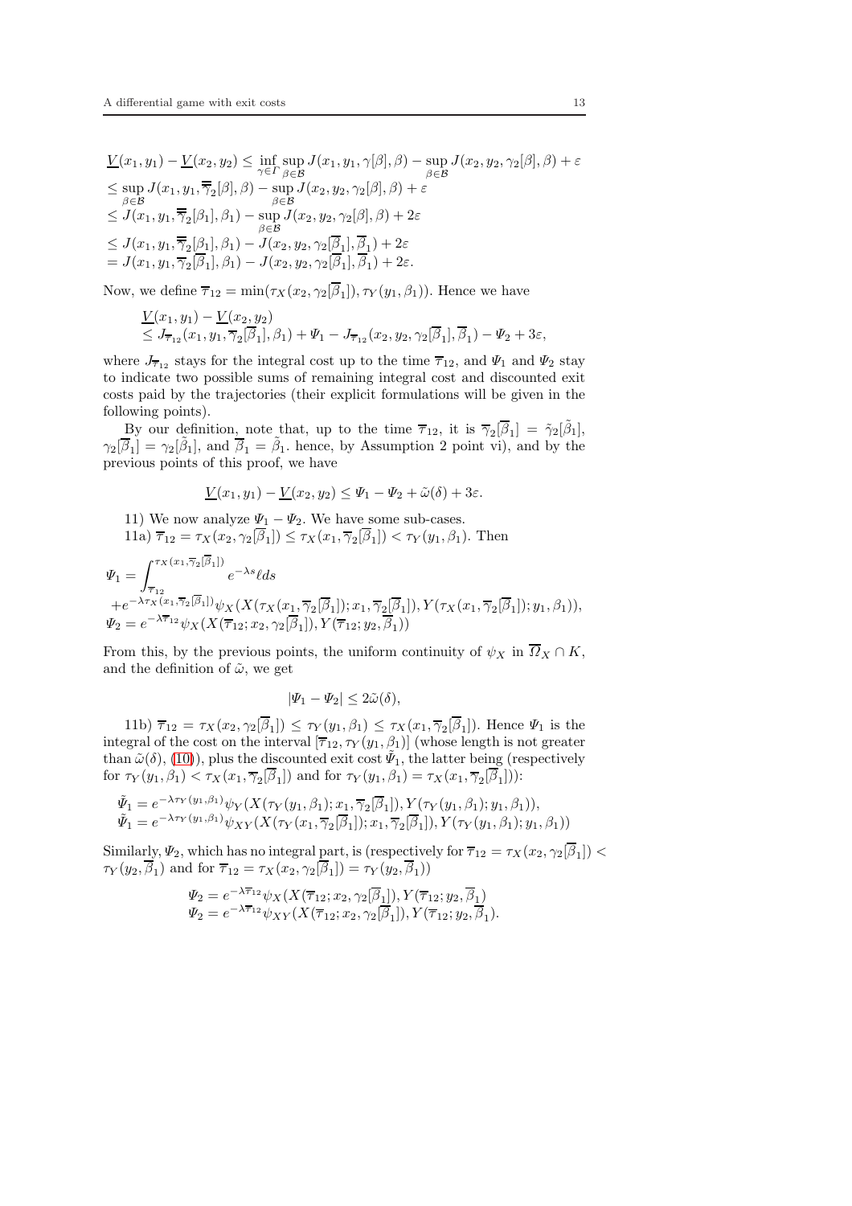$$
\begin{aligned}
&\underline{V}(x_1,y_1) - \underline{V}(x_2,y_2) \le \inf_{\gamma\in\Gamma}\sup_{\beta\in\mathcal{B}} J(x_1,y_1,\gamma[\beta],\beta) - \sup_{\beta\in\mathcal{B}} J(x_2,y_2,\gamma_2[\beta],\beta) + \varepsilon \\
&\le \sup_{\beta\in\mathcal{B}} J(x_1,y_1,\overline{\overline{\gamma}}_2[\beta],\beta) - \sup_{\beta\in\mathcal{B}} J(x_2,y_2,\gamma_2[\beta],\beta) + \varepsilon \\
&\le J(x_1,y_1,\overline{\overline{\gamma}}_2[\beta_1],\beta_1) - \sup_{\beta\in\mathcal{B}} J(x_2,y_2,\gamma_2[\beta],\beta) + 2\varepsilon \\
&\le J(x_1,y_1,\overline{\overline{\gamma}}_2[\beta_1],\beta_1) - J(x_2,y_2,\gamma_2[\overline{\beta}_1],\overline{\beta}_1) + 2\varepsilon \\
&= J(x_1,y_1,\overline{\gamma}_2[\overline{\beta}_1],\beta_1) - J(x_2,y_2,\gamma_2[\overline{\beta}_1],\overline{\beta}_1) + 2\varepsilon.
\end{aligned}
$$

Now, we define $\overline{\tau}_{12} = \min(\tau_X(x_2,\gamma_2[\overline{\beta}_1]),\tau_Y(y_1,\beta_1))$. Hence we have

$$
\begin{aligned}
&\underline{V}(x_1,y_1) - \underline{V}(x_2,y_2) \\
&\le J_{\overline{\tau}_{12}}(x_1,y_1,\overline{\gamma}_2[\overline{\beta}_1],\beta_1) + \Psi_1 - J_{\overline{\tau}_{12}}(x_2,y_2,\gamma_2[\overline{\beta}_1],\overline{\beta}_1) - \Psi_2 + 3\varepsilon,
\end{aligned}
$$

where $J_{\overline{\tau}_{12}}$ stays for the integral cost up to the time $\overline{\tau}_{12}$, and $\Psi_1$ and $\Psi_2$ stay to indicate two possible sums of remaining integral cost and discounted exit costs paid by the trajectories (their explicit formulations will be given in the following points).

By our definition, note that, up to the time $\overline{\tau}_{12}$, it is $\overline{\gamma}_2[\overline{\beta}_1] = \tilde{\gamma}_2[\tilde{\beta}_1]$, $\gamma_2[\overline{\beta}_1] = \gamma_2[\tilde{\beta}_1]$, and $\overline{\beta}_1 = \tilde{\beta}_1$. hence, by Assumption 2 point vi), and by the previous points of this proof, we have

$$
\underline{V}(x_1,y_1) - \underline{V}(x_2,y_2) \le \Psi_1 - \Psi_2 + \tilde{\omega}(\delta) + 3\varepsilon.
$$

11) We now analyze $\Psi_1 - \Psi_2$. We have some sub-cases.

11a) $\overline{\tau}_{12} = \tau_X(x_2,\gamma_2[\overline{\beta}_1]) \le \tau_X(x_1,\overline{\gamma}_2[\overline{\beta}_1]) < \tau_Y(y_1,\beta_1)$. Then

$$
\begin{aligned}
\Psi_1 &= \int_{\overline{\tau}_{12}}^{\tau_X(x_1,\overline{\gamma}_2[\overline{\beta}_1])} e^{-\lambda s}\ell ds \\
&\quad + e^{-\lambda\tau_X(x_1,\overline{\gamma}_2[\overline{\beta}_1])}\psi_X(X(\tau_X(x_1,\overline{\gamma}_2[\overline{\beta}_1]);x_1,\overline{\gamma}_2[\overline{\beta}_1]),Y(\tau_X(x_1,\overline{\gamma}_2[\overline{\beta}_1]);y_1,\beta_1)), \\
\Psi_2 &= e^{-\lambda\overline{\tau}_{12}}\psi_X(X(\overline{\tau}_{12};x_2,\gamma_2[\overline{\beta}_1]),Y(\overline{\tau}_{12};y_2,\overline{\beta}_1))
\end{aligned}
$$

From this, by the previous points, the uniform continuity of $\psi_X$ in $\overline{\Omega}_X \cap K$, and the definition of $\tilde{\omega}$, we get

$$
|\Psi_1 - \Psi_2| \le 2\tilde{\omega}(\delta),
$$

11b) $\overline{\tau}_{12} = \tau_X(x_2,\gamma_2[\overline{\beta}_1]) \le \tau_Y(y_1,\beta_1) \le \tau_X(x_1,\overline{\gamma}_2[\overline{\beta}_1])$. Hence $\Psi_1$ is the integral of the cost on the interval $[\overline{\tau}_{12},\tau_Y(y_1,\beta_1)]$ (whose length is not greater than $\tilde{\omega}(\delta)$, (10)), plus the discounted exit cost $\tilde{\Psi}_1$, the latter being (respectively for $\tau_Y(y_1,\beta_1) < \tau_X(x_1,\overline{\gamma}_2[\overline{\beta}_1])$ and for $\tau_Y(y_1,\beta_1) = \tau_X(x_1,\overline{\gamma}_2[\overline{\beta}_1])$):

$$
\begin{aligned}
\tilde{\Psi}_1 &= e^{-\lambda\tau_Y(y_1,\beta_1)}\psi_Y(X(\tau_Y(y_1,\beta_1);x_1,\overline{\gamma}_2[\overline{\beta}_1]),Y(\tau_Y(y_1,\beta_1);y_1,\beta_1)), \\
\tilde{\Psi}_1 &= e^{-\lambda\tau_Y(y_1,\beta_1)}\psi_{XY}(X(\tau_Y(x_1,\overline{\gamma}_2[\overline{\beta}_1]);x_1,\overline{\gamma}_2[\overline{\beta}_1]),Y(\tau_Y(y_1,\beta_1);y_1,\beta_1))
\end{aligned}
$$

Similarly, $\Psi_2$, which has no integral part, is (respectively for $\overline{\tau}_{12} = \tau_X(x_2,\gamma_2[\overline{\beta}_1]) < \tau_Y(y_2,\overline{\beta}_1)$ and for $\overline{\tau}_{12} = \tau_X(x_2,\gamma_2[\overline{\beta}_1]) = \tau_Y(y_2,\overline{\beta}_1)$)

$$
\begin{aligned}
\Psi_2 &= e^{-\lambda\overline{\tau}_{12}}\psi_X(X(\overline{\tau}_{12};x_2,\gamma_2[\overline{\beta}_1]),Y(\overline{\tau}_{12};y_2,\overline{\beta}_1) \\
\Psi_2 &= e^{-\lambda\overline{\tau}_{12}}\psi_{XY}(X(\overline{\tau}_{12};x_2,\gamma_2[\overline{\beta}_1]),Y(\overline{\tau}_{12};y_2,\overline{\beta}_1).
\end{aligned}
$$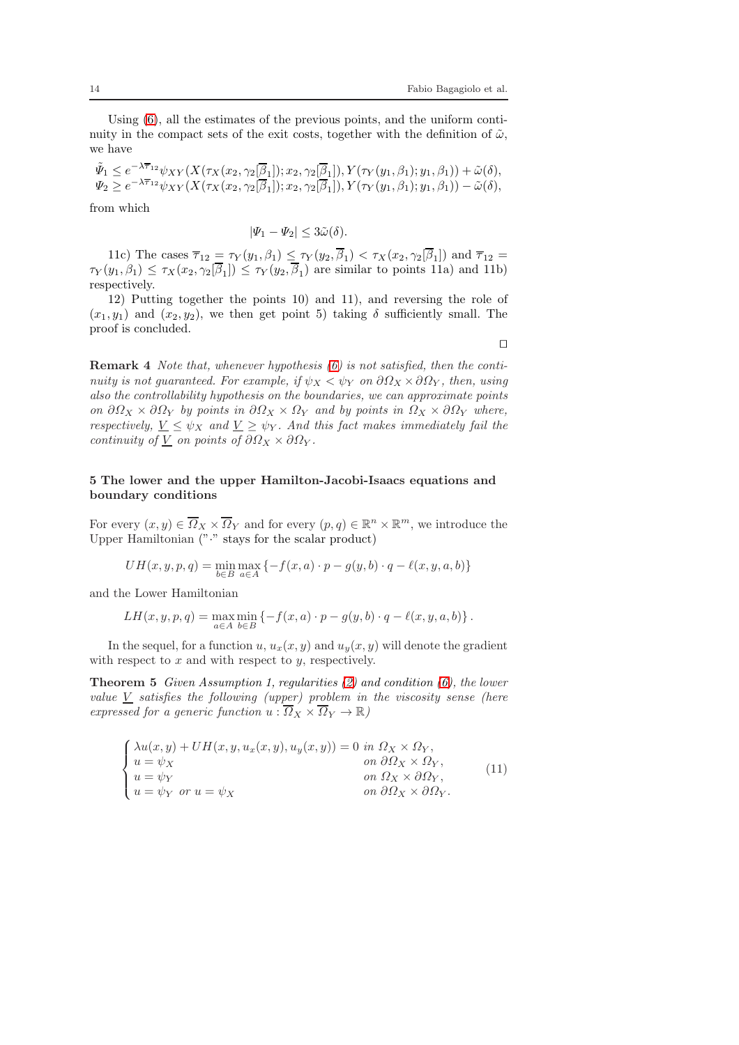Using (6), all the estimates of the previous points, and the uniform continuity in the compact sets of the exit costs, together with the definition of $\tilde{\omega}$, we have

$$\tilde{\Psi}_1 \leq e^{-\lambda\overline{\tau}_{12}}\psi_{XY}(X(\tau_X(x_2,\gamma_2[\overline{\beta}_1]);x_2,\gamma_2[\overline{\beta}_1]),Y(\tau_Y(y_1,\beta_1);y_1,\beta_1))+\tilde{\omega}(\delta),$$
$$\Psi_2 \geq e^{-\lambda\overline{\tau}_{12}}\psi_{XY}(X(\tau_X(x_2,\gamma_2[\overline{\beta}_1]);x_2,\gamma_2[\overline{\beta}_1]),Y(\tau_Y(y_1,\beta_1);y_1,\beta_1))-\tilde{\omega}(\delta),$$

from which

$$|\Psi_1-\Psi_2|\leq 3\tilde{\omega}(\delta).$$

11c) The cases $\overline{\tau}_{12}=\tau_Y(y_1,\beta_1)\leq\tau_Y(y_2,\overline{\beta}_1)<\tau_X(x_2,\gamma_2[\overline{\beta}_1])$ and $\overline{\tau}_{12}=\tau_Y(y_1,\beta_1)\leq\tau_X(x_2,\gamma_2[\overline{\beta}_1])\leq\tau_Y(y_2,\overline{\beta}_1)$ are similar to points 11a) and 11b) respectively.

12) Putting together the points 10) and 11), and reversing the role of $(x_1,y_1)$ and $(x_2,y_2)$, we then get point 5) taking $\delta$ sufficiently small. The proof is concluded.

□

**Remark 4** *Note that, whenever hypothesis (6) is not satisfied, then the continuity is not guaranteed. For example, if $\psi_X<\psi_Y$ on $\partial\Omega_X\times\partial\Omega_Y$, then, using also the controllability hypothesis on the boundaries, we can approximate points on $\partial\Omega_X\times\partial\Omega_Y$ by points in $\partial\Omega_X\times\Omega_Y$ and by points in $\Omega_X\times\partial\Omega_Y$ where, respectively, $\underline{V}\leq\psi_X$ and $\underline{V}\geq\psi_Y$. And this fact makes immediately fail the continuity of $\underline{V}$ on points of $\partial\Omega_X\times\partial\Omega_Y$.*

## 5 The lower and the upper Hamilton-Jacobi-Isaacs equations and boundary conditions

For every $(x,y)\in\overline{\Omega}_X\times\overline{\Omega}_Y$ and for every $(p,q)\in\mathbb{R}^n\times\mathbb{R}^m$, we introduce the Upper Hamiltonian ("$\cdot$" stays for the scalar product)

$$UH(x,y,p,q)=\min_{b\in B}\max_{a\in A}\{-f(x,a)\cdot p-g(y,b)\cdot q-\ell(x,y,a,b)\}$$

and the Lower Hamiltonian

$$LH(x,y,p,q)=\max_{a\in A}\min_{b\in B}\{-f(x,a)\cdot p-g(y,b)\cdot q-\ell(x,y,a,b)\}.$$

In the sequel, for a function $u$, $u_x(x,y)$ and $u_y(x,y)$ will denote the gradient with respect to $x$ and with respect to $y$, respectively.

**Theorem 5** *Given Assumption 1, regularities (2) and condition (6), the lower value $\underline{V}$ satisfies the following (upper) problem in the viscosity sense (here expressed for a generic function $u:\overline{\Omega}_X\times\overline{\Omega}_Y\to\mathbb{R}$)*

$$\begin{cases}\lambda u(x,y)+UH(x,y,u_x(x,y),u_y(x,y))=0 & \text{in } \Omega_X\times\Omega_Y,\\ u=\psi_X & \text{on } \partial\Omega_X\times\Omega_Y,\\ u=\psi_Y & \text{on } \Omega_X\times\partial\Omega_Y,\\ u=\psi_Y \text{ or } u=\psi_X & \text{on } \partial\Omega_X\times\partial\Omega_Y.\end{cases}\tag{11}$$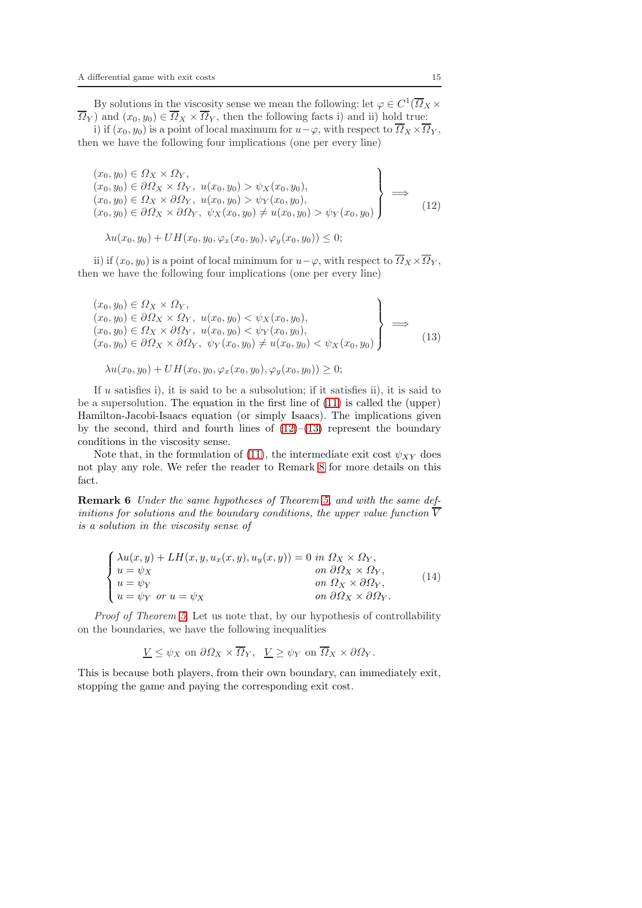By solutions in the viscosity sense we mean the following: let $\varphi \in C^1(\overline{\Omega}_X \times \overline{\Omega}_Y)$ and $(x_0, y_0) \in \overline{\Omega}_X \times \overline{\Omega}_Y$, then the following facts i) and ii) hold true:

i) if $(x_0, y_0)$ is a point of local maximum for $u - \varphi$, with respect to $\overline{\Omega}_X \times \overline{\Omega}_Y$, then we have the following four implications (one per every line)

$$
\left.\begin{array}{l}
(x_0, y_0) \in \Omega_X \times \Omega_Y, \\
(x_0, y_0) \in \partial\Omega_X \times \Omega_Y,\ u(x_0, y_0) > \psi_X(x_0, y_0), \\
(x_0, y_0) \in \Omega_X \times \partial\Omega_Y,\ u(x_0, y_0) > \psi_Y(x_0, y_0), \\
(x_0, y_0) \in \partial\Omega_X \times \partial\Omega_Y,\ \psi_X(x_0, y_0) \neq u(x_0, y_0) > \psi_Y(x_0, y_0)
\end{array}\right\} \Longrightarrow \tag{12}
$$

$$
\lambda u(x_0, y_0) + UH(x_0, y_0, \varphi_x(x_0, y_0), \varphi_y(x_0, y_0)) \leq 0;
$$

ii) if $(x_0, y_0)$ is a point of local minimum for $u - \varphi$, with respect to $\overline{\Omega}_X \times \overline{\Omega}_Y$, then we have the following four implications (one per every line)

$$
\left.\begin{array}{l}
(x_0, y_0) \in \Omega_X \times \Omega_Y, \\
(x_0, y_0) \in \partial\Omega_X \times \Omega_Y,\ u(x_0, y_0) < \psi_X(x_0, y_0), \\
(x_0, y_0) \in \Omega_X \times \partial\Omega_Y,\ u(x_0, y_0) < \psi_Y(x_0, y_0), \\
(x_0, y_0) \in \partial\Omega_X \times \partial\Omega_Y,\ \psi_Y(x_0, y_0) \neq u(x_0, y_0) < \psi_X(x_0, y_0)
\end{array}\right\} \Longrightarrow \tag{13}
$$

$$
\lambda u(x_0, y_0) + UH(x_0, y_0, \varphi_x(x_0, y_0), \varphi_y(x_0, y_0)) \geq 0;
$$

If $u$ satisfies i), it is said to be a subsolution; if it satisfies ii), it is said to be a supersolution. The equation in the first line of (11) is called the (upper) Hamilton-Jacobi-Isaacs equation (or simply Isaacs). The implications given by the second, third and fourth lines of (12)–(13) represent the boundary conditions in the viscosity sense.

Note that, in the formulation of (11), the intermediate exit cost $\psi_{XY}$ does not play any role. We refer the reader to Remark 8 for more details on this fact.

**Remark 6** *Under the same hypotheses of Theorem 5, and with the same definitions for solutions and the boundary conditions, the upper value function $\overline{V}$ is a solution in the viscosity sense of*

$$
\begin{cases}
\lambda u(x, y) + LH(x, y, u_x(x, y), u_y(x, y)) = 0 & \text{in } \Omega_X \times \Omega_Y, \\
u = \psi_X & \text{on } \partial\Omega_X \times \Omega_Y, \\
u = \psi_Y & \text{on } \Omega_X \times \partial\Omega_Y, \\
u = \psi_Y \text{ or } u = \psi_X & \text{on } \partial\Omega_X \times \partial\Omega_Y.
\end{cases} \tag{14}
$$

*Proof of Theorem 5.* Let us note that, by our hypothesis of controllability on the boundaries, we have the following inequalities

$$
\underline{V} \leq \psi_X \text{ on } \partial\Omega_X \times \overline{\Omega}_Y, \quad \underline{V} \geq \psi_Y \text{ on } \overline{\Omega}_X \times \partial\Omega_Y.
$$

This is because both players, from their own boundary, can immediately exit, stopping the game and paying the corresponding exit cost.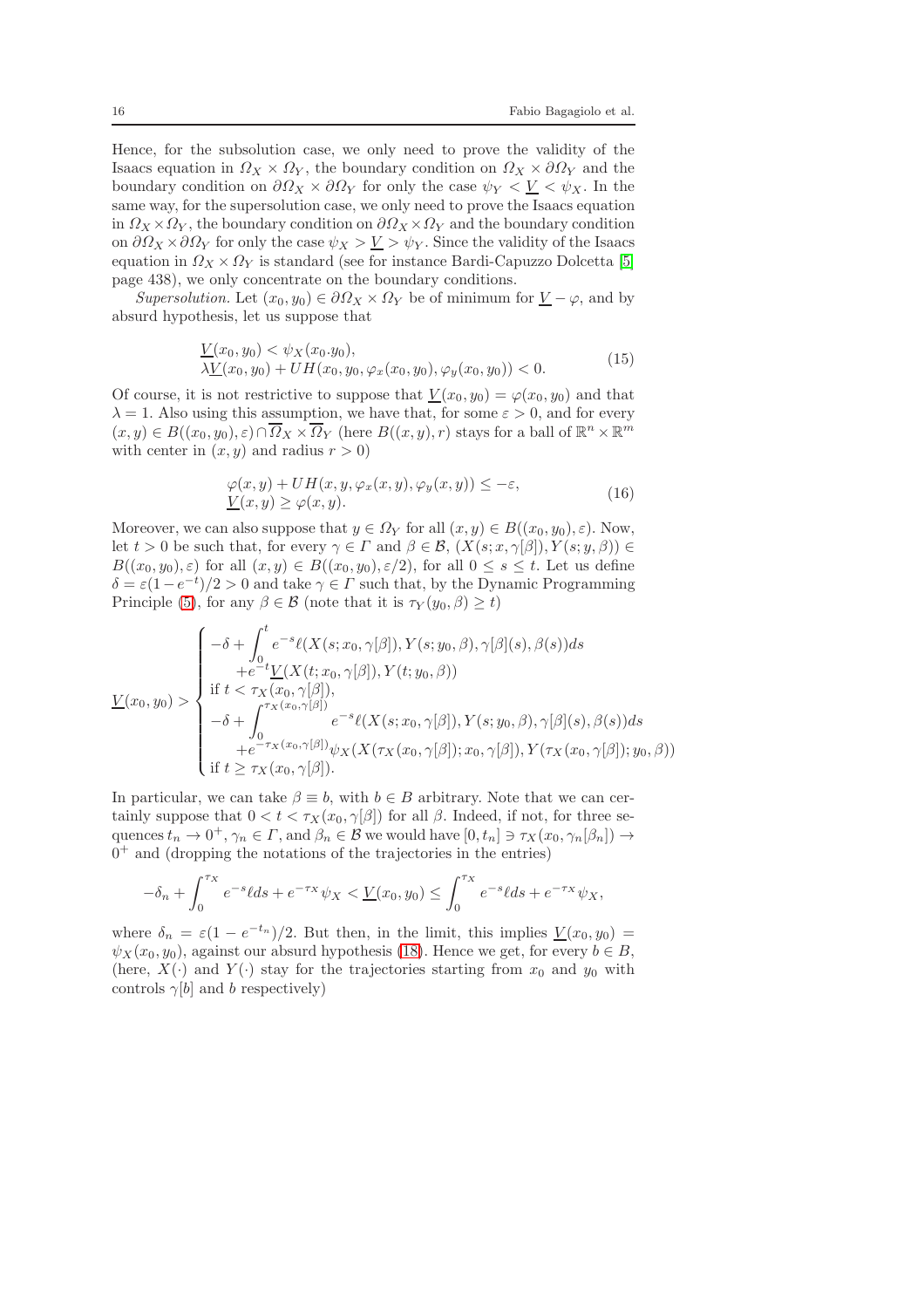Hence, for the subsolution case, we only need to prove the validity of the Isaacs equation in $\Omega_X \times \Omega_Y$, the boundary condition on $\Omega_X \times \partial\Omega_Y$ and the boundary condition on $\partial\Omega_X \times \partial\Omega_Y$ for only the case $\psi_Y < \underline{V} < \psi_X$. In the same way, for the supersolution case, we only need to prove the Isaacs equation in $\Omega_X \times \Omega_Y$, the boundary condition on $\partial\Omega_X \times \Omega_Y$ and the boundary condition on $\partial\Omega_X \times \partial\Omega_Y$ for only the case $\psi_X > \underline{V} > \psi_Y$. Since the validity of the Isaacs equation in $\Omega_X \times \Omega_Y$ is standard (see for instance Bardi-Capuzzo Dolcetta [5] page 438), we only concentrate on the boundary conditions.

*Supersolution.* Let $(x_0, y_0) \in \partial\Omega_X \times \Omega_Y$ be of minimum for $\underline{V} - \varphi$, and by absurd hypothesis, let us suppose that

$$
\begin{aligned}
&\underline{V}(x_0, y_0) < \psi_X(x_0.y_0), \\
&\lambda \underline{V}(x_0, y_0) + UH(x_0, y_0, \varphi_x(x_0, y_0), \varphi_y(x_0, y_0)) < 0.
\end{aligned} \tag{15}
$$

Of course, it is not restrictive to suppose that $\underline{V}(x_0, y_0) = \varphi(x_0, y_0)$ and that $\lambda = 1$. Also using this assumption, we have that, for some $\varepsilon > 0$, and for every $(x, y) \in B((x_0, y_0), \varepsilon) \cap \overline{\Omega}_X \times \overline{\Omega}_Y$ (here $B((x, y), r)$ stays for a ball of $\mathbb{R}^n \times \mathbb{R}^m$ with center in $(x, y)$ and radius $r > 0$)

$$
\begin{aligned}
&\varphi(x, y) + UH(x, y, \varphi_x(x, y), \varphi_y(x, y)) \le -\varepsilon, \\
&\underline{V}(x, y) \ge \varphi(x, y).
\end{aligned} \tag{16}
$$

Moreover, we can also suppose that $y \in \Omega_Y$ for all $(x, y) \in B((x_0, y_0), \varepsilon)$. Now, let $t > 0$ be such that, for every $\gamma \in \Gamma$ and $\beta \in \mathcal{B}$, $(X(s; x, \gamma[\beta]), Y(s; y, \beta)) \in B((x_0, y_0), \varepsilon)$ for all $(x, y) \in B((x_0, y_0), \varepsilon/2)$, for all $0 \le s \le t$. Let us define $\delta = \varepsilon(1 - e^{-t})/2 > 0$ and take $\gamma \in \Gamma$ such that, by the Dynamic Programming Principle (5), for any $\beta \in \mathcal{B}$ (note that it is $\tau_Y(y_0, \beta) \ge t$)

$$
\underline{V}(x_0, y_0) > \begin{cases}
-\delta + \displaystyle\int_0^t e^{-s} \ell(X(s; x_0, \gamma[\beta]), Y(s; y_0, \beta), \gamma[\beta](s), \beta(s)) ds \\
\quad + e^{-t} \underline{V}(X(t; x_0, \gamma[\beta]), Y(t; y_0, \beta)) \\
\text{if } t < \tau_X(x_0, \gamma[\beta]), \\
-\delta + \displaystyle\int_0^{\tau_X(x_0, \gamma[\beta])} e^{-s} \ell(X(s; x_0, \gamma[\beta]), Y(s; y_0, \beta), \gamma[\beta](s), \beta(s)) ds \\
\quad + e^{-\tau_X(x_0, \gamma[\beta])} \psi_X(X(\tau_X(x_0, \gamma[\beta]); x_0, \gamma[\beta]), Y(\tau_X(x_0, \gamma[\beta]); y_0, \beta)) \\
\text{if } t \ge \tau_X(x_0, \gamma[\beta]).
\end{cases}
$$

In particular, we can take $\beta \equiv b$, with $b \in B$ arbitrary. Note that we can certainly suppose that $0 < t < \tau_X(x_0, \gamma[\beta])$ for all $\beta$. Indeed, if not, for three sequences $t_n \to 0^+$, $\gamma_n \in \Gamma$, and $\beta_n \in \mathcal{B}$ we would have $[0, t_n] \ni \tau_X(x_0, \gamma_n[\beta_n]) \to 0^+$ and (dropping the notations of the trajectories in the entries)

$$
-\delta_n + \int_0^{\tau_X} e^{-s} \ell ds + e^{-\tau_X} \psi_X < \underline{V}(x_0, y_0) \le \int_0^{\tau_X} e^{-s} \ell ds + e^{-\tau_X} \psi_X,
$$

where $\delta_n = \varepsilon(1 - e^{-t_n})/2$. But then, in the limit, this implies $\underline{V}(x_0, y_0) = \psi_X(x_0, y_0)$, against our absurd hypothesis (18). Hence we get, for every $b \in B$, (here, $X(\cdot)$ and $Y(\cdot)$ stay for the trajectories starting from $x_0$ and $y_0$ with controls $\gamma[b]$ and $b$ respectively)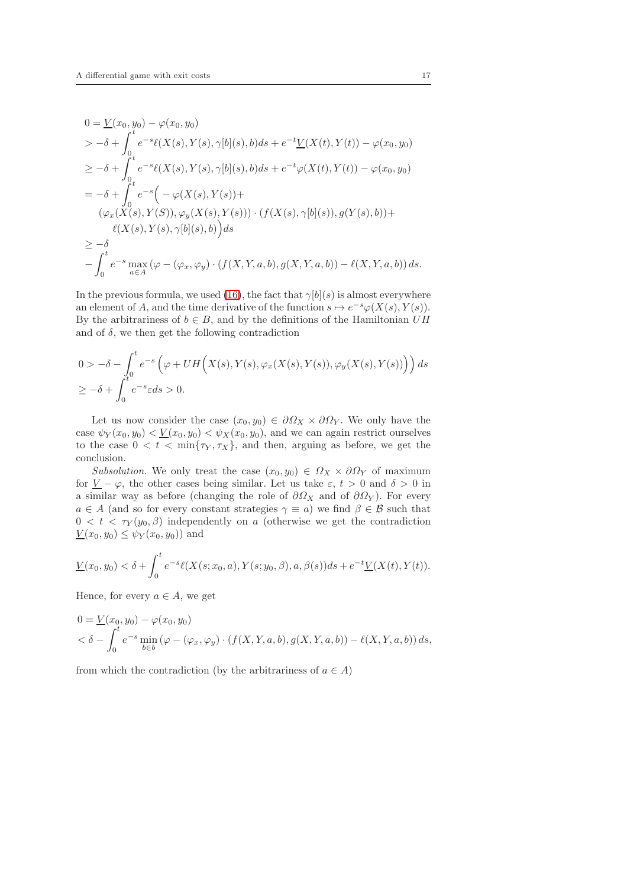$$
\begin{aligned}
0 &= \underline{V}(x_0, y_0) - \varphi(x_0, y_0) \\
&> -\delta + \int_0^t e^{-s} \ell(X(s), Y(s), \gamma[b](s), b) ds + e^{-t} \underline{V}(X(t), Y(t)) - \varphi(x_0, y_0) \\
&\geq -\delta + \int_0^t e^{-s} \ell(X(s), Y(s), \gamma[b](s), b) ds + e^{-t} \varphi(X(t), Y(t)) - \varphi(x_0, y_0) \\
&= -\delta + \int_0^t e^{-s} \Big( -\varphi(X(s), Y(s)) + \\
&\quad (\varphi_x(X(s), Y(S)), \varphi_y(X(s), Y(s))) \cdot (f(X(s), \gamma[b](s)), g(Y(s), b)) + \\
&\quad \ell(X(s), Y(s), \gamma[b](s), b) \Big) ds \\
&\geq -\delta \\
&\quad - \int_0^t e^{-s} \max_{a \in A} (\varphi - (\varphi_x, \varphi_y) \cdot (f(X, Y, a, b), g(X, Y, a, b)) - \ell(X, Y, a, b)) ds.
\end{aligned}
$$

In the previous formula, we used (16), the fact that $\gamma[b](s)$ is almost everywhere an element of $A$, and the time derivative of the function $s \mapsto e^{-s}\varphi(X(s), Y(s))$. By the arbitrariness of $b \in B$, and by the definitions of the Hamiltonian $UH$ and of $\delta$, we then get the following contradiction

$$
\begin{aligned}
0 &> -\delta - \int_0^t e^{-s} \Big( \varphi + UH\Big(X(s), Y(s), \varphi_x(X(s), Y(s)), \varphi_y(X(s), Y(s))\Big) \Big) ds \\
&\geq -\delta + \int_0^t e^{-s} \varepsilon ds > 0.
\end{aligned}
$$

Let us now consider the case $(x_0, y_0) \in \partial\Omega_X \times \partial\Omega_Y$. We only have the case $\psi_Y(x_0, y_0) < \underline{V}(x_0, y_0) < \psi_X(x_0, y_0)$, and we can again restrict ourselves to the case $0 < t < \min\{\tau_Y, \tau_X\}$, and then, arguing as before, we get the conclusion.

*Subsolution.* We only treat the case $(x_0, y_0) \in \Omega_X \times \partial\Omega_Y$ of maximum for $\underline{V} - \varphi$, the other cases being similar. Let us take $\varepsilon$, $t > 0$ and $\delta > 0$ in a similar way as before (changing the role of $\partial\Omega_X$ and of $\partial\Omega_Y$). For every $a \in A$ (and so for every constant strategies $\gamma \equiv a$) we find $\beta \in \mathcal{B}$ such that $0 < t < \tau_Y(y_0, \beta)$ independently on $a$ (otherwise we get the contradiction $\underline{V}(x_0, y_0) \leq \psi_Y(x_0, y_0)$) and

$$
\underline{V}(x_0, y_0) < \delta + \int_0^t e^{-s} \ell(X(s; x_0, a), Y(s; y_0, \beta), a, \beta(s)) ds + e^{-t} \underline{V}(X(t), Y(t)).
$$

Hence, for every $a \in A$, we get

$$
\begin{aligned}
0 &= \underline{V}(x_0, y_0) - \varphi(x_0, y_0) \\
&< \delta - \int_0^t e^{-s} \min_{b \in b} (\varphi - (\varphi_x, \varphi_y) \cdot (f(X, Y, a, b), g(X, Y, a, b)) - \ell(X, Y, a, b)) ds,
\end{aligned}
$$

from which the contradiction (by the arbitrariness of $a \in A$)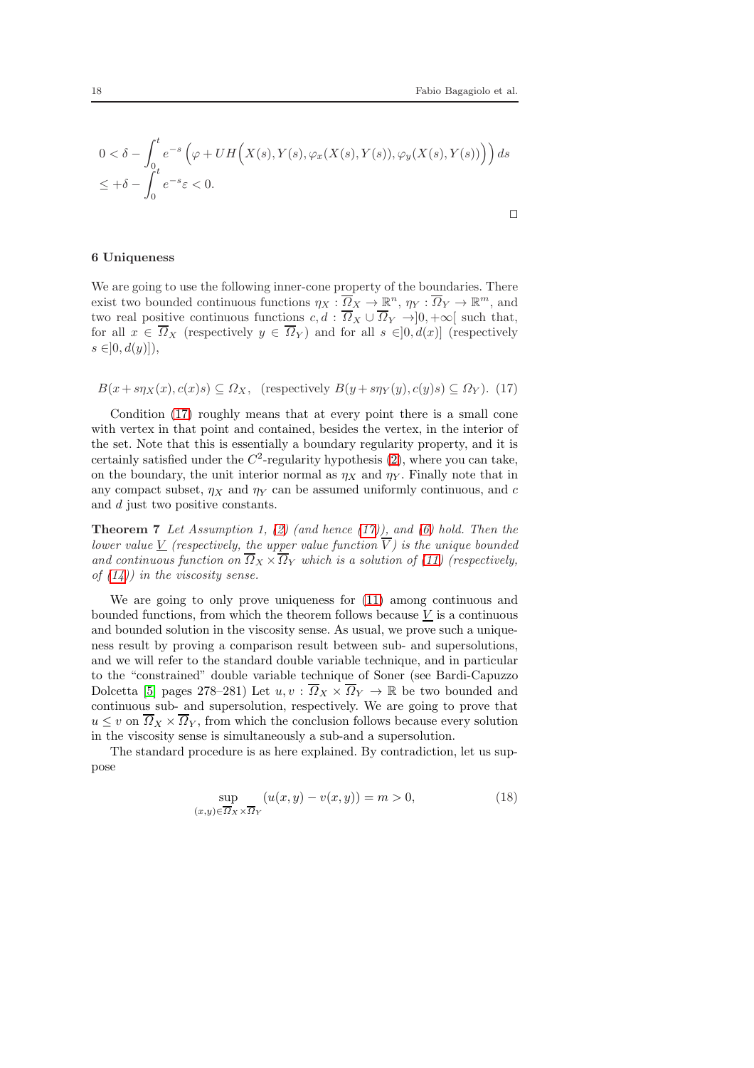$$
\begin{aligned}
&0<\delta-\int_0^t e^{-s}\left(\varphi+UH\Big(X(s),Y(s),\varphi_x(X(s),Y(s)),\varphi_y(X(s),Y(s))\Big)\right)ds\\
&\le +\delta-\int_0^t e^{-s}\varepsilon<0.
\end{aligned}
$$

□

## 6 Uniqueness

We are going to use the following inner-cone property of the boundaries. There exist two bounded continuous functions $\eta_X:\overline{\Omega}_X\to\mathbb{R}^n$, $\eta_Y:\overline{\Omega}_Y\to\mathbb{R}^m$, and two real positive continuous functions $c,d:\overline{\Omega}_X\cup\overline{\Omega}_Y\to]0,+\infty[$ such that, for all $x\in\overline{\Omega}_X$ (respectively $y\in\overline{\Omega}_Y$) and for all $s\in]0,d(x)]$ (respectively $s\in]0,d(y)]$),

$$
B(x+s\eta_X(x),c(x)s)\subseteq\Omega_X,\quad\text{(respectively } B(y+s\eta_Y(y),c(y)s)\subseteq\Omega_Y\text{)}.\quad (17)
$$

Condition (17) roughly means that at every point there is a small cone with vertex in that point and contained, besides the vertex, in the interior of the set. Note that this is essentially a boundary regularity property, and it is certainly satisfied under the $C^2$-regularity hypothesis (2), where you can take, on the boundary, the unit interior normal as $\eta_X$ and $\eta_Y$. Finally note that in any compact subset, $\eta_X$ and $\eta_Y$ can be assumed uniformly continuous, and $c$ and $d$ just two positive constants.

**Theorem 7** *Let Assumption 1, (2) (and hence (17)), and (6) hold. Then the lower value $\underline{V}$ (respectively, the upper value function $\overline{V}$) is the unique bounded and continuous function on $\overline{\Omega}_X\times\overline{\Omega}_Y$ which is a solution of (11) (respectively, of (14)) in the viscosity sense.*

We are going to only prove uniqueness for (11) among continuous and bounded functions, from which the theorem follows because $\underline{V}$ is a continuous and bounded solution in the viscosity sense. As usual, we prove such a uniqueness result by proving a comparison result between sub- and supersolutions, and we will refer to the standard double variable technique, and in particular to the "constrained" double variable technique of Soner (see Bardi-Capuzzo Dolcetta [5] pages 278–281) Let $u,v:\overline{\Omega}_X\times\overline{\Omega}_Y\to\mathbb{R}$ be two bounded and continuous sub- and supersolution, respectively. We are going to prove that $u\le v$ on $\overline{\Omega}_X\times\overline{\Omega}_Y$, from which the conclusion follows because every solution in the viscosity sense is simultaneously a sub-and a supersolution.

The standard procedure is as here explained. By contradiction, let us suppose

$$
\sup_{(x,y)\in\overline{\Omega}_X\times\overline{\Omega}_Y}(u(x,y)-v(x,y))=m>0,\quad (18)
$$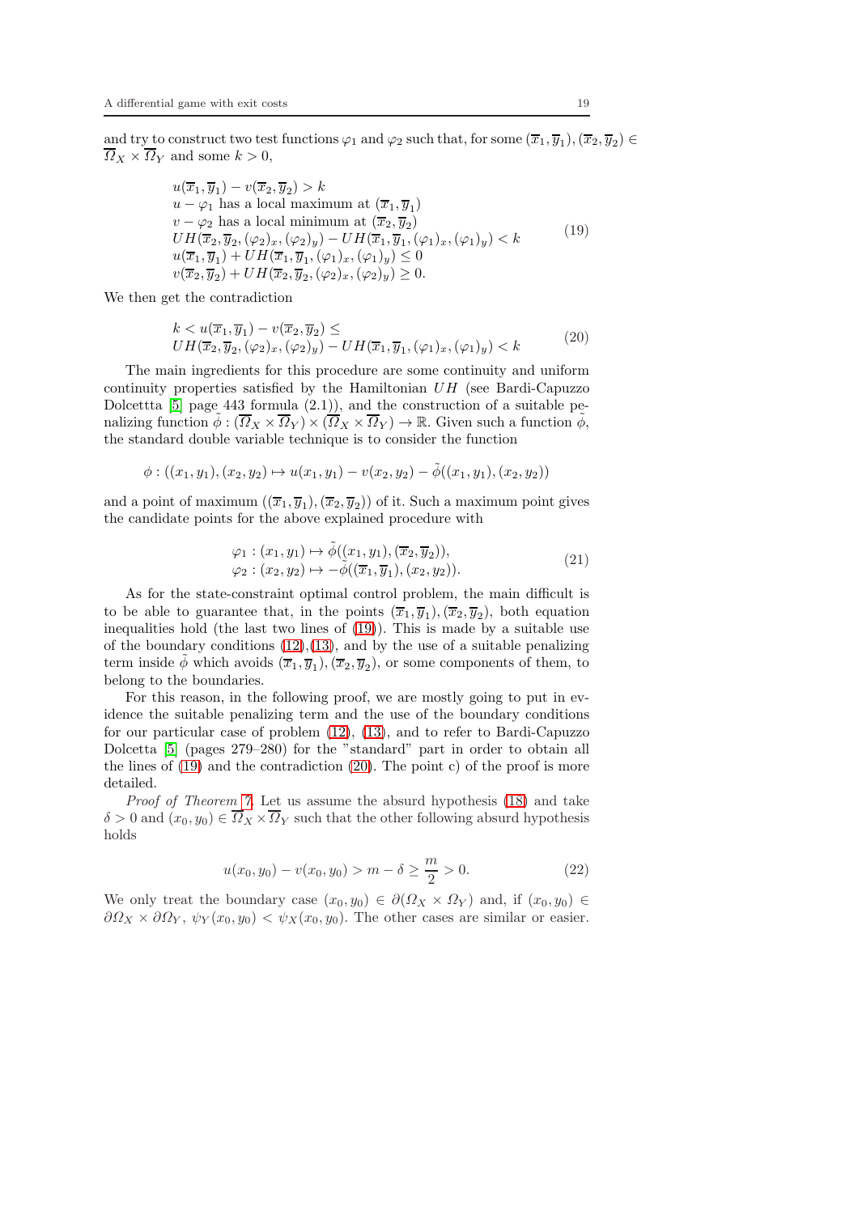and try to construct two test functions $\varphi_1$ and $\varphi_2$ such that, for some $(\overline{x}_1, \overline{y}_1), (\overline{x}_2, \overline{y}_2) \in \overline{\Omega}_X \times \overline{\Omega}_Y$ and some $k > 0$,

$$
\begin{array}{l}
u(\overline{x}_1, \overline{y}_1) - v(\overline{x}_2, \overline{y}_2) > k \\
u - \varphi_1 \text{ has a local maximum at } (\overline{x}_1, \overline{y}_1) \\
v - \varphi_2 \text{ has a local minimum at } (\overline{x}_2, \overline{y}_2) \\
UH(\overline{x}_2, \overline{y}_2, (\varphi_2)_x, (\varphi_2)_y) - UH(\overline{x}_1, \overline{y}_1, (\varphi_1)_x, (\varphi_1)_y) < k \\
u(\overline{x}_1, \overline{y}_1) + UH(\overline{x}_1, \overline{y}_1, (\varphi_1)_x, (\varphi_1)_y) \leq 0 \\
v(\overline{x}_2, \overline{y}_2) + UH(\overline{x}_2, \overline{y}_2, (\varphi_2)_x, (\varphi_2)_y) \geq 0.
\end{array}
\tag{19}
$$

We then get the contradiction

$$
\begin{array}{l}
k < u(\overline{x}_1, \overline{y}_1) - v(\overline{x}_2, \overline{y}_2) \leq \\
UH(\overline{x}_2, \overline{y}_2, (\varphi_2)_x, (\varphi_2)_y) - UH(\overline{x}_1, \overline{y}_1, (\varphi_1)_x, (\varphi_1)_y) < k
\end{array}
\tag{20}
$$

The main ingredients for this procedure are some continuity and uniform continuity properties satisfied by the Hamiltonian $UH$ (see Bardi-Capuzzo Dolcettta [5] page 443 formula (2.1)), and the construction of a suitable penalizing function $\tilde{\phi} : (\overline{\Omega}_X \times \overline{\Omega}_Y) \times (\overline{\Omega}_X \times \overline{\Omega}_Y) \to \mathbb{R}$. Given such a function $\tilde{\phi}$, the standard double variable technique is to consider the function

$$
\phi : ((x_1, y_1), (x_2, y_2) \mapsto u(x_1, y_1) - v(x_2, y_2) - \tilde{\phi}((x_1, y_1), (x_2, y_2))
$$

and a point of maximum $((\overline{x}_1, \overline{y}_1), (\overline{x}_2, \overline{y}_2))$ of it. Such a maximum point gives the candidate points for the above explained procedure with

$$
\begin{array}{l}
\varphi_1 : (x_1, y_1) \mapsto \tilde{\phi}((x_1, y_1), (\overline{x}_2, \overline{y}_2)), \\
\varphi_2 : (x_2, y_2) \mapsto -\tilde{\phi}((\overline{x}_1, \overline{y}_1), (x_2, y_2)).
\end{array}
\tag{21}
$$

As for the state-constraint optimal control problem, the main difficult is to be able to guarantee that, in the points $(\overline{x}_1, \overline{y}_1), (\overline{x}_2, \overline{y}_2)$, both equation inequalities hold (the last two lines of (19)). This is made by a suitable use of the boundary conditions (12),(13), and by the use of a suitable penalizing term inside $\tilde{\phi}$ which avoids $(\overline{x}_1, \overline{y}_1), (\overline{x}_2, \overline{y}_2)$, or some components of them, to belong to the boundaries.

For this reason, in the following proof, we are mostly going to put in evidence the suitable penalizing term and the use of the boundary conditions for our particular case of problem (12), (13), and to refer to Bardi-Capuzzo Dolcetta [5] (pages 279–280) for the "standard" part in order to obtain all the lines of (19) and the contradiction (20). The point c) of the proof is more detailed.

*Proof of Theorem 7.* Let us assume the absurd hypothesis (18) and take $\delta > 0$ and $(x_0, y_0) \in \overline{\Omega}_X \times \overline{\Omega}_Y$ such that the other following absurd hypothesis holds

$$
u(x_0, y_0) - v(x_0, y_0) > m - \delta \geq \frac{m}{2} > 0.
\tag{22}
$$

We only treat the boundary case $(x_0, y_0) \in \partial(\Omega_X \times \Omega_Y)$ and, if $(x_0, y_0) \in \partial\Omega_X \times \partial\Omega_Y$, $\psi_Y(x_0, y_0) < \psi_X(x_0, y_0)$. The other cases are similar or easier.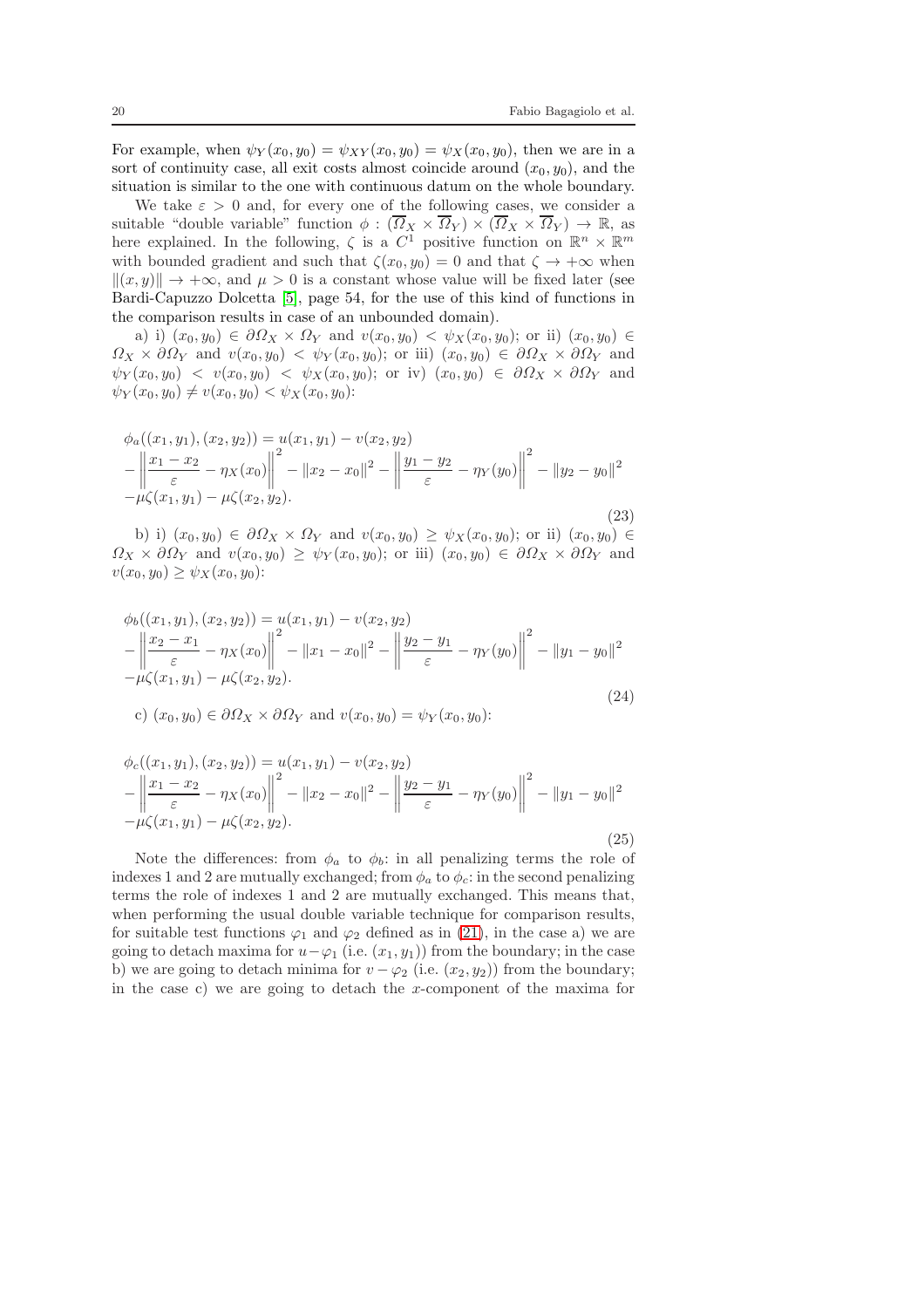For example, when $\psi_Y(x_0, y_0) = \psi_{XY}(x_0, y_0) = \psi_X(x_0, y_0)$, then we are in a sort of continuity case, all exit costs almost coincide around $(x_0, y_0)$, and the situation is similar to the one with continuous datum on the whole boundary.

We take $\varepsilon > 0$ and, for every one of the following cases, we consider a suitable "double variable" function $\phi : (\overline{\Omega}_X \times \overline{\Omega}_Y) \times (\overline{\Omega}_X \times \overline{\Omega}_Y) \to \mathbb{R}$, as here explained. In the following, $\zeta$ is a $C^1$ positive function on $\mathbb{R}^n \times \mathbb{R}^m$ with bounded gradient and such that $\zeta(x_0, y_0) = 0$ and that $\zeta \to +\infty$ when $\|(x, y)\| \to +\infty$, and $\mu > 0$ is a constant whose value will be fixed later (see Bardi-Capuzzo Dolcetta [5], page 54, for the use of this kind of functions in the comparison results in case of an unbounded domain).

a) i) $(x_0, y_0) \in \partial\Omega_X \times \Omega_Y$ and $v(x_0, y_0) < \psi_X(x_0, y_0)$; or ii) $(x_0, y_0) \in \Omega_X \times \partial\Omega_Y$ and $v(x_0, y_0) < \psi_Y(x_0, y_0)$; or iii) $(x_0, y_0) \in \partial\Omega_X \times \partial\Omega_Y$ and $\psi_Y(x_0, y_0) < v(x_0, y_0) < \psi_X(x_0, y_0)$; or iv) $(x_0, y_0) \in \partial\Omega_X \times \partial\Omega_Y$ and $\psi_Y(x_0, y_0) \neq v(x_0, y_0) < \psi_X(x_0, y_0)$:

$$
\begin{aligned}
&\phi_a((x_1, y_1), (x_2, y_2)) = u(x_1, y_1) - v(x_2, y_2) \\
&- \left\| \frac{x_1 - x_2}{\varepsilon} - \eta_X(x_0) \right\|^2 - \|x_2 - x_0\|^2 - \left\| \frac{y_1 - y_2}{\varepsilon} - \eta_Y(y_0) \right\|^2 - \|y_2 - y_0\|^2 \\
&- \mu\zeta(x_1, y_1) - \mu\zeta(x_2, y_2).
\end{aligned}
\tag{23}
$$

b) i) $(x_0, y_0) \in \partial\Omega_X \times \Omega_Y$ and $v(x_0, y_0) \geq \psi_X(x_0, y_0)$; or ii) $(x_0, y_0) \in \Omega_X \times \partial\Omega_Y$ and $v(x_0, y_0) \geq \psi_Y(x_0, y_0)$; or iii) $(x_0, y_0) \in \partial\Omega_X \times \partial\Omega_Y$ and $v(x_0, y_0) \geq \psi_X(x_0, y_0)$:

$$
\begin{aligned}
&\phi_b((x_1, y_1), (x_2, y_2)) = u(x_1, y_1) - v(x_2, y_2) \\
&- \left\| \frac{x_2 - x_1}{\varepsilon} - \eta_X(x_0) \right\|^2 - \|x_1 - x_0\|^2 - \left\| \frac{y_2 - y_1}{\varepsilon} - \eta_Y(y_0) \right\|^2 - \|y_1 - y_0\|^2 \\
&- \mu\zeta(x_1, y_1) - \mu\zeta(x_2, y_2).
\end{aligned}
\tag{24}
$$

c) $(x_0, y_0) \in \partial\Omega_X \times \partial\Omega_Y$ and $v(x_0, y_0) = \psi_Y(x_0, y_0)$:

$$
\begin{aligned}
&\phi_c((x_1, y_1), (x_2, y_2)) = u(x_1, y_1) - v(x_2, y_2) \\
&- \left\| \frac{x_1 - x_2}{\varepsilon} - \eta_X(x_0) \right\|^2 - \|x_2 - x_0\|^2 - \left\| \frac{y_2 - y_1}{\varepsilon} - \eta_Y(y_0) \right\|^2 - \|y_1 - y_0\|^2 \\
&- \mu\zeta(x_1, y_1) - \mu\zeta(x_2, y_2).
\end{aligned}
\tag{25}
$$

Note the differences: from $\phi_a$ to $\phi_b$: in all penalizing terms the role of indexes 1 and 2 are mutually exchanged; from $\phi_a$ to $\phi_c$: in the second penalizing terms the role of indexes 1 and 2 are mutually exchanged. This means that, when performing the usual double variable technique for comparison results, for suitable test functions $\varphi_1$ and $\varphi_2$ defined as in (21), in the case a) we are going to detach maxima for $u - \varphi_1$ (i.e. $(x_1, y_1)$) from the boundary; in the case b) we are going to detach minima for $v - \varphi_2$ (i.e. $(x_2, y_2)$) from the boundary; in the case c) we are going to detach the $x$-component of the maxima for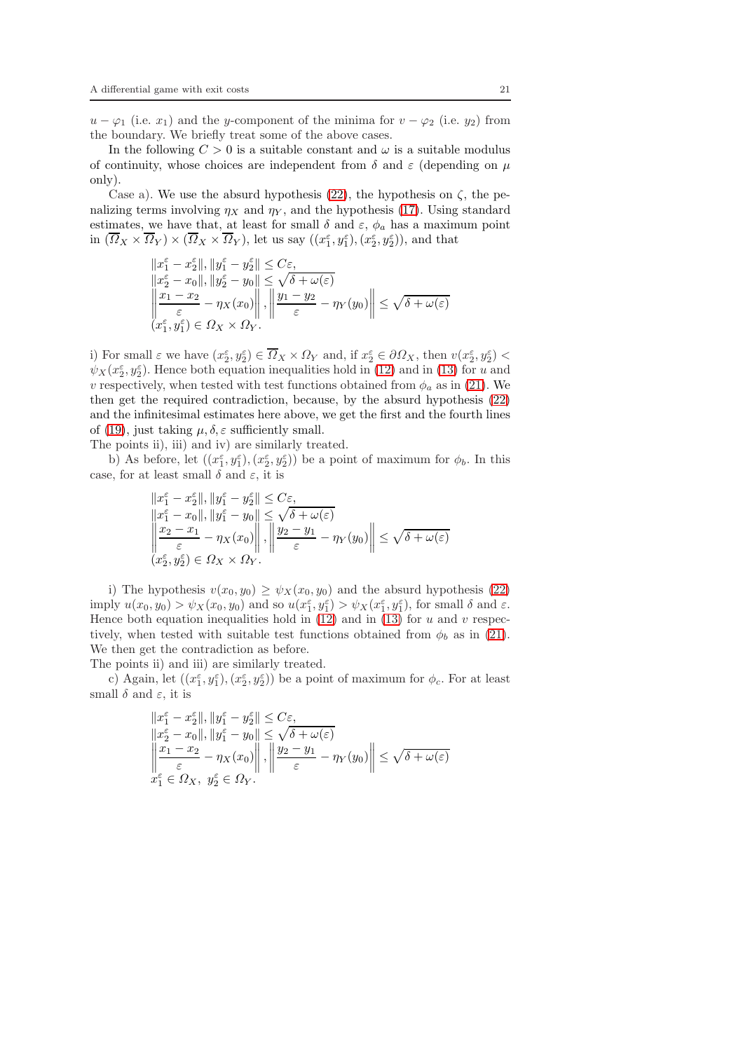$u-\varphi_1$ (i.e. $x_1$) and the $y$-component of the minima for $v-\varphi_2$ (i.e. $y_2$) from the boundary. We briefly treat some of the above cases.

In the following $C>0$ is a suitable constant and $\omega$ is a suitable modulus of continuity, whose choices are independent from $\delta$ and $\varepsilon$ (depending on $\mu$ only).

Case a). We use the absurd hypothesis (22), the hypothesis on $\zeta$, the penalizing terms involving $\eta_X$ and $\eta_Y$, and the hypothesis (17). Using standard estimates, we have that, at least for small $\delta$ and $\varepsilon$, $\phi_a$ has a maximum point in $(\overline{\Omega}_X\times\overline{\Omega}_Y)\times(\overline{\Omega}_X\times\overline{\Omega}_Y)$, let us say $((x_1^\varepsilon,y_1^\varepsilon),(x_2^\varepsilon,y_2^\varepsilon))$, and that

$$
\begin{array}{l}
\|x_1^\varepsilon-x_2^\varepsilon\|,\|y_1^\varepsilon-y_2^\varepsilon\|\le C\varepsilon,\\
\|x_2^\varepsilon-x_0\|,\|y_2^\varepsilon-y_0\|\le\sqrt{\delta+\omega(\varepsilon)}\\
\left\|\dfrac{x_1-x_2}{\varepsilon}-\eta_X(x_0)\right\|,\left\|\dfrac{y_1-y_2}{\varepsilon}-\eta_Y(y_0)\right\|\le\sqrt{\delta+\omega(\varepsilon)}\\
(x_1^\varepsilon,y_1^\varepsilon)\in\Omega_X\times\Omega_Y.
\end{array}
$$

i) For small $\varepsilon$ we have $(x_2^\varepsilon,y_2^\varepsilon)\in\overline{\Omega}_X\times\Omega_Y$ and, if $x_2^\varepsilon\in\partial\Omega_X$, then $v(x_2^\varepsilon,y_2^\varepsilon)<\psi_X(x_2^\varepsilon,y_2^\varepsilon)$. Hence both equation inequalities hold in (12) and in (13) for $u$ and $v$ respectively, when tested with test functions obtained from $\phi_a$ as in (21). We then get the required contradiction, because, by the absurd hypothesis (22) and the infinitesimal estimates here above, we get the first and the fourth lines of (19), just taking $\mu,\delta,\varepsilon$ sufficiently small.
The points ii), iii) and iv) are similarly treated.

b) As before, let $((x_1^\varepsilon,y_1^\varepsilon),(x_2^\varepsilon,y_2^\varepsilon))$ be a point of maximum for $\phi_b$. In this case, for at least small $\delta$ and $\varepsilon$, it is

$$
\begin{array}{l}
\|x_1^\varepsilon-x_2^\varepsilon\|,\|y_1^\varepsilon-y_2^\varepsilon\|\le C\varepsilon,\\
\|x_1^\varepsilon-x_0\|,\|y_1^\varepsilon-y_0\|\le\sqrt{\delta+\omega(\varepsilon)}\\
\left\|\dfrac{x_2-x_1}{\varepsilon}-\eta_X(x_0)\right\|,\left\|\dfrac{y_2-y_1}{\varepsilon}-\eta_Y(y_0)\right\|\le\sqrt{\delta+\omega(\varepsilon)}\\
(x_2^\varepsilon,y_2^\varepsilon)\in\Omega_X\times\Omega_Y.
\end{array}
$$

i) The hypothesis $v(x_0,y_0)\ge\psi_X(x_0,y_0)$ and the absurd hypothesis (22) imply $u(x_0,y_0)>\psi_X(x_0,y_0)$ and so $u(x_1^\varepsilon,y_1^\varepsilon)>\psi_X(x_1^\varepsilon,y_1^\varepsilon)$, for small $\delta$ and $\varepsilon$. Hence both equation inequalities hold in (12) and in (13) for $u$ and $v$ respectively, when tested with suitable test functions obtained from $\phi_b$ as in (21). We then get the contradiction as before.
The points ii) and iii) are similarly treated.

c) Again, let $((x_1^\varepsilon,y_1^\varepsilon),(x_2^\varepsilon,y_2^\varepsilon))$ be a point of maximum for $\phi_c$. For at least small $\delta$ and $\varepsilon$, it is

$$
\begin{array}{l}
\|x_1^\varepsilon-x_2^\varepsilon\|,\|y_1^\varepsilon-y_2^\varepsilon\|\le C\varepsilon,\\
\|x_2^\varepsilon-x_0\|,\|y_1^\varepsilon-y_0\|\le\sqrt{\delta+\omega(\varepsilon)}\\
\left\|\dfrac{x_1-x_2}{\varepsilon}-\eta_X(x_0)\right\|,\left\|\dfrac{y_2-y_1}{\varepsilon}-\eta_Y(y_0)\right\|\le\sqrt{\delta+\omega(\varepsilon)}\\
x_1^\varepsilon\in\Omega_X,\ y_2^\varepsilon\in\Omega_Y.
\end{array}
$$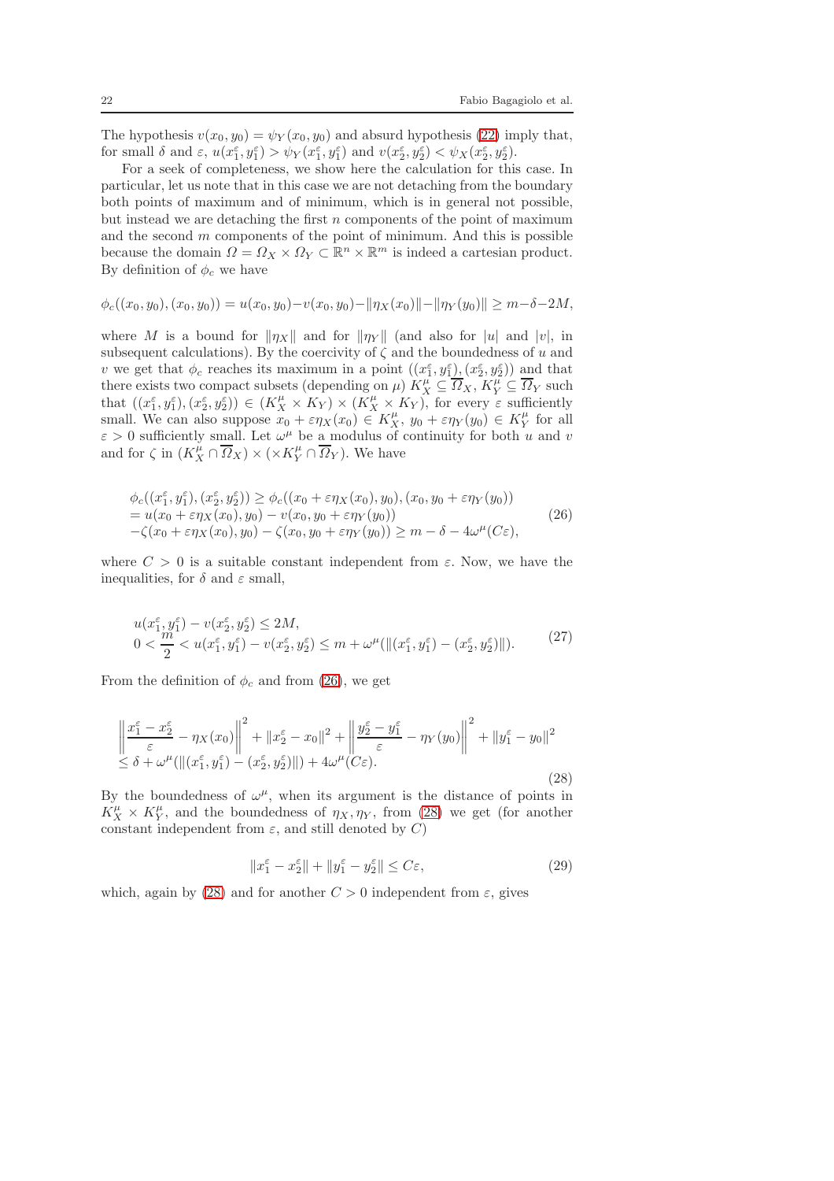The hypothesis $v(x_0, y_0) = \psi_Y(x_0, y_0)$ and absurd hypothesis (22) imply that, for small $\delta$ and $\varepsilon$, $u(x_1^\varepsilon, y_1^\varepsilon) > \psi_Y(x_1^\varepsilon, y_1^\varepsilon)$ and $v(x_2^\varepsilon, y_2^\varepsilon) < \psi_X(x_2^\varepsilon, y_2^\varepsilon)$.

For a seek of completeness, we show here the calculation for this case. In particular, let us note that in this case we are not detaching from the boundary both points of maximum and of minimum, which is in general not possible, but instead we are detaching the first $n$ components of the point of maximum and the second $m$ components of the point of minimum. And this is possible because the domain $\Omega = \Omega_X \times \Omega_Y \subset \mathbb{R}^n \times \mathbb{R}^m$ is indeed a cartesian product. By definition of $\phi_c$ we have

$$\phi_c((x_0, y_0), (x_0, y_0)) = u(x_0, y_0) - v(x_0, y_0) - \|\eta_X(x_0)\| - \|\eta_Y(y_0)\| \geq m - \delta - 2M,$$

where $M$ is a bound for $\|\eta_X\|$ and for $\|\eta_Y\|$ (and also for $|u|$ and $|v|$, in subsequent calculations). By the coercivity of $\zeta$ and the boundedness of $u$ and $v$ we get that $\phi_c$ reaches its maximum in a point $((x_1^\varepsilon, y_1^\varepsilon), (x_2^\varepsilon, y_2^\varepsilon))$ and that there exists two compact subsets (depending on $\mu$) $K_X^\mu \subseteq \overline{\Omega}_X$, $K_Y^\mu \subseteq \overline{\Omega}_Y$ such that $((x_1^\varepsilon, y_1^\varepsilon), (x_2^\varepsilon, y_2^\varepsilon)) \in (K_X^\mu \times K_Y) \times (K_X^\mu \times K_Y)$, for every $\varepsilon$ sufficiently small. We can also suppose $x_0 + \varepsilon\eta_X(x_0) \in K_X^\mu$, $y_0 + \varepsilon\eta_Y(y_0) \in K_Y^\mu$ for all $\varepsilon > 0$ sufficiently small. Let $\omega^\mu$ be a modulus of continuity for both $u$ and $v$ and for $\zeta$ in $(K_X^\mu \cap \overline{\Omega}_X) \times (\times K_Y^\mu \cap \overline{\Omega}_Y)$. We have

$$
\begin{aligned}
&\phi_c((x_1^\varepsilon, y_1^\varepsilon), (x_2^\varepsilon, y_2^\varepsilon)) \geq \phi_c((x_0 + \varepsilon\eta_X(x_0), y_0), (x_0, y_0 + \varepsilon\eta_Y(y_0)) \\
&= u(x_0 + \varepsilon\eta_X(x_0), y_0) - v(x_0, y_0 + \varepsilon\eta_Y(y_0)) \\
&-\zeta(x_0 + \varepsilon\eta_X(x_0), y_0) - \zeta(x_0, y_0 + \varepsilon\eta_Y(y_0)) \geq m - \delta - 4\omega^\mu(C\varepsilon),
\end{aligned} \tag{26}
$$

where $C > 0$ is a suitable constant independent from $\varepsilon$. Now, we have the inequalities, for $\delta$ and $\varepsilon$ small,

$$
\begin{aligned}
&u(x_1^\varepsilon, y_1^\varepsilon) - v(x_2^\varepsilon, y_2^\varepsilon) \leq 2M, \\
&0 < \frac{m}{2} < u(x_1^\varepsilon, y_1^\varepsilon) - v(x_2^\varepsilon, y_2^\varepsilon) \leq m + \omega^\mu(\|(x_1^\varepsilon, y_1^\varepsilon) - (x_2^\varepsilon, y_2^\varepsilon)\|).
\end{aligned} \tag{27}
$$

From the definition of $\phi_c$ and from (26), we get

$$
\begin{aligned}
&\left\|\frac{x_1^\varepsilon - x_2^\varepsilon}{\varepsilon} - \eta_X(x_0)\right\|^2 + \|x_2^\varepsilon - x_0\|^2 + \left\|\frac{y_2^\varepsilon - y_1^\varepsilon}{\varepsilon} - \eta_Y(y_0)\right\|^2 + \|y_1^\varepsilon - y_0\|^2 \\
&\leq \delta + \omega^\mu(\|(x_1^\varepsilon, y_1^\varepsilon) - (x_2^\varepsilon, y_2^\varepsilon)\|) + 4\omega^\mu(C\varepsilon).
\end{aligned} \tag{28}
$$

By the boundedness of $\omega^\mu$, when its argument is the distance of points in $K_X^\mu \times K_Y^\mu$, and the boundedness of $\eta_X, \eta_Y$, from (28) we get (for another constant independent from $\varepsilon$, and still denoted by $C$)

$$\|x_1^\varepsilon - x_2^\varepsilon\| + \|y_1^\varepsilon - y_2^\varepsilon\| \leq C\varepsilon, \tag{29}$$

which, again by (28) and for another $C > 0$ independent from $\varepsilon$, gives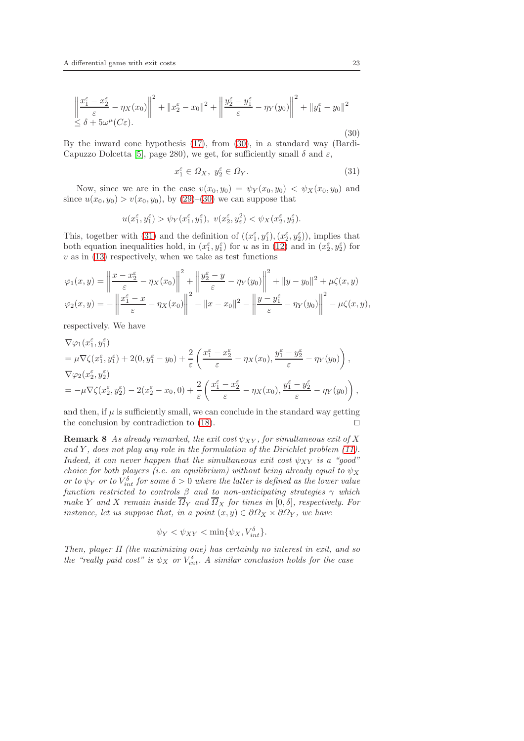$$
\left\|\frac{x_1^\varepsilon - x_2^\varepsilon}{\varepsilon} - \eta_X(x_0)\right\|^2 + \|x_2^\varepsilon - x_0\|^2 + \left\|\frac{y_2^\varepsilon - y_1^\varepsilon}{\varepsilon} - \eta_Y(y_0)\right\|^2 + \|y_1^\varepsilon - y_0\|^2 \\
\leq \delta + 5\omega^\mu(C\varepsilon). \tag{30}
$$

By the inward cone hypothesis (17), from (30), in a standard way (Bardi-Capuzzo Dolcetta [5], page 280), we get, for sufficiently small $\delta$ and $\varepsilon$,

$$
x_1^\varepsilon \in \Omega_X,\ y_2^\varepsilon \in \Omega_Y. \tag{31}
$$

Now, since we are in the case $v(x_0, y_0) = \psi_Y(x_0, y_0) < \psi_X(x_0, y_0)$ and since $u(x_0, y_0) > v(x_0, y_0)$, by (29)–(30) we can suppose that

$$
u(x_1^\varepsilon, y_1^\varepsilon) > \psi_Y(x_1^\varepsilon, y_1^\varepsilon),\ v(x_2^\varepsilon, y_\varepsilon^2) < \psi_X(x_2^\varepsilon, y_2^\varepsilon).
$$

This, together with (31) and the definition of $((x_1^\varepsilon, y_1^\varepsilon), (x_2^\varepsilon, y_2^\varepsilon))$, implies that both equation inequalities hold, in $(x_1^\varepsilon, y_1^\varepsilon)$ for $u$ as in (12) and in $(x_2^\varepsilon, y_2^\varepsilon)$ for $v$ as in (13) respectively, when we take as test functions

$$
\varphi_1(x, y) = \left\|\frac{x - x_2^\varepsilon}{\varepsilon} - \eta_X(x_0)\right\|^2 + \left\|\frac{y_2^\varepsilon - y}{\varepsilon} - \eta_Y(y_0)\right\|^2 + \|y - y_0\|^2 + \mu\zeta(x, y)
$$
$$
\varphi_2(x, y) = -\left\|\frac{x_1^\varepsilon - x}{\varepsilon} - \eta_X(x_0)\right\|^2 - \|x - x_0\|^2 - \left\|\frac{y - y_1^\varepsilon}{\varepsilon} - \eta_Y(y_0)\right\|^2 - \mu\zeta(x, y),
$$

respectively. We have

$$
\nabla\varphi_1(x_1^\varepsilon, y_1^\varepsilon) \\
= \mu\nabla\zeta(x_1^\varepsilon, y_1^\varepsilon) + 2(0, y_1^\varepsilon - y_0) + \frac{2}{\varepsilon}\left(\frac{x_1^\varepsilon - x_2^\varepsilon}{\varepsilon} - \eta_X(x_0), \frac{y_1^\varepsilon - y_2^\varepsilon}{\varepsilon} - \eta_Y(y_0)\right),
$$
$$
\nabla\varphi_2(x_2^\varepsilon, y_2^\varepsilon) \\
= -\mu\nabla\zeta(x_2^\varepsilon, y_2^\varepsilon) - 2(x_2^\varepsilon - x_0, 0) + \frac{2}{\varepsilon}\left(\frac{x_1^\varepsilon - x_2^\varepsilon}{\varepsilon} - \eta_X(x_0), \frac{y_1^\varepsilon - y_2^\varepsilon}{\varepsilon} - \eta_Y(y_0)\right),
$$

and then, if $\mu$ is sufficiently small, we can conclude in the standard way getting the conclusion by contradiction to (18). □

**Remark 8** *As already remarked, the exit cost $\psi_{XY}$, for simultaneous exit of $X$ and $Y$, does not play any role in the formulation of the Dirichlet problem (11). Indeed, it can never happen that the simultaneous exit cost $\psi_{XY}$ is a "good" choice for both players (i.e. an equilibrium) without being already equal to $\psi_X$ or to $\psi_Y$ or to $V_{int}^\delta$ for some $\delta > 0$ where the latter is defined as the lower value function restricted to controls $\beta$ and to non-anticipating strategies $\gamma$ which make $Y$ and $X$ remain inside $\overline{\Omega}_Y$ and $\overline{\Omega}_X$ for times in $[0, \delta]$, respectively. For instance, let us suppose that, in a point $(x, y) \in \partial\Omega_X \times \partial\Omega_Y$, we have*

$$
\psi_Y < \psi_{XY} < \min\{\psi_X, V_{int}^\delta\}.
$$

*Then, player II (the maximizing one) has certainly no interest in exit, and so the "really paid cost" is $\psi_X$ or $V_{int}^\delta$. A similar conclusion holds for the case*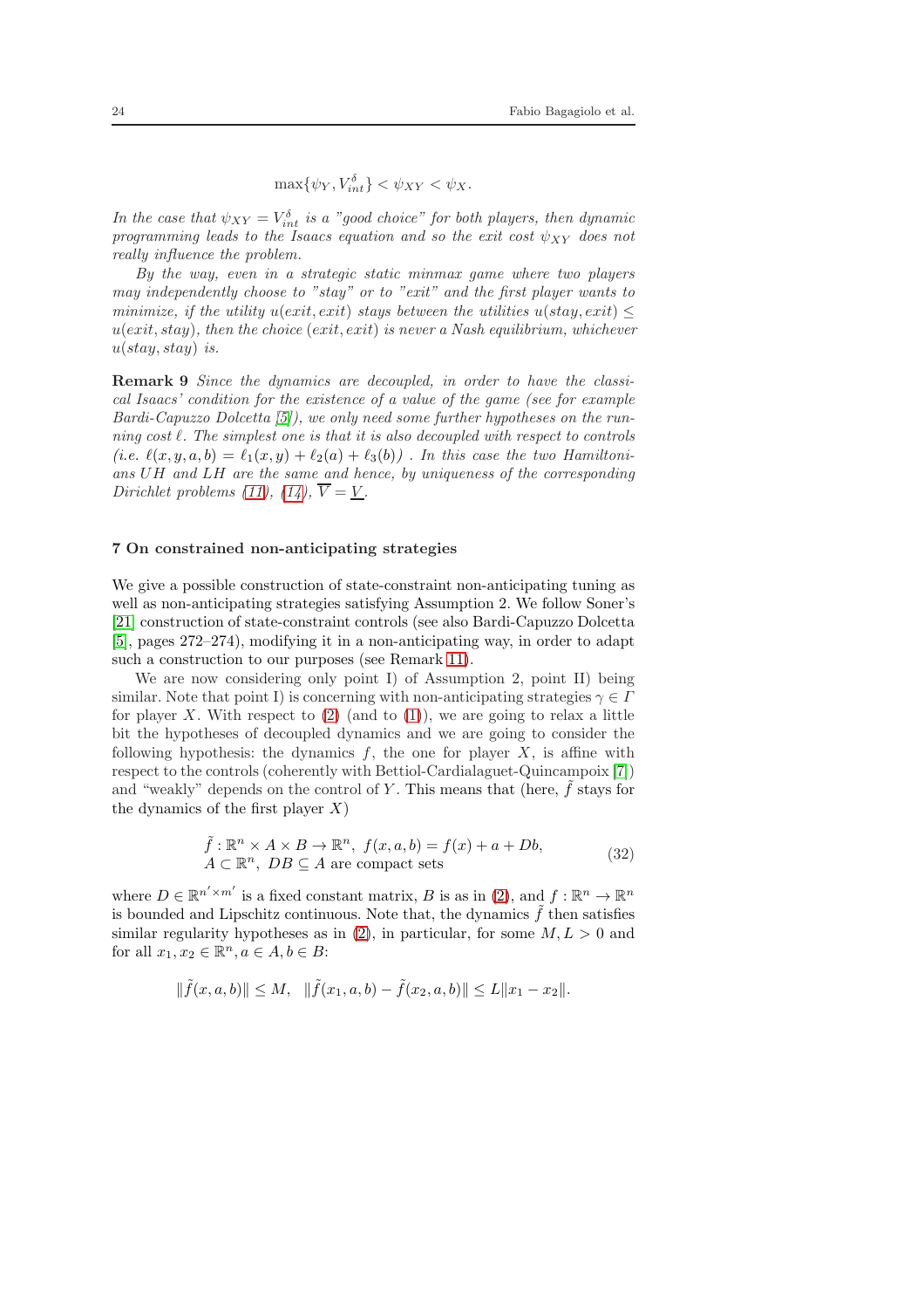$$\max\{\psi_Y, V^\delta_{int}\} < \psi_{XY} < \psi_X.$$

*In the case that $\psi_{XY} = V^\delta_{int}$ is a "good choice" for both players, then dynamic programming leads to the Isaacs equation and so the exit cost $\psi_{XY}$ does not really influence the problem.*

*By the way, even in a strategic static minmax game where two players may independently choose to "stay" or to "exit" and the first player wants to minimize, if the utility $u(exit, exit)$ stays between the utilities $u(stay, exit) \leq u(exit, stay)$, then the choice $(exit, exit)$ is never a Nash equilibrium, whichever $u(stay, stay)$ is.*

**Remark 9** *Since the dynamics are decoupled, in order to have the classical Isaacs' condition for the existence of a value of the game (see for example Bardi-Capuzzo Dolcetta [5]), we only need some further hypotheses on the running cost $\ell$. The simplest one is that it is also decoupled with respect to controls (i.e. $\ell(x, y, a, b) = \ell_1(x, y) + \ell_2(a) + \ell_3(b)$) . In this case the two Hamiltonians $UH$ and $LH$ are the same and hence, by uniqueness of the corresponding Dirichlet problems (11), (14), $\overline{V} = \underline{V}$.*

## 7 On constrained non-anticipating strategies

We give a possible construction of state-constraint non-anticipating tuning as well as non-anticipating strategies satisfying Assumption 2. We follow Soner's [21] construction of state-constraint controls (see also Bardi-Capuzzo Dolcetta [5], pages 272–274), modifying it in a non-anticipating way, in order to adapt such a construction to our purposes (see Remark 11).

We are now considering only point I) of Assumption 2, point II) being similar. Note that point I) is concerning with non-anticipating strategies $\gamma \in \Gamma$ for player $X$. With respect to (2) (and to (1)), we are going to relax a little bit the hypotheses of decoupled dynamics and we are going to consider the following hypothesis: the dynamics $f$, the one for player $X$, is affine with respect to the controls (coherently with Bettiol-Cardialaguet-Quincampoix [7]) and "weakly" depends on the control of $Y$. This means that (here, $\tilde{f}$ stays for the dynamics of the first player $X$)

$$\begin{array}{l} \tilde{f} : \mathbb{R}^n \times A \times B \to \mathbb{R}^n, \ f(x, a, b) = f(x) + a + Db, \\ A \subset \mathbb{R}^n, \ DB \subseteq A \text{ are compact sets} \end{array} \tag{32}$$

where $D \in \mathbb{R}^{n' \times m'}$ is a fixed constant matrix, $B$ is as in (2), and $f : \mathbb{R}^n \to \mathbb{R}^n$ is bounded and Lipschitz continuous. Note that, the dynamics $\tilde{f}$ then satisfies similar regularity hypotheses as in (2), in particular, for some $M, L > 0$ and for all $x_1, x_2 \in \mathbb{R}^n, a \in A, b \in B$:

$$\|\tilde{f}(x, a, b)\| \leq M, \quad \|\tilde{f}(x_1, a, b) - \tilde{f}(x_2, a, b)\| \leq L\|x_1 - x_2\|.$$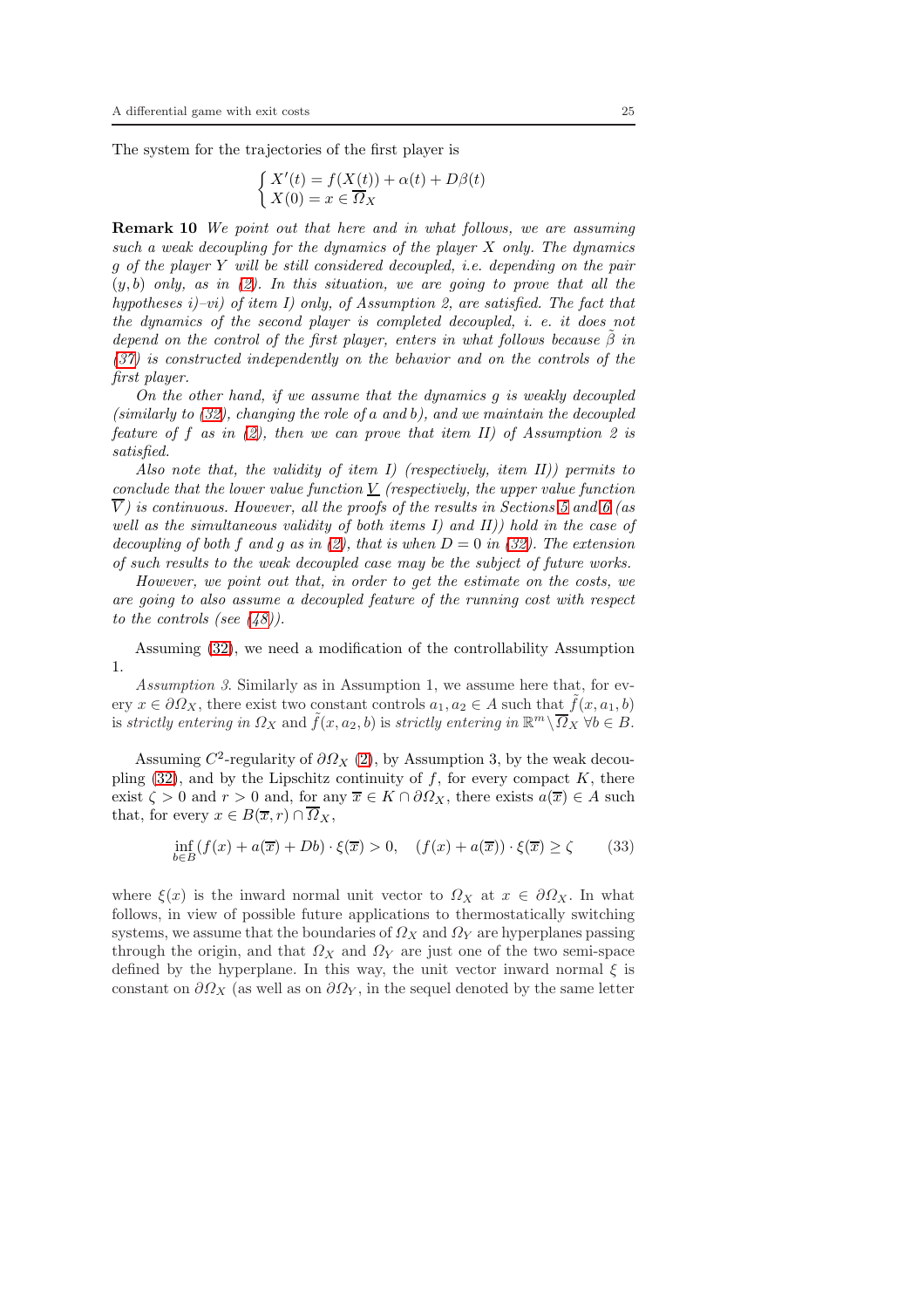The system for the trajectories of the first player is

$$\begin{cases} X'(t) = f(X(t)) + \alpha(t) + D\beta(t) \\ X(0) = x \in \overline{\Omega}_X \end{cases}$$

**Remark 10** *We point out that here and in what follows, we are assuming such a weak decoupling for the dynamics of the player $X$ only. The dynamics $g$ of the player $Y$ will be still considered decoupled, i.e. depending on the pair $(y, b)$ only, as in (2). In this situation, we are going to prove that all the hypotheses i)–vi) of item I) only, of Assumption 2, are satisfied. The fact that the dynamics of the second player is completed decoupled, i. e. it does not depend on the control of the first player, enters in what follows because $\tilde{\beta}$ in (37) is constructed independently on the behavior and on the controls of the first player.*

*On the other hand, if we assume that the dynamics $g$ is weakly decoupled (similarly to (32), changing the role of $a$ and $b$), and we maintain the decoupled feature of $f$ as in (2), then we can prove that item II) of Assumption 2 is satisfied.*

*Also note that, the validity of item I) (respectively, item II)) permits to conclude that the lower value function $\underline{V}$ (respectively, the upper value function $\overline{V}$) is continuous. However, all the proofs of the results in Sections 5 and 6 (as well as the simultaneous validity of both items I) and II)) hold in the case of decoupling of both $f$ and $g$ as in (2), that is when $D = 0$ in (32). The extension of such results to the weak decoupled case may be the subject of future works.*

*However, we point out that, in order to get the estimate on the costs, we are going to also assume a decoupled feature of the running cost with respect to the controls (see (48)).*

Assuming (32), we need a modification of the controllability Assumption 1.

*Assumption 3.* Similarly as in Assumption 1, we assume here that, for every $x \in \partial\Omega_X$, there exist two constant controls $a_1, a_2 \in A$ such that $\tilde{f}(x, a_1, b)$ is *strictly entering in $\Omega_X$* and $\tilde{f}(x, a_2, b)$ is *strictly entering in $\mathbb{R}^m \setminus \overline{\Omega}_X$* $\forall b \in B$.

Assuming $C^2$-regularity of $\partial\Omega_X$ (2), by Assumption 3, by the weak decoupling (32), and by the Lipschitz continuity of $f$, for every compact $K$, there exist $\zeta > 0$ and $r > 0$ and, for any $\overline{x} \in K \cap \partial\Omega_X$, there exists $a(\overline{x}) \in A$ such that, for every $x \in B(\overline{x}, r) \cap \overline{\Omega}_X$,

$$\inf_{b \in B} (f(x) + a(\overline{x}) + Db) \cdot \xi(\overline{x}) > 0, \quad (f(x) + a(\overline{x})) \cdot \xi(\overline{x}) \geq \zeta \tag{33}$$

where $\xi(x)$ is the inward normal unit vector to $\Omega_X$ at $x \in \partial\Omega_X$. In what follows, in view of possible future applications to thermostatically switching systems, we assume that the boundaries of $\Omega_X$ and $\Omega_Y$ are hyperplanes passing through the origin, and that $\Omega_X$ and $\Omega_Y$ are just one of the two semi-space defined by the hyperplane. In this way, the unit vector inward normal $\xi$ is constant on $\partial\Omega_X$ (as well as on $\partial\Omega_Y$, in the sequel denoted by the same letter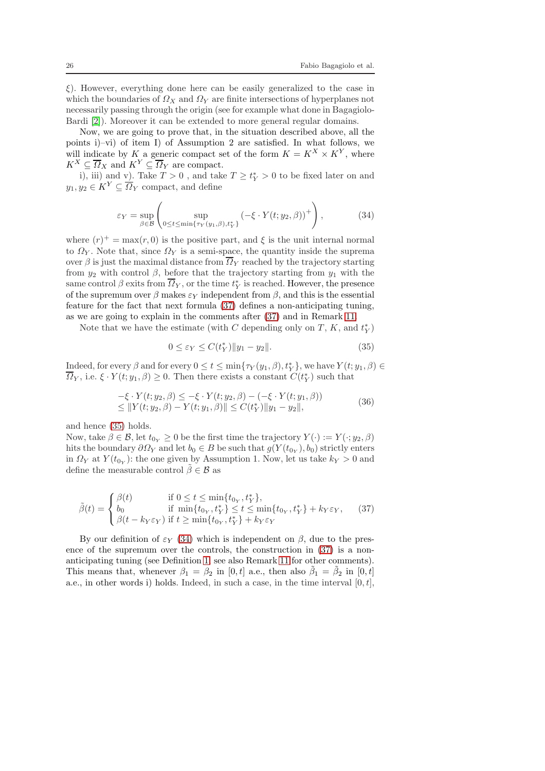$\xi$). However, everything done here can be easily generalized to the case in which the boundaries of $\Omega_X$ and $\Omega_Y$ are finite intersections of hyperplanes not necessarily passing through the origin (see for example what done in Bagagiolo-Bardi [2]). Moreover it can be extended to more general regular domains.

Now, we are going to prove that, in the situation described above, all the points i)–vi) of item I) of Assumption 2 are satisfied. In what follows, we will indicate by $K$ a generic compact set of the form $K = K^X \times K^Y$, where $K^X \subseteq \overline{\Omega}_X$ and $K^Y \subseteq \overline{\Omega}_Y$ are compact.

i), iii) and v). Take $T > 0$ , and take $T \geq t^*_Y > 0$ to be fixed later on and $y_1, y_2 \in K^Y \subseteq \overline{\Omega}_Y$ compact, and define

$$
\varepsilon_Y = \sup_{\beta \in \mathcal{B}} \left( \sup_{0 \leq t \leq \min\{\tau_Y(y_1,\beta), t^*_Y\}} (-\xi \cdot Y(t; y_2, \beta))^+ \right), \tag{34}
$$

where $(r)^+ = \max(r, 0)$ is the positive part, and $\xi$ is the unit internal normal to $\Omega_Y$. Note that, since $\Omega_Y$ is a semi-space, the quantity inside the suprema over $\beta$ is just the maximal distance from $\overline{\Omega}_Y$ reached by the trajectory starting from $y_2$ with control $\beta$, before that the trajectory starting from $y_1$ with the same control $\beta$ exits from $\overline{\Omega}_Y$, or the time $t^*_Y$ is reached. However, the presence of the supremum over $\beta$ makes $\varepsilon_Y$ independent from $\beta$, and this is the essential feature for the fact that next formula (37) defines a non-anticipating tuning, as we are going to explain in the comments after (37) and in Remark 11.

Note that we have the estimate (with $C$ depending only on $T$, $K$, and $t^*_Y$)

$$
0 \leq \varepsilon_Y \leq C(t^*_Y)\|y_1 - y_2\|. \tag{35}
$$

Indeed, for every $\beta$ and for every $0 \leq t \leq \min\{\tau_Y(y_1, \beta), t^*_Y\}$, we have $Y(t; y_1, \beta) \in \overline{\Omega}_Y$, i.e. $\xi \cdot Y(t; y_1, \beta) \geq 0$. Then there exists a constant $C(t^*_Y)$ such that

$$
\begin{aligned}
&-\xi \cdot Y(t; y_2, \beta) \leq -\xi \cdot Y(t; y_2, \beta) - (-\xi \cdot Y(t; y_1, \beta)) \\
&\leq \|Y(t; y_2, \beta) - Y(t; y_1, \beta)\| \leq C(t^*_Y)\|y_1 - y_2\|,
\end{aligned} \tag{36}
$$

and hence (35) holds.

Now, take $\beta \in \mathcal{B}$, let $t_{0_Y} \geq 0$ be the first time the trajectory $Y(\cdot) := Y(\cdot; y_2, \beta)$ hits the boundary $\partial\Omega_Y$ and let $b_0 \in B$ be such that $g(Y(t_{0_Y}), b_0)$ strictly enters in $\Omega_Y$ at $Y(t_{0_Y})$: the one given by Assumption 1. Now, let us take $k_Y > 0$ and define the measurable control $\tilde{\beta} \in \mathcal{B}$ as

$$
\tilde{\beta}(t) = \begin{cases} \beta(t) & \text{if } 0 \leq t \leq \min\{t_{0_Y}, t^*_Y\}, \\ b_0 & \text{if } \min\{t_{0_Y}, t^*_Y\} \leq t \leq \min\{t_{0_Y}, t^*_Y\} + k_Y\varepsilon_Y, \\ \beta(t - k_Y\varepsilon_Y) & \text{if } t \geq \min\{t_{0_Y}, t^*_Y\} + k_Y\varepsilon_Y \end{cases} \tag{37}
$$

By our definition of $\varepsilon_Y$ (34) which is independent on $\beta$, due to the presence of the supremum over the controls, the construction in (37) is a non-anticipating tuning (see Definition 1, see also Remark 11 for other comments). This means that, whenever $\beta_1 = \beta_2$ in $[0, t]$ a.e., then also $\tilde{\beta}_1 = \tilde{\beta}_2$ in $[0, t]$ a.e., in other words i) holds. Indeed, in such a case, in the time interval $[0, t]$,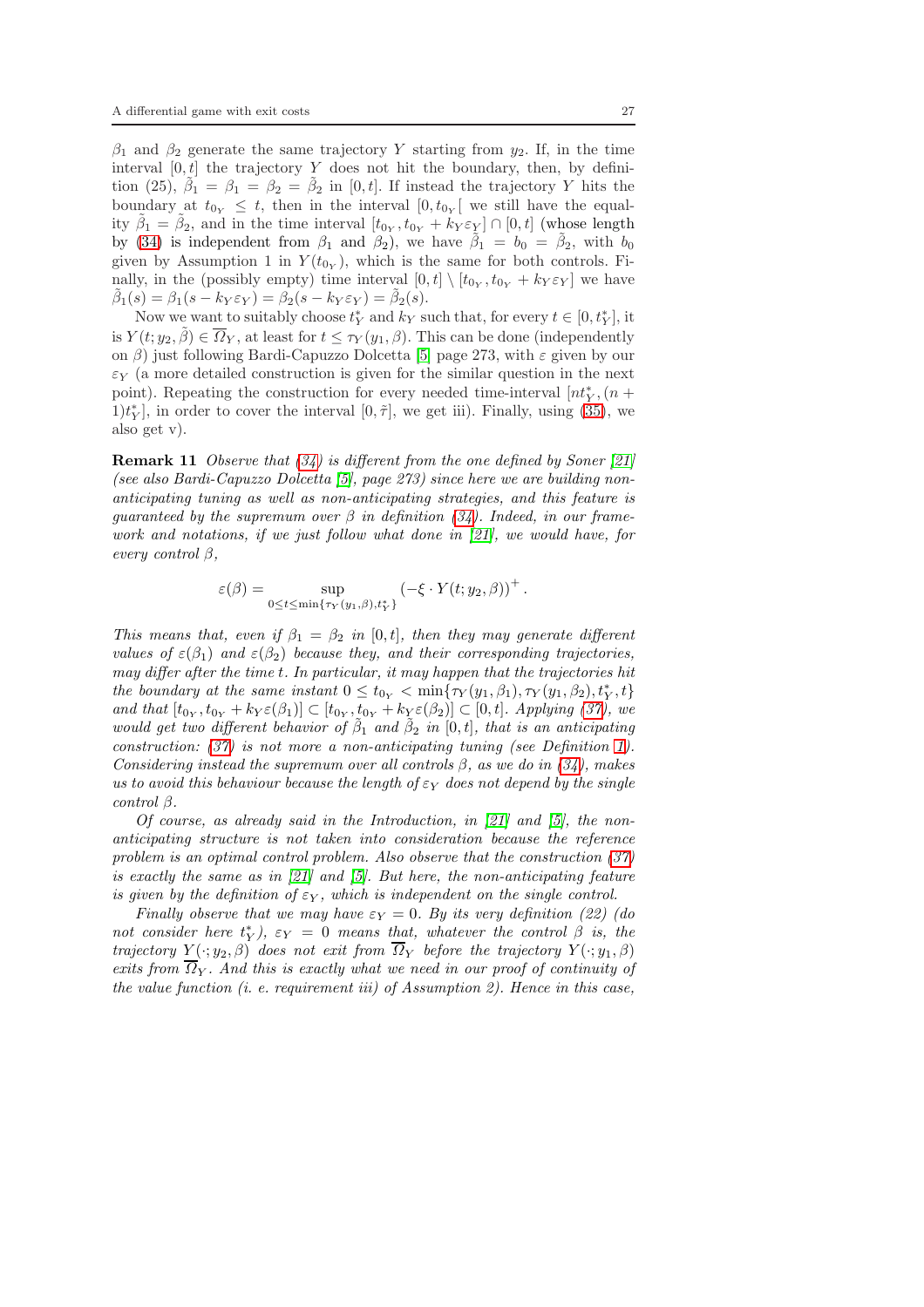$\beta_1$ and $\beta_2$ generate the same trajectory $Y$ starting from $y_2$. If, in the time interval $[0,t]$ the trajectory $Y$ does not hit the boundary, then, by definition (25), $\tilde\beta_1 = \beta_1 = \beta_2 = \tilde\beta_2$ in $[0,t]$. If instead the trajectory $Y$ hits the boundary at $t_{0_Y} \le t$, then in the interval $[0, t_{0_Y}[$ we still have the equality $\tilde\beta_1 = \tilde\beta_2$, and in the time interval $[t_{0_Y}, t_{0_Y} + k_Y\varepsilon_Y] \cap [0,t]$ (whose length by (34) is independent from $\beta_1$ and $\beta_2$), we have $\tilde\beta_1 = b_0 = \tilde\beta_2$, with $b_0$ given by Assumption 1 in $Y(t_{0_Y})$, which is the same for both controls. Finally, in the (possibly empty) time interval $[0,t] \setminus [t_{0_Y}, t_{0_Y} + k_Y\varepsilon_Y]$ we have $\tilde\beta_1(s) = \beta_1(s - k_Y\varepsilon_Y) = \beta_2(s - k_Y\varepsilon_Y) = \tilde\beta_2(s)$.

Now we want to suitably choose $t_Y^*$ and $k_Y$ such that, for every $t \in [0, t_Y^*]$, it is $Y(t; y_2, \tilde\beta) \in \overline{\Omega}_Y$, at least for $t \le \tau_Y(y_1, \beta)$. This can be done (independently on $\beta$) just following Bardi-Capuzzo Dolcetta [5] page 273, with $\varepsilon$ given by our $\varepsilon_Y$ (a more detailed construction is given for the similar question in the next point). Repeating the construction for every needed time-interval $[nt_Y^*, (n+1)t_Y^*]$, in order to cover the interval $[0,\tilde\tau]$, we get iii). Finally, using (35), we also get v).

**Remark 11** *Observe that (34) is different from the one defined by Soner [21] (see also Bardi-Capuzzo Dolcetta [5], page 273) since here we are building non-anticipating tuning as well as non-anticipating strategies, and this feature is guaranteed by the supremum over $\beta$ in definition (34). Indeed, in our framework and notations, if we just follow what done in [21], we would have, for every control $\beta$,*

$$\varepsilon(\beta) = \sup_{0 \le t \le \min\{\tau_Y(y_1,\beta), t_Y^*\}} \left(-\xi \cdot Y(t; y_2, \beta)\right)^+ .$$

*This means that, even if $\beta_1 = \beta_2$ in $[0,t]$, then they may generate different values of $\varepsilon(\beta_1)$ and $\varepsilon(\beta_2)$ because they, and their corresponding trajectories, may differ after the time $t$. In particular, it may happen that the trajectories hit the boundary at the same instant $0 \le t_{0_Y} < \min\{\tau_Y(y_1,\beta_1), \tau_Y(y_1,\beta_2), t_Y^*, t\}$ and that $[t_{0_Y}, t_{0_Y} + k_Y\varepsilon(\beta_1)] \subset [t_{0_Y}, t_{0_Y} + k_Y\varepsilon(\beta_2)] \subset [0,t]$. Applying (37), we would get two different behavior of $\tilde\beta_1$ and $\tilde\beta_2$ in $[0,t]$, that is an anticipating construction: (37) is not more a non-anticipating tuning (see Definition 1). Considering instead the supremum over all controls $\beta$, as we do in (34), makes us to avoid this behaviour because the length of $\varepsilon_Y$ does not depend by the single control $\beta$.*

*Of course, as already said in the Introduction, in [21] and [5], the non-anticipating structure is not taken into consideration because the reference problem is an optimal control problem. Also observe that the construction (37) is exactly the same as in [21] and [5]. But here, the non-anticipating feature is given by the definition of $\varepsilon_Y$, which is independent on the single control.*

*Finally observe that we may have $\varepsilon_Y = 0$. By its very definition (22) (do not consider here $t_Y^*$), $\varepsilon_Y = 0$ means that, whatever the control $\beta$ is, the trajectory $Y(\cdot; y_2, \beta)$ does not exit from $\overline{\Omega}_Y$ before the trajectory $Y(\cdot; y_1, \beta)$ exits from $\overline{\Omega}_Y$. And this is exactly what we need in our proof of continuity of the value function (i. e. requirement iii) of Assumption 2). Hence in this case,*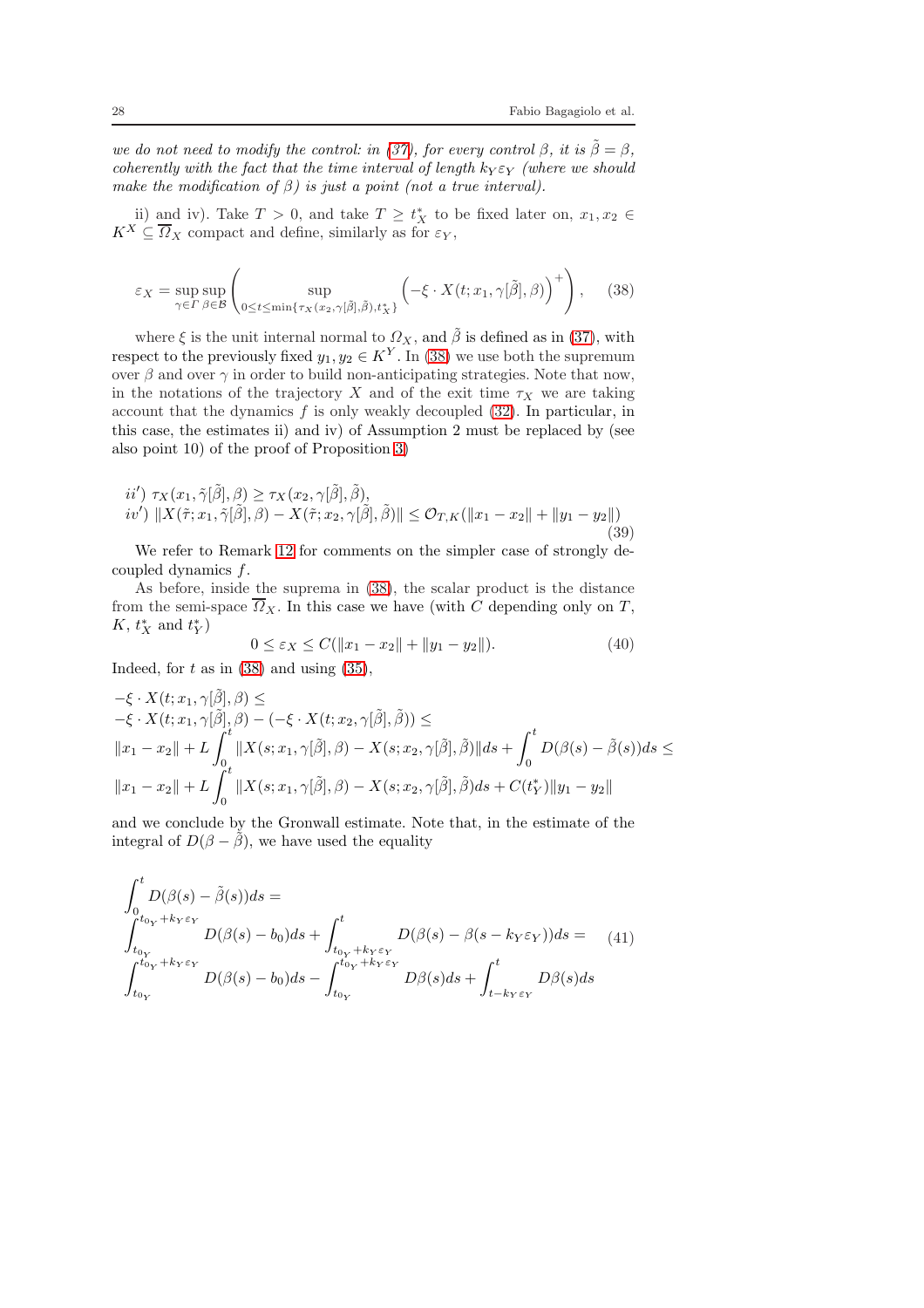*we do not need to modify the control: in (37), for every control $\beta$, it is $\tilde{\beta} = \beta$, coherently with the fact that the time interval of length $k_Y \varepsilon_Y$ (where we should make the modification of $\beta$) is just a point (not a true interval).*

ii) and iv). Take $T > 0$, and take $T \geq t^*_X$ to be fixed later on, $x_1, x_2 \in K^X \subseteq \overline{\Omega}_X$ compact and define, similarly as for $\varepsilon_Y$,

$$\varepsilon_X = \sup_{\gamma \in \Gamma} \sup_{\beta \in \mathcal{B}} \left( \sup_{0 \leq t \leq \min\{\tau_X(x_2, \gamma[\tilde{\beta}], \tilde{\beta}), t^*_X\}} \left( -\xi \cdot X(t; x_1, \gamma[\tilde{\beta}], \beta) \right)^+ \right), \tag{38}$$

where $\xi$ is the unit internal normal to $\Omega_X$, and $\tilde{\beta}$ is defined as in (37), with respect to the previously fixed $y_1, y_2 \in K^Y$. In (38) we use both the supremum over $\beta$ and over $\gamma$ in order to build non-anticipating strategies. Note that now, in the notations of the trajectory $X$ and of the exit time $\tau_X$ we are taking account that the dynamics $f$ is only weakly decoupled (32). In particular, in this case, the estimates ii) and iv) of Assumption 2 must be replaced by (see also point 10) of the proof of Proposition 3)

$$\begin{aligned}
&ii')\ \tau_X(x_1, \tilde{\gamma}[\tilde{\beta}], \beta) \geq \tau_X(x_2, \gamma[\tilde{\beta}], \tilde{\beta}), \\
&iv')\ \|X(\tilde{\tau}; x_1, \tilde{\gamma}[\tilde{\beta}], \beta) - X(\tilde{\tau}; x_2, \gamma[\tilde{\beta}], \tilde{\beta})\| \leq \mathcal{O}_{T,K}(\|x_1 - x_2\| + \|y_1 - y_2\|)
\end{aligned} \tag{39}$$

We refer to Remark 12 for comments on the simpler case of strongly decoupled dynamics $f$.

As before, inside the suprema in (38), the scalar product is the distance from the semi-space $\overline{\Omega}_X$. In this case we have (with $C$ depending only on $T$, $K$, $t^*_X$ and $t^*_Y$)

$$0 \leq \varepsilon_X \leq C(\|x_1 - x_2\| + \|y_1 - y_2\|). \tag{40}$$

Indeed, for $t$ as in (38) and using (35),

$$\begin{aligned}
&-\xi \cdot X(t; x_1, \gamma[\tilde{\beta}], \beta) \leq \\
&-\xi \cdot X(t; x_1, \gamma[\tilde{\beta}], \beta) - (-\xi \cdot X(t; x_2, \gamma[\tilde{\beta}], \tilde{\beta})) \leq \\
&\|x_1 - x_2\| + L \int_0^t \|X(s; x_1, \gamma[\tilde{\beta}], \beta) - X(s; x_2, \gamma[\tilde{\beta}], \tilde{\beta})\| ds + \int_0^t D(\beta(s) - \tilde{\beta}(s)) ds \leq \\
&\|x_1 - x_2\| + L \int_0^t \|X(s; x_1, \gamma[\tilde{\beta}], \beta) - X(s; x_2, \gamma[\tilde{\beta}], \tilde{\beta}) ds + C(t^*_Y)\|y_1 - y_2\|
\end{aligned}$$

and we conclude by the Gronwall estimate. Note that, in the estimate of the integral of $D(\beta - \tilde{\beta})$, we have used the equality

$$\begin{aligned}
&\int_0^t D(\beta(s) - \tilde{\beta}(s)) ds = \\
&\int_{t_{0_Y}}^{t_{0_Y} + k_Y \varepsilon_Y} D(\beta(s) - b_0) ds + \int_{t_{0_Y} + k_Y \varepsilon_Y}^t D(\beta(s) - \beta(s - k_Y \varepsilon_Y)) ds = \\
&\int_{t_{0_Y}}^{t_{0_Y} + k_Y \varepsilon_Y} D(\beta(s) - b_0) ds - \int_{t_{0_Y}}^{t_{0_Y} + k_Y \varepsilon_Y} D\beta(s) ds + \int_{t - k_Y \varepsilon_Y}^t D\beta(s) ds
\end{aligned} \tag{41}$$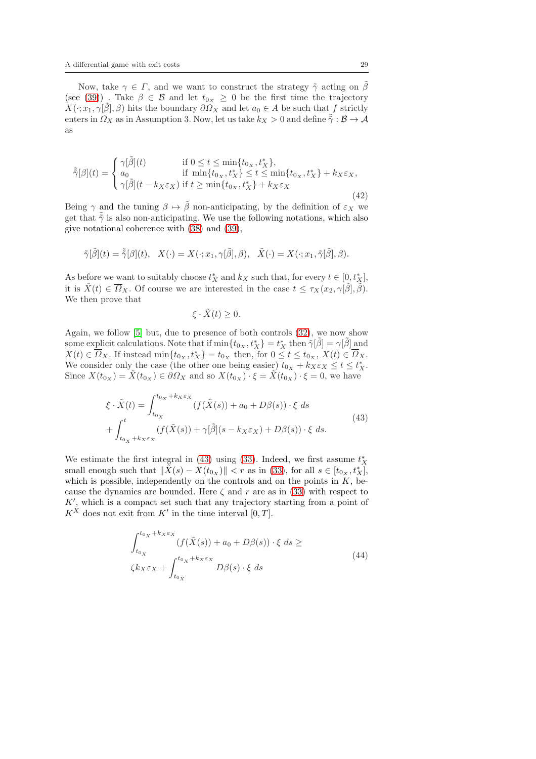Now, take $\gamma \in \Gamma$, and we want to construct the strategy $\tilde{\gamma}$ acting on $\tilde{\beta}$ (see (39)) . Take $\beta \in \mathcal{B}$ and let $t_{0_X} \geq 0$ be the first time the trajectory $X(\cdot; x_1, \gamma[\tilde{\beta}], \beta)$ hits the boundary $\partial \Omega_X$ and let $a_0 \in A$ be such that $f$ strictly enters in $\Omega_X$ as in Assumption 3. Now, let us take $k_X > 0$ and define $\tilde{\tilde{\gamma}} : \mathcal{B} \to \mathcal{A}$ as

$$
\tilde{\tilde{\gamma}}[\beta](t) = \begin{cases} \gamma[\tilde{\beta}](t) & \text{if } 0 \leq t \leq \min\{t_{0_X}, t_X^*\}, \\ a_0 & \text{if } \min\{t_{0_X}, t_X^*\} \leq t \leq \min\{t_{0_X}, t_X^*\} + k_X \varepsilon_X, \\ \gamma[\tilde{\beta}](t - k_X \varepsilon_X) & \text{if } t \geq \min\{t_{0_X}, t_X^*\} + k_X \varepsilon_X \end{cases} \tag{42}
$$

Being $\gamma$ and the tuning $\beta \mapsto \tilde{\beta}$ non-anticipating, by the definition of $\varepsilon_X$ we get that $\tilde{\tilde{\gamma}}$ is also non-anticipating. We use the following notations, which also give notational coherence with (38) and (39),

$$
\tilde{\gamma}[\tilde{\beta}](t) = \tilde{\tilde{\gamma}}[\beta](t), \quad X(\cdot) = X(\cdot; x_1, \gamma[\tilde{\beta}], \beta), \quad \tilde{X}(\cdot) = X(\cdot; x_1, \tilde{\gamma}[\tilde{\beta}], \beta).
$$

As before we want to suitably choose $t_X^*$ and $k_X$ such that, for every $t \in [0, t_X^*]$, it is $\tilde{X}(t) \in \overline{\Omega}_X$. Of course we are interested in the case $t \leq \tau_X(x_2, \gamma[\tilde{\beta}], \tilde{\beta})$. We then prove that

$$
\xi \cdot \tilde{X}(t) \geq 0.
$$

Again, we follow [5] but, due to presence of both controls (32), we now show some explicit calculations. Note that if $\min\{t_{0_X}, t_X^*\} = t_X^*$ then $\tilde{\gamma}[\tilde{\beta}] = \gamma[\tilde{\beta}]$ and $X(t) \in \overline{\Omega}_X$. If instead $\min\{t_{0_X}, t_X^*\} = t_{0_X}$ then, for $0 \leq t \leq t_{0_X}$, $X(t) \in \overline{\Omega}_X$. We consider only the case (the other one being easier) $t_{0_X} + k_X \varepsilon_X \leq t \leq t_X^*$. Since $X(t_{0_X}) = \tilde{X}(t_{0_X}) \in \partial \Omega_X$ and so $X(t_{0_X}) \cdot \xi = \tilde{X}(t_{0_X}) \cdot \xi = 0$, we have

$$
\begin{aligned}
\xi \cdot \tilde{X}(t) &= \int_{t_{0_X}}^{t_{0_X} + k_X \varepsilon_X} (f(\tilde{X}(s)) + a_0 + D\beta(s)) \cdot \xi \, ds \\
&+ \int_{t_{0_X} + k_X \varepsilon_X}^{t} (f(\tilde{X}(s)) + \gamma[\tilde{\beta}](s - k_X \varepsilon_X) + D\beta(s)) \cdot \xi \, ds.
\end{aligned} \tag{43}
$$

We estimate the first integral in (43) using (33). Indeed, we first assume $t_X^*$ small enough such that $\|\tilde{X}(s) - X(t_{0_X})\| < r$ as in (33), for all $s \in [t_{0_X}, t_X^*]$, which is possible, independently on the controls and on the points in $K$, because the dynamics are bounded. Here $\zeta$ and $r$ are as in (33) with respect to $K'$, which is a compact set such that any trajectory starting from a point of $K^X$ does not exit from $K'$ in the time interval $[0, T]$.

$$
\begin{aligned}
&\int_{t_{0_X}}^{t_{0_X} + k_X \varepsilon_X} (f(\tilde{X}(s)) + a_0 + D\beta(s)) \cdot \xi \, ds \geq \\
&\zeta k_X \varepsilon_X + \int_{t_{0_X}}^{t_{0_X} + k_X \varepsilon_X} D\beta(s) \cdot \xi \, ds
\end{aligned} \tag{44}
$$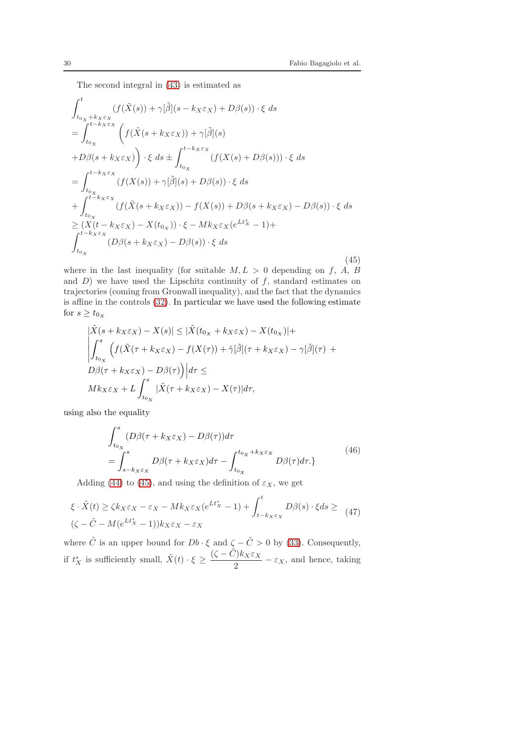The second integral in (43) is estimated as

$$
\begin{aligned}
&\int_{t_{0_X}+k_X\varepsilon_X}^{t} (f(\tilde{X}(s)) + \gamma[\tilde{\beta}](s-k_X\varepsilon_X) + D\beta(s)) \cdot \xi \; ds \\
&= \int_{t_{0_X}}^{t-k_X\varepsilon_X} \Big( f(\tilde{X}(s+k_X\varepsilon_X)) + \gamma[\tilde{\beta}](s) \\
&+ D\beta(s+k_X\varepsilon_X) \Big) \cdot \xi \; ds \pm \int_{t_{0_X}}^{t-k_X\varepsilon_X} (f(X(s) + D\beta(s))) \cdot \xi \; ds \\
&= \int_{t_{0_X}}^{t-k_X\varepsilon_X} (f(X(s)) + \gamma[\tilde{\beta}](s) + D\beta(s)) \cdot \xi \; ds \\
&+ \int_{t_{0_X}}^{t-k_X\varepsilon_X} (f(\tilde{X}(s+k_X\varepsilon_X)) - f(X(s)) + D\beta(s+k_X\varepsilon_X) - D\beta(s)) \cdot \xi \; ds \\
&\geq (X(t-k_X\varepsilon_X) - X(t_{0_X})) \cdot \xi - Mk_X\varepsilon_X(e^{Lt^*_X}-1) + \\
&\int_{t_{0_X}}^{t-k_X\varepsilon_X} (D\beta(s+k_X\varepsilon_X) - D\beta(s)) \cdot \xi \; ds
\end{aligned}
\tag{45}
$$

where in the last inequality (for suitable $M, L > 0$ depending on $f$, $A$, $B$ and $D$) we have used the Lipschitz continuity of $f$, standard estimates on trajectories (coming from Gronwall inequality), and the fact that the dynamics is affine in the controls (32). In particular we have used the following estimate for $s \geq t_{0_X}$

$$
\begin{aligned}
&|\tilde{X}(s+k_X\varepsilon_X) - X(s)| \leq |\tilde{X}(t_{0_X}+k_X\varepsilon_X) - X(t_{0_X})| + \\
&\left| \int_{t_{0_X}}^{s} \Big( f(\tilde{X}(\tau+k_X\varepsilon_X) - f(X(\tau)) + \tilde{\gamma}[\tilde{\beta}](\tau+k_X\varepsilon_X) - \gamma[\tilde{\beta}](\tau) + \right. \\
&\left. D\beta(\tau+k_X\varepsilon_X) - D\beta(\tau) \Big) \right| d\tau \leq \\
&Mk_X\varepsilon_X + L\int_{t_{0_X}}^{s} |\tilde{X}(\tau+k_X\varepsilon_X) - X(\tau)| d\tau,
\end{aligned}
$$

using also the equality

$$
\begin{aligned}
&\int_{t_{0_X}}^{s} (D\beta(\tau+k_X\varepsilon_X) - D\beta(\tau)) d\tau \\
&= \int_{s-k_X\varepsilon_X}^{s} D\beta(\tau+k_X\varepsilon_X) d\tau - \int_{t_{0_X}}^{t_{0_X}+k_X\varepsilon_X} D\beta(\tau) d\tau.\}
\end{aligned}
\tag{46}
$$

Adding (44) to (45), and using the definition of $\varepsilon_X$, we get

$$
\begin{aligned}
&\xi \cdot \tilde{X}(t) \geq \zeta k_X\varepsilon_X - \varepsilon_X - Mk_X\varepsilon_X(e^{Lt^*_X}-1) + \int_{t-k_X\varepsilon_X}^{t} D\beta(s) \cdot \xi ds \geq \\
&(\zeta - \tilde{C} - M(e^{Lt^*_X}-1))k_X\varepsilon_X - \varepsilon_X
\end{aligned}
\tag{47}
$$

where $\tilde{C}$ is an upper bound for $Db \cdot \xi$ and $\zeta - \tilde{C} > 0$ by (33). Consequently, if $t^*_X$ is sufficiently small, $\tilde{X}(t) \cdot \xi \geq \dfrac{(\zeta - \tilde{C})k_X\varepsilon_X}{2} - \varepsilon_X$, and hence, taking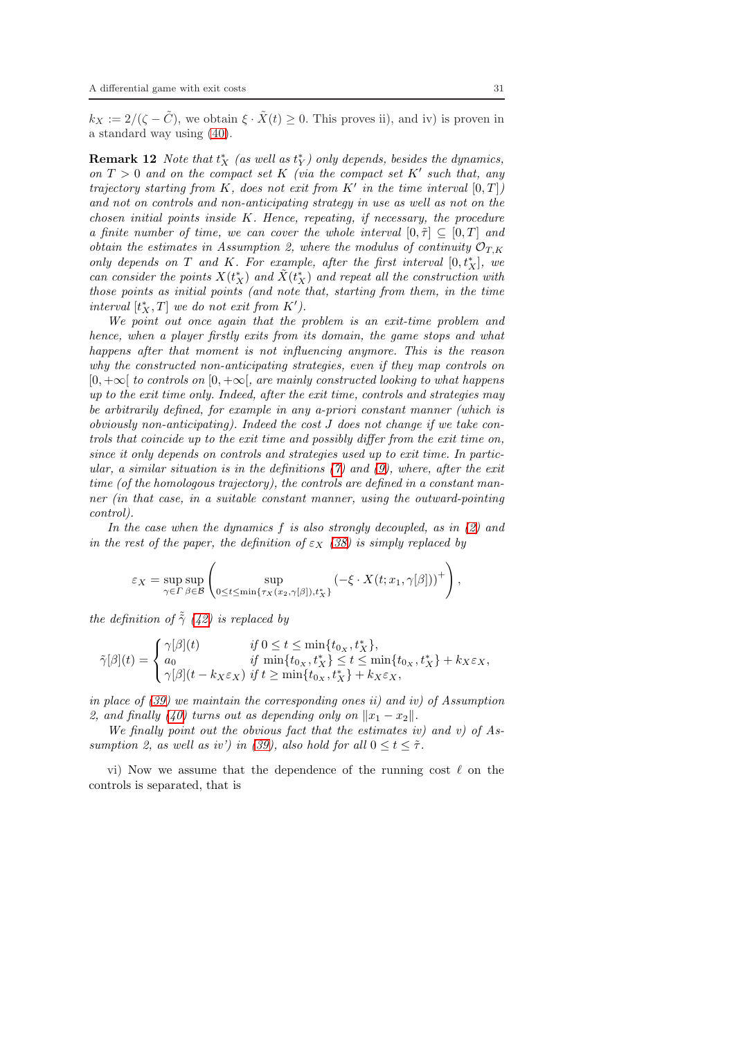$k_X := 2/(\zeta - \tilde{C})$, we obtain $\xi \cdot \tilde{X}(t) \geq 0$. This proves ii), and iv) is proven in a standard way using (40).

**Remark 12** *Note that $t^*_X$ (as well as $t^*_Y$) only depends, besides the dynamics, on $T > 0$ and on the compact set $K$ (via the compact set $K'$ such that, any trajectory starting from $K$, does not exit from $K'$ in the time interval $[0, T]$) and not on controls and non-anticipating strategy in use as well as not on the chosen initial points inside $K$. Hence, repeating, if necessary, the procedure a finite number of time, we can cover the whole interval $[0, \tilde{\tau}] \subseteq [0, T]$ and obtain the estimates in Assumption 2, where the modulus of continuity $\mathcal{O}_{T,K}$ only depends on $T$ and $K$. For example, after the first interval $[0, t^*_X]$, we can consider the points $X(t^*_X)$ and $\tilde{X}(t^*_X)$ and repeat all the construction with those points as initial points (and note that, starting from them, in the time interval $[t^*_X, T]$ we do not exit from $K'$).*

*We point out once again that the problem is an exit-time problem and hence, when a player firstly exits from its domain, the game stops and what happens after that moment is not influencing anymore. This is the reason why the constructed non-anticipating strategies, even if they map controls on $[0, +\infty[$ to controls on $[0, +\infty[$, are mainly constructed looking to what happens up to the exit time only. Indeed, after the exit time, controls and strategies may be arbitrarily defined, for example in any a-priori constant manner (which is obviously non-anticipating). Indeed the cost $J$ does not change if we take controls that coincide up to the exit time and possibly differ from the exit time on, since it only depends on controls and strategies used up to exit time. In particular, a similar situation is in the definitions (7) and (9), where, after the exit time (of the homologous trajectory), the controls are defined in a constant manner (in that case, in a suitable constant manner, using the outward-pointing control).*

*In the case when the dynamics $f$ is also strongly decoupled, as in (2) and in the rest of the paper, the definition of $\varepsilon_X$ (38) is simply replaced by*

$$\varepsilon_X = \sup_{\gamma \in \Gamma} \sup_{\beta \in \mathcal{B}} \left( \sup_{0 \leq t \leq \min\{\tau_X(x_2, \gamma[\beta]), t^*_X\}} (-\xi \cdot X(t; x_1, \gamma[\beta]))^+ \right),$$

*the definition of $\tilde{\tilde{\gamma}}$ (42) is replaced by*

$$\tilde{\gamma}[\beta](t) = \begin{cases} \gamma[\beta](t) & \text{if } 0 \leq t \leq \min\{t_{0_X}, t^*_X\}, \\ a_0 & \text{if } \min\{t_{0_X}, t^*_X\} \leq t \leq \min\{t_{0_X}, t^*_X\} + k_X \varepsilon_X, \\ \gamma[\beta](t - k_X \varepsilon_X) & \text{if } t \geq \min\{t_{0_X}, t^*_X\} + k_X \varepsilon_X, \end{cases}$$

*in place of (39) we maintain the corresponding ones ii) and iv) of Assumption 2, and finally (40) turns out as depending only on $\|x_1 - x_2\|$.*

*We finally point out the obvious fact that the estimates iv) and v) of Assumption 2, as well as iv') in (39), also hold for all $0 \leq t \leq \tilde{\tau}$.*

vi) Now we assume that the dependence of the running cost $\ell$ on the controls is separated, that is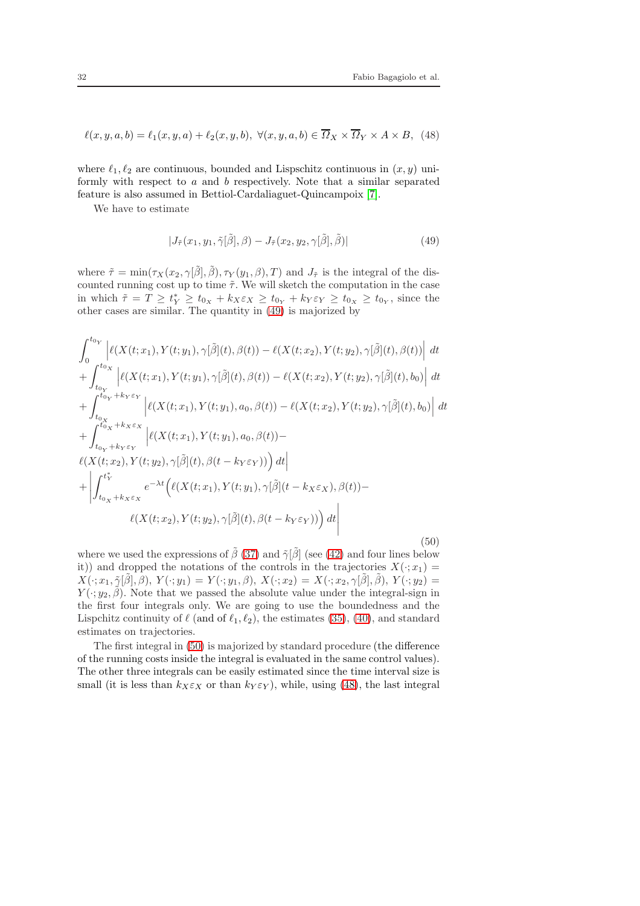$$\ell(x,y,a,b) = \ell_1(x,y,a) + \ell_2(x,y,b),\ \forall (x,y,a,b) \in \overline{\Omega}_X \times \overline{\Omega}_Y \times A \times B, \quad (48)$$

where $\ell_1, \ell_2$ are continuous, bounded and Lispschitz continuous in $(x,y)$ uniformly with respect to $a$ and $b$ respectively. Note that a similar separated feature is also assumed in Bettiol-Cardaliaguet-Quincampoix [7].

We have to estimate

$$|J_{\tilde{\tau}}(x_1, y_1, \tilde{\gamma}[\tilde{\beta}], \beta) - J_{\tilde{\tau}}(x_2, y_2, \gamma[\tilde{\beta}], \tilde{\beta})| \quad (49)$$

where $\tilde{\tau} = \min(\tau_X(x_2, \gamma[\tilde{\beta}], \tilde{\beta}), \tau_Y(y_1, \beta), T)$ and $J_{\tilde{\tau}}$ is the integral of the discounted running cost up to time $\tilde{\tau}$. We will sketch the computation in the case in which $\tilde{\tau} = T \geq t^*_Y \geq t_{0_X} + k_X\varepsilon_X \geq t_{0_Y} + k_Y\varepsilon_Y \geq t_{0_X} \geq t_{0_Y}$, since the other cases are similar. The quantity in (49) is majorized by

$$\begin{aligned}
&\int_0^{t_{0_Y}} \Big|\ell(X(t;x_1), Y(t;y_1), \gamma[\tilde{\beta}](t), \beta(t)) - \ell(X(t;x_2), Y(t;y_2), \gamma[\tilde{\beta}](t), \beta(t))\Big|\, dt \\
&+ \int_{t_{0_Y}}^{t_{0_X}} \Big|\ell(X(t;x_1), Y(t;y_1), \gamma[\tilde{\beta}](t), \beta(t)) - \ell(X(t;x_2), Y(t;y_2), \gamma[\tilde{\beta}](t), b_0)\Big|\, dt \\
&+ \int_{t_{0_X}}^{t_{0_Y}+k_Y\varepsilon_Y} \Big|\ell(X(t;x_1), Y(t;y_1), a_0, \beta(t)) - \ell(X(t;x_2), Y(t;y_2), \gamma[\tilde{\beta}](t), b_0)\Big|\, dt \\
&+ \int_{t_{0_Y}+k_Y\varepsilon_Y}^{t_{0_X}+k_X\varepsilon_X} \Big|\ell(X(t;x_1), Y(t;y_1), a_0, \beta(t)) - \\
&\ell(X(t;x_2), Y(t;y_2), \gamma[\tilde{\beta}](t), \beta(t-k_Y\varepsilon_Y))\Big)\, dt\Big| \\
&+ \Bigg|\int_{t_{0_X}+k_X\varepsilon_X}^{t^*_Y} e^{-\lambda t}\Big(\ell(X(t;x_1), Y(t;y_1), \gamma[\tilde{\beta}](t-k_X\varepsilon_X), \beta(t)) - \\
&\qquad\qquad \ell(X(t;x_2), Y(t;y_2), \gamma[\tilde{\beta}](t), \beta(t-k_Y\varepsilon_Y))\Big)\, dt\Bigg|
\end{aligned} \quad (50)$$

where we used the expressions of $\tilde{\beta}$ (37) and $\tilde{\gamma}[\tilde{\beta}]$ (see (42) and four lines below it)) and dropped the notations of the controls in the trajectories $X(\cdot;x_1) = X(\cdot;x_1,\tilde{\gamma}[\tilde{\beta}],\beta)$, $Y(\cdot;y_1) = Y(\cdot;y_1,\beta)$, $X(\cdot;x_2) = X(\cdot;x_2,\gamma[\tilde{\beta}],\tilde{\beta})$, $Y(\cdot;y_2) = Y(\cdot;y_2,\tilde{\beta})$. Note that we passed the absolute value under the integral-sign in the first four integrals only. We are going to use the boundedness and the Lispchitz continuity of $\ell$ (and of $\ell_1, \ell_2$), the estimates (35), (40), and standard estimates on trajectories.

The first integral in (50) is majorized by standard procedure (the difference of the running costs inside the integral is evaluated in the same control values). The other three integrals can be easily estimated since the time interval size is small (it is less than $k_X\varepsilon_X$ or than $k_Y\varepsilon_Y$), while, using (48), the last integral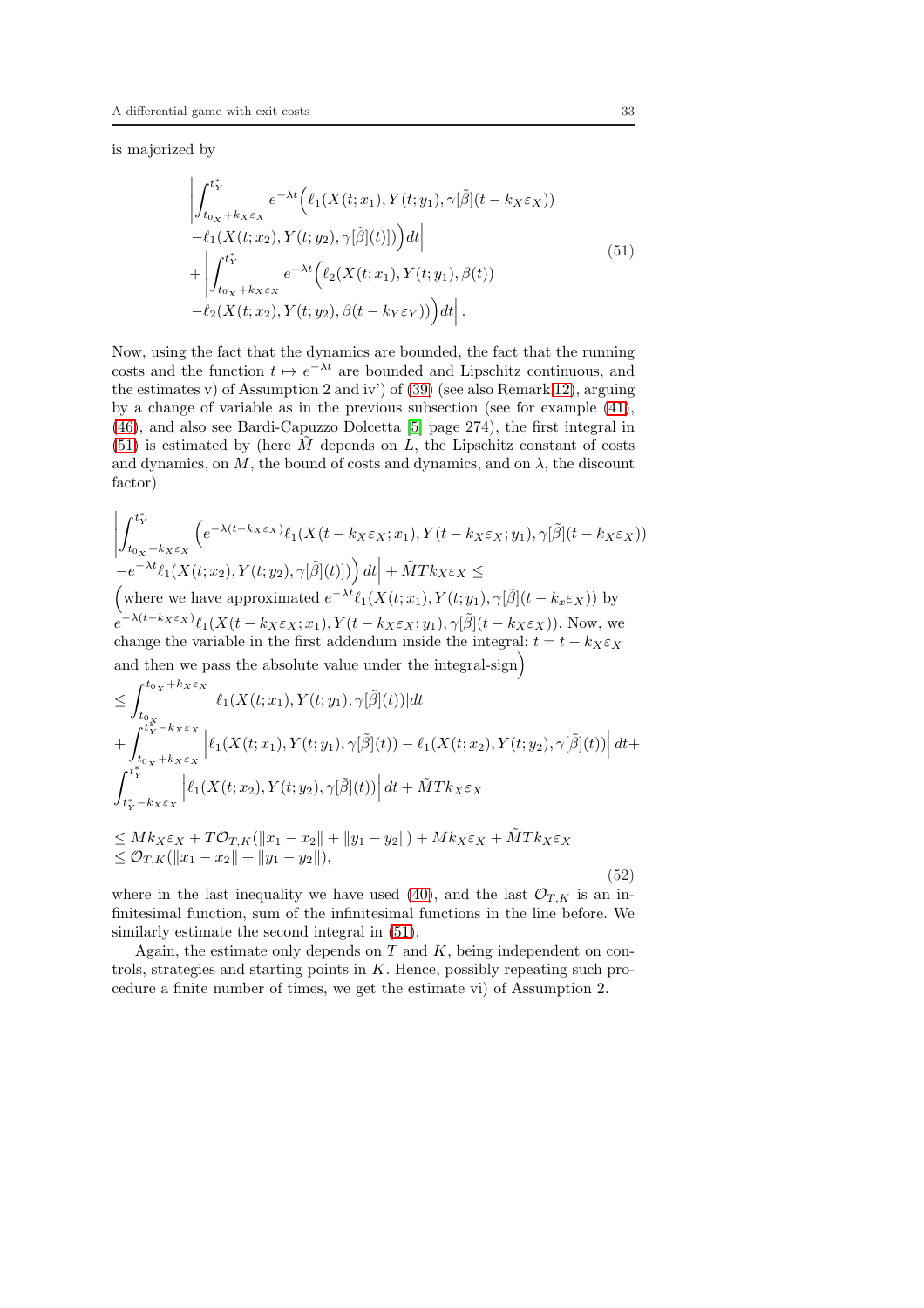is majorized by

$$
\begin{aligned}
&\left|\int_{t_{0_X}+k_X\varepsilon_X}^{t_Y^*} e^{-\lambda t}\Big(\ell_1(X(t;x_1),Y(t;y_1),\gamma[\tilde\beta](t-k_X\varepsilon_X))\right.\\
&\left.-\ell_1(X(t;x_2),Y(t;y_2),\gamma[\tilde\beta](t)])\Big)dt\right|\\
&+\left|\int_{t_{0_X}+k_X\varepsilon_X}^{t_Y^*} e^{-\lambda t}\Big(\ell_2(X(t;x_1),Y(t;y_1),\beta(t))\right.\\
&\left.-\ell_2(X(t;x_2),Y(t;y_2),\beta(t-k_Y\varepsilon_Y))\Big)dt\right|.
\end{aligned}
\tag{51}
$$

Now, using the fact that the dynamics are bounded, the fact that the running costs and the function $t\mapsto e^{-\lambda t}$ are bounded and Lipschitz continuous, and the estimates v) of Assumption 2 and iv') of (39) (see also Remark 12), arguing by a change of variable as in the previous subsection (see for example (41), (46), and also see Bardi-Capuzzo Dolcetta [5] page 274), the first integral in (51) is estimated by (here $\tilde M$ depends on $L$, the Lipschitz constant of costs and dynamics, on $M$, the bound of costs and dynamics, and on $\lambda$, the discount factor)

$$
\begin{aligned}
&\left|\int_{t_{0_X}+k_X\varepsilon_X}^{t_Y^*}\Big(e^{-\lambda(t-k_X\varepsilon_X)}\ell_1(X(t-k_X\varepsilon_X;x_1),Y(t-k_X\varepsilon_X;y_1),\gamma[\tilde\beta](t-k_X\varepsilon_X))\right.\\
&\left.-e^{-\lambda t}\ell_1(X(t;x_2),Y(t;y_2),\gamma[\tilde\beta](t)])\Big)dt\right|+\tilde M T k_X\varepsilon_X\le\\
&\Big(\text{where we have approximated } e^{-\lambda t}\ell_1(X(t;x_1),Y(t;y_1),\gamma[\tilde\beta](t-k_x\varepsilon_X)) \text{ by}\\
&e^{-\lambda(t-k_X\varepsilon_X)}\ell_1(X(t-k_X\varepsilon_X;x_1),Y(t-k_X\varepsilon_X;y_1),\gamma[\tilde\beta](t-k_X\varepsilon_X)). \text{ Now, we}\\
&\text{change the variable in the first addendum inside the integral: } t=t-k_X\varepsilon_X\\
&\text{and then we pass the absolute value under the integral-sign}\Big)\\
&\le\int_{t_{0_X}}^{t_{0_X}+k_X\varepsilon_X}|\ell_1(X(t;x_1),Y(t;y_1),\gamma[\tilde\beta](t))|dt\\
&+\int_{t_{0_X}+k_X\varepsilon_X}^{t_Y^*-k_X\varepsilon_X}\Big|\ell_1(X(t;x_1),Y(t;y_1),\gamma[\tilde\beta](t))-\ell_1(X(t;x_2),Y(t;y_2),\gamma[\tilde\beta](t))\Big|dt+\\
&\int_{t_Y^*-k_X\varepsilon_X}^{t_Y^*}\Big|\ell_1(X(t;x_2),Y(t;y_2),\gamma[\tilde\beta](t))\Big|dt+\tilde M T k_X\varepsilon_X\\
&\le Mk_X\varepsilon_X+T\mathcal{O}_{T,K}(\|x_1-x_2\|+\|y_1-y_2\|)+Mk_X\varepsilon_X+\tilde M T k_X\varepsilon_X\\
&\le\mathcal{O}_{T,K}(\|x_1-x_2\|+\|y_1-y_2\|),
\end{aligned}
\tag{52}
$$

where in the last inequality we have used (40), and the last $\mathcal{O}_{T,K}$ is an infinitesimal function, sum of the infinitesimal functions in the line before. We similarly estimate the second integral in (51).

Again, the estimate only depends on $T$ and $K$, being independent on controls, strategies and starting points in $K$. Hence, possibly repeating such procedure a finite number of times, we get the estimate vi) of Assumption 2.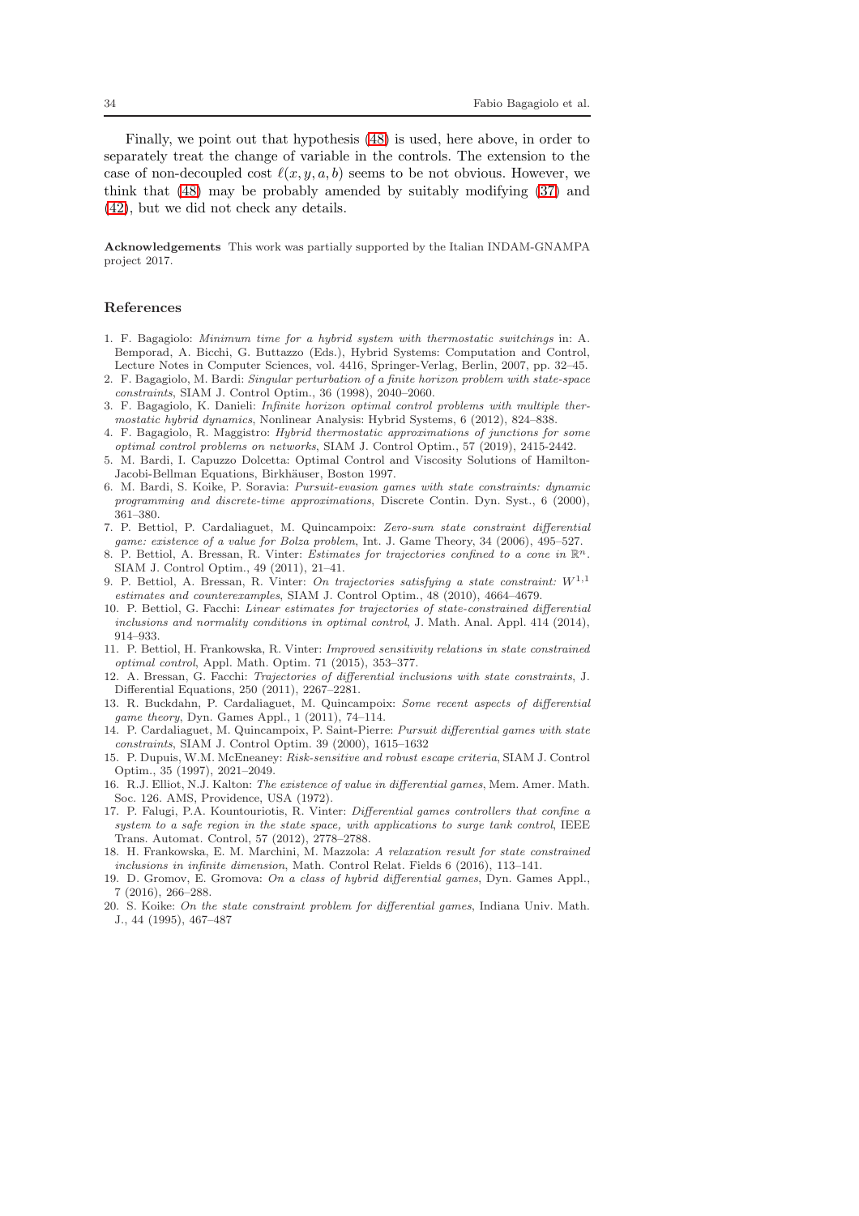Finally, we point out that hypothesis (48) is used, here above, in order to separately treat the change of variable in the controls. The extension to the case of non-decoupled cost $\ell(x, y, a, b)$ seems to be not obvious. However, we think that (48) may be probably amended by suitably modifying (37) and (42), but we did not check any details.

**Acknowledgements** This work was partially supported by the Italian INDAM-GNAMPA project 2017.

## References

1. F. Bagagiolo: *Minimum time for a hybrid system with thermostatic switchings* in: A. Bemporad, A. Bicchi, G. Buttazzo (Eds.), Hybrid Systems: Computation and Control, Lecture Notes in Computer Sciences, vol. 4416, Springer-Verlag, Berlin, 2007, pp. 32–45.
2. F. Bagagiolo, M. Bardi: *Singular perturbation of a finite horizon problem with state-space constraints*, SIAM J. Control Optim., 36 (1998), 2040–2060.
3. F. Bagagiolo, K. Danieli: *Infinite horizon optimal control problems with multiple thermostatic hybrid dynamics*, Nonlinear Analysis: Hybrid Systems, 6 (2012), 824–838.
4. F. Bagagiolo, R. Maggistro: *Hybrid thermostatic approximations of junctions for some optimal control problems on networks*, SIAM J. Control Optim., 57 (2019), 2415-2442.
5. M. Bardi, I. Capuzzo Dolcetta: Optimal Control and Viscosity Solutions of Hamilton-Jacobi-Bellman Equations, Birkhäuser, Boston 1997.
6. M. Bardi, S. Koike, P. Soravia: *Pursuit-evasion games with state constraints: dynamic programming and discrete-time approximations*, Discrete Contin. Dyn. Syst., 6 (2000), 361–380.
7. P. Bettiol, P. Cardaliaguet, M. Quincampoix: *Zero-sum state constraint differential game: existence of a value for Bolza problem*, Int. J. Game Theory, 34 (2006), 495–527.
8. P. Bettiol, A. Bressan, R. Vinter: *Estimates for trajectories confined to a cone in* $\mathbb{R}^n$. SIAM J. Control Optim., 49 (2011), 21–41.
9. P. Bettiol, A. Bressan, R. Vinter: *On trajectories satisfying a state constraint:* $W^{1,1}$ *estimates and counterexamples*, SIAM J. Control Optim., 48 (2010), 4664–4679.
10. P. Bettiol, G. Facchi: *Linear estimates for trajectories of state-constrained differential inclusions and normality conditions in optimal control*, J. Math. Anal. Appl. 414 (2014), 914–933.
11. P. Bettiol, H. Frankowska, R. Vinter: *Improved sensitivity relations in state constrained optimal control*, Appl. Math. Optim. 71 (2015), 353–377.
12. A. Bressan, G. Facchi: *Trajectories of differential inclusions with state constraints*, J. Differential Equations, 250 (2011), 2267–2281.
13. R. Buckdahn, P. Cardaliaguet, M. Quincampoix: *Some recent aspects of differential game theory*, Dyn. Games Appl., 1 (2011), 74–114.
14. P. Cardaliaguet, M. Quincampoix, P. Saint-Pierre: *Pursuit differential games with state constraints*, SIAM J. Control Optim. 39 (2000), 1615–1632
15. P. Dupuis, W.M. McEneaney: *Risk-sensitive and robust escape criteria*, SIAM J. Control Optim., 35 (1997), 2021–2049.
16. R.J. Elliot, N.J. Kalton: *The existence of value in differential games*, Mem. Amer. Math. Soc. 126. AMS, Providence, USA (1972).
17. P. Falugi, P.A. Kountouriotis, R. Vinter: *Differential games controllers that confine a system to a safe region in the state space, with applications to surge tank control*, IEEE Trans. Automat. Control, 57 (2012), 2778–2788.
18. H. Frankowska, E. M. Marchini, M. Mazzola: *A relaxation result for state constrained inclusions in infinite dimension*, Math. Control Relat. Fields 6 (2016), 113–141.
19. D. Gromov, E. Gromova: *On a class of hybrid differential games*, Dyn. Games Appl., 7 (2016), 266–288.
20. S. Koike: *On the state constraint problem for differential games*, Indiana Univ. Math. J., 44 (1995), 467–487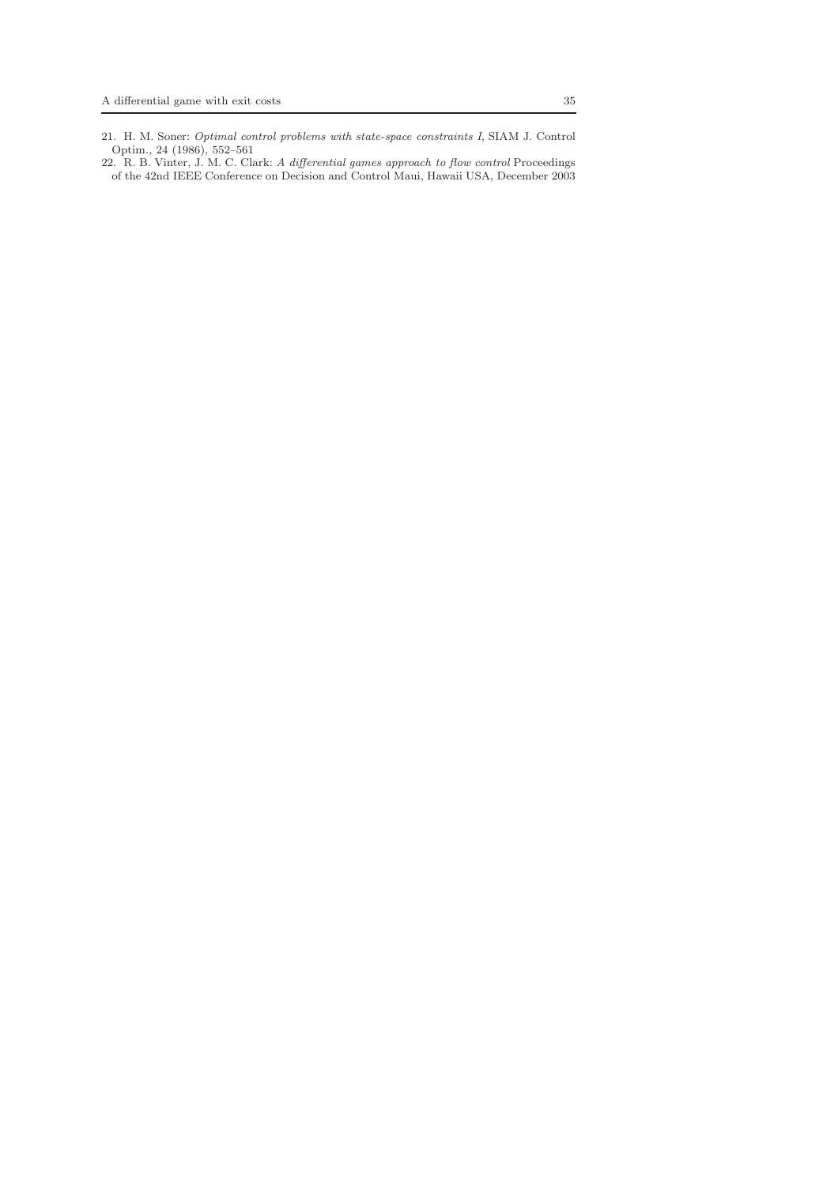21. H. M. Soner: *Optimal control problems with state-space constraints I*, SIAM J. Control Optim., 24 (1986), 552–561
22. R. B. Vinter, J. M. C. Clark: *A differential games approach to flow control* Proceedings of the 42nd IEEE Conference on Decision and Control Maui, Hawaii USA, December 2003